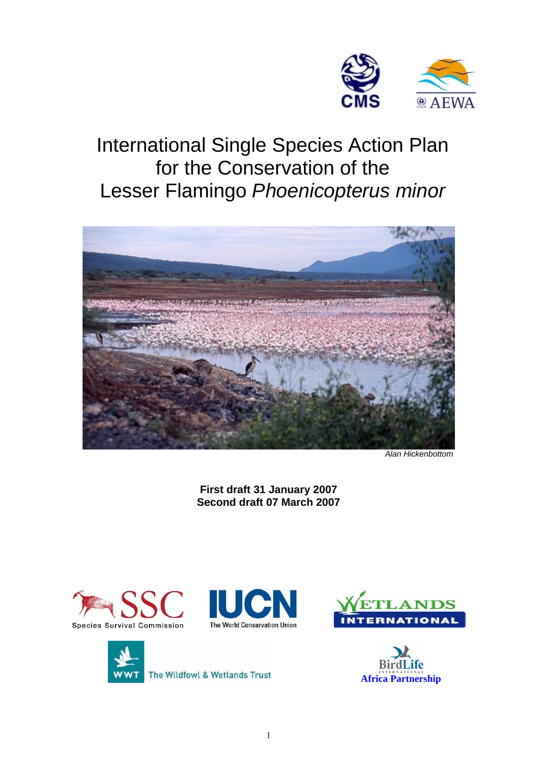# International Single Species Action Plan for the Conservation of the Lesser Flamingo *Phoenicopterus minor*

*Alan Hickenbottom*

**First draft 31 January 2007**
**Second draft 07 March 2007**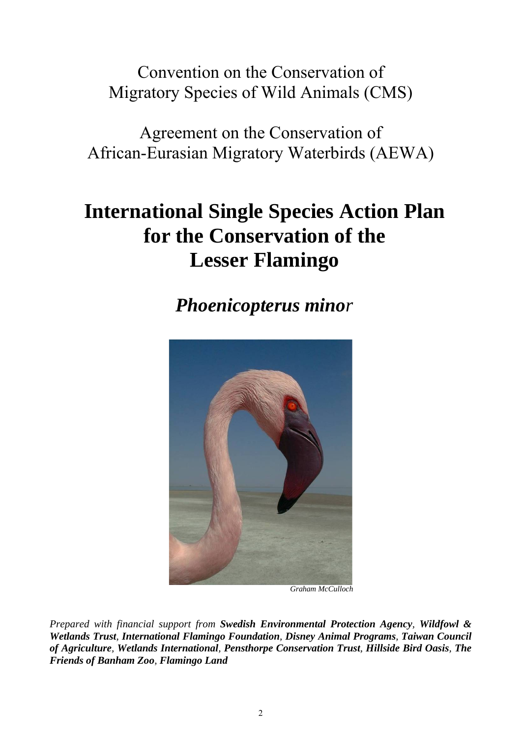Convention on the Conservation of
Migratory Species of Wild Animals (CMS)

Agreement on the Conservation of
African-Eurasian Migratory Waterbirds (AEWA)

# International Single Species Action Plan for the Conservation of the Lesser Flamingo

## *Phoenicopterus minor*

*Graham McCulloch*

*Prepared with financial support from* ***Swedish Environmental Protection Agency, Wildfowl & Wetlands Trust, International Flamingo Foundation, Disney Animal Programs, Taiwan Council of Agriculture, Wetlands International, Pensthorpe Conservation Trust, Hillside Bird Oasis, The Friends of Banham Zoo, Flamingo Land***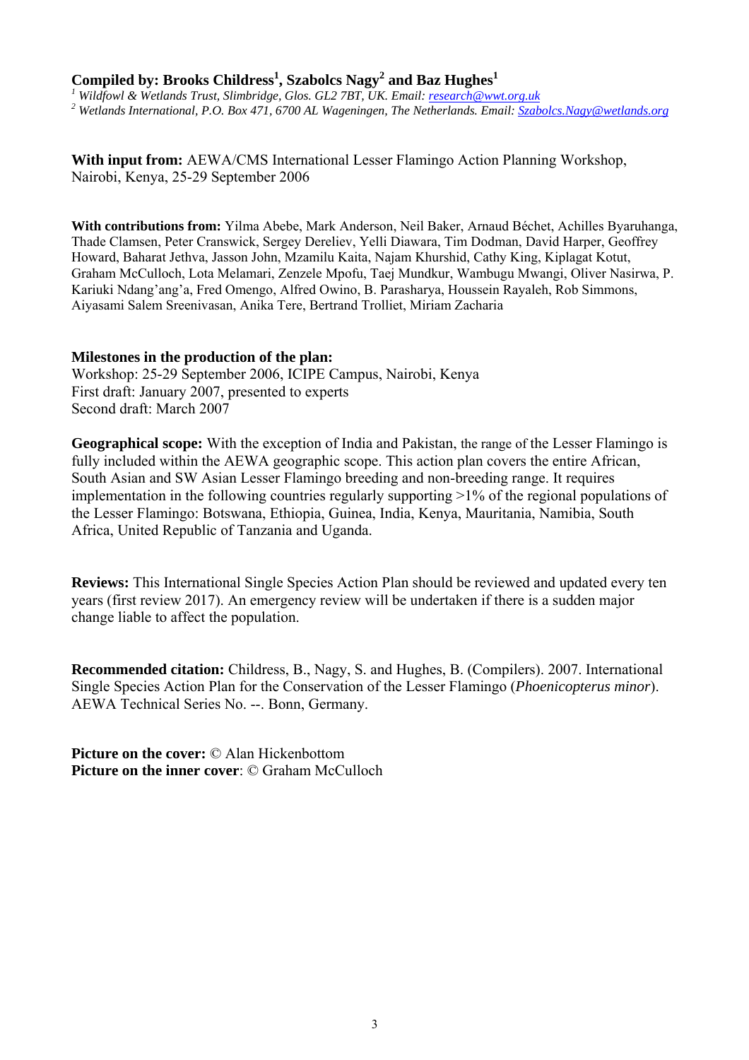**Compiled by: Brooks Childress[1], Szabolcs Nagy[2] and Baz Hughes[1]**

[1] *Wildfowl & Wetlands Trust, Slimbridge, Glos. GL2 7BT, UK. Email: research@wwt.org.uk*
[2] *Wetlands International, P.O. Box 471, 6700 AL Wageningen, The Netherlands. Email: Szabolcs.Nagy@wetlands.org*

**With input from:** AEWA/CMS International Lesser Flamingo Action Planning Workshop, Nairobi, Kenya, 25-29 September 2006

**With contributions from:** Yilma Abebe, Mark Anderson, Neil Baker, Arnaud Béchet, Achilles Byaruhanga, Thade Clamsen, Peter Cranswick, Sergey Dereliev, Yelli Diawara, Tim Dodman, David Harper, Geoffrey Howard, Baharat Jethva, Jasson John, Mzamilu Kaita, Najam Khurshid, Cathy King, Kiplagat Kotut, Graham McCulloch, Lota Melamari, Zenzele Mpofu, Taej Mundkur, Wambugu Mwangi, Oliver Nasirwa, P. Kariuki Ndang'ang'a, Fred Omengo, Alfred Owino, B. Parasharya, Houssein Rayaleh, Rob Simmons, Aiyasami Salem Sreenivasan, Anika Tere, Bertrand Trolliet, Miriam Zacharia

**Milestones in the production of the plan:**
Workshop: 25-29 September 2006, ICIPE Campus, Nairobi, Kenya
First draft: January 2007, presented to experts
Second draft: March 2007

**Geographical scope:** With the exception of India and Pakistan, the range of the Lesser Flamingo is fully included within the AEWA geographic scope. This action plan covers the entire African, South Asian and SW Asian Lesser Flamingo breeding and non-breeding range. It requires implementation in the following countries regularly supporting >1% of the regional populations of the Lesser Flamingo: Botswana, Ethiopia, Guinea, India, Kenya, Mauritania, Namibia, South Africa, United Republic of Tanzania and Uganda.

**Reviews:** This International Single Species Action Plan should be reviewed and updated every ten years (first review 2017). An emergency review will be undertaken if there is a sudden major change liable to affect the population.

**Recommended citation:** Childress, B., Nagy, S. and Hughes, B. (Compilers). 2007. International Single Species Action Plan for the Conservation of the Lesser Flamingo (*Phoenicopterus minor*). AEWA Technical Series No. --. Bonn, Germany.

**Picture on the cover:** © Alan Hickenbottom
**Picture on the inner cover**: © Graham McCulloch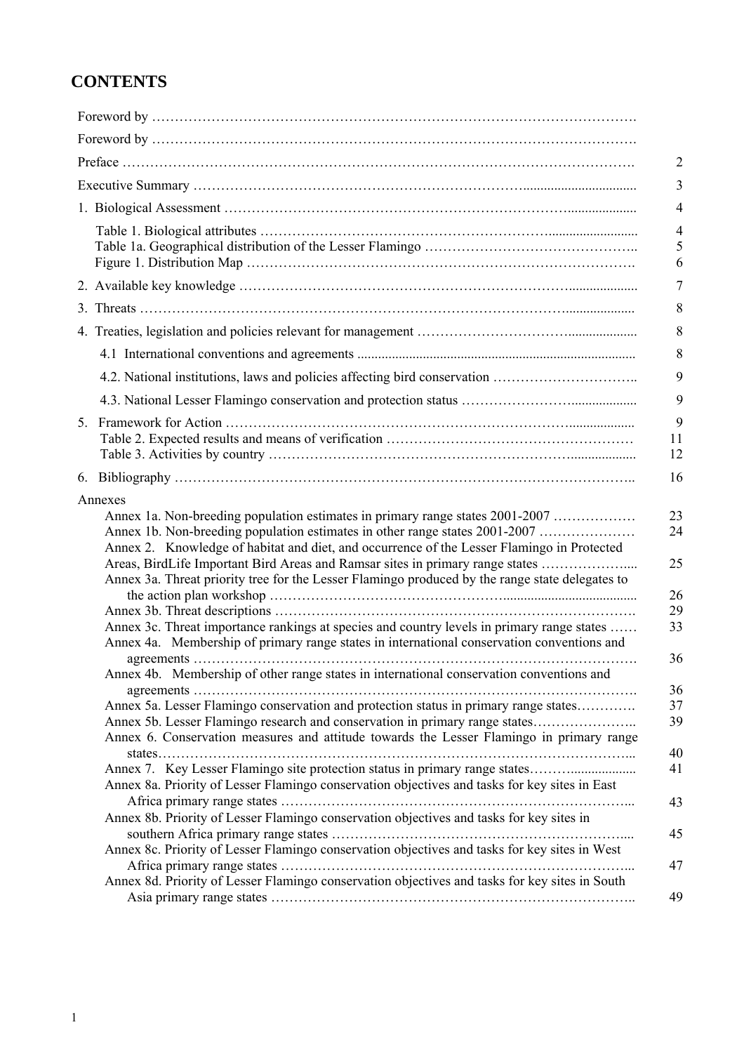## CONTENTS

| | |
|---|---|
| Foreword by ………………………………………………………………………………………… | |
| Foreword by ………………………………………………………………………………………… | |
| Preface ……………………………………………………………………………………………… | 2 |
| Executive Summary ……………………………………………………………………………… | 3 |
| 1. Biological Assessment ……………………………………………………………………… | 4 |
| Table 1. Biological attributes ……………………………………………………………… | 4 |
| Table 1a. Geographical distribution of the Lesser Flamingo ……………………………… | 5 |
| Figure 1. Distribution Map ………………………………………………………………… | 6 |
| 2. Available key knowledge …………………………………………………………………… | 7 |
| 3. Threats ……………………………………………………………………………………… | 8 |
| 4. Treaties, legislation and policies relevant for management ……………………………… | 8 |
| 4.1 International conventions and agreements ……………………………………………… | 8 |
| 4.2. National institutions, laws and policies affecting bird conservation ………………… | 9 |
| 4.3. National Lesser Flamingo conservation and protection status ……………………… | 9 |
| 5. Framework for Action ……………………………………………………………………… | 9 |
| Table 2. Expected results and means of verification ……………………………………… | 11 |
| Table 3. Activities by country ……………………………………………………………… | 12 |
| 6. Bibliography ………………………………………………………………………………… | 16 |
| Annexes | |
| Annex 1a. Non-breeding population estimates in primary range states 2001-2007 ……… | 23 |
| Annex 1b. Non-breeding population estimates in other range states 2001-2007 ………… | 24 |
| Annex 2. Knowledge of habitat and diet, and occurrence of the Lesser Flamingo in Protected Areas, BirdLife Important Bird Areas and Ramsar sites in primary range states ………… | 25 |
| Annex 3a. Threat priority tree for the Lesser Flamingo produced by the range state delegates to the action plan workshop …………………………………………………………… | 26 |
| Annex 3b. Threat descriptions ……………………………………………………………… | 29 |
| Annex 3c. Threat importance rankings at species and country levels in primary range states …… | 33 |
| Annex 4a. Membership of primary range states in international conservation conventions and agreements ………………………………………………………………………………… | 36 |
| Annex 4b. Membership of other range states in international conservation conventions and agreements ………………………………………………………………………………… | 36 |
| Annex 5a. Lesser Flamingo conservation and protection status in primary range states…………. | 37 |
| Annex 5b. Lesser Flamingo research and conservation in primary range states………………….. | 39 |
| Annex 6. Conservation measures and attitude towards the Lesser Flamingo in primary range states……………………………………………………………………………………… | 40 |
| Annex 7. Key Lesser Flamingo site protection status in primary range states……………… | 41 |
| Annex 8a. Priority of Lesser Flamingo conservation objectives and tasks for key sites in East Africa primary range states …………………………………………………………… | 43 |
| Annex 8b. Priority of Lesser Flamingo conservation objectives and tasks for key sites in southern Africa primary range states ……………………………………………………… | 45 |
| Annex 8c. Priority of Lesser Flamingo conservation objectives and tasks for key sites in West Africa primary range states …………………………………………………………… | 47 |
| Annex 8d. Priority of Lesser Flamingo conservation objectives and tasks for key sites in South Asia primary range states …………………………………………………………… | 49 |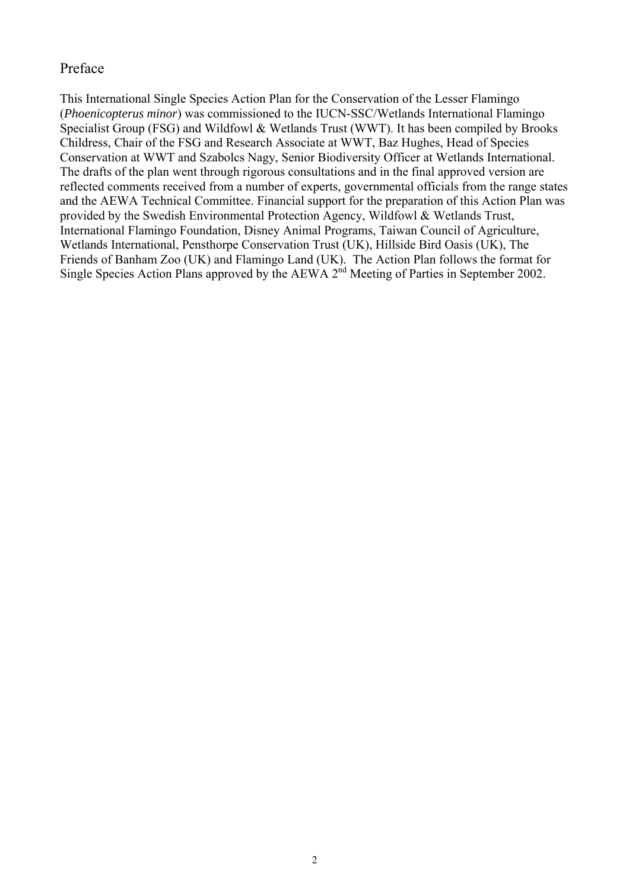## Preface

This International Single Species Action Plan for the Conservation of the Lesser Flamingo (*Phoenicopterus minor*) was commissioned to the IUCN-SSC/Wetlands International Flamingo Specialist Group (FSG) and Wildfowl & Wetlands Trust (WWT). It has been compiled by Brooks Childress, Chair of the FSG and Research Associate at WWT, Baz Hughes, Head of Species Conservation at WWT and Szabolcs Nagy, Senior Biodiversity Officer at Wetlands International. The drafts of the plan went through rigorous consultations and in the final approved version are reflected comments received from a number of experts, governmental officials from the range states and the AEWA Technical Committee. Financial support for the preparation of this Action Plan was provided by the Swedish Environmental Protection Agency, Wildfowl & Wetlands Trust, International Flamingo Foundation, Disney Animal Programs, Taiwan Council of Agriculture, Wetlands International, Pensthorpe Conservation Trust (UK), Hillside Bird Oasis (UK), The Friends of Banham Zoo (UK) and Flamingo Land (UK). The Action Plan follows the format for Single Species Action Plans approved by the AEWA 2nd Meeting of Parties in September 2002.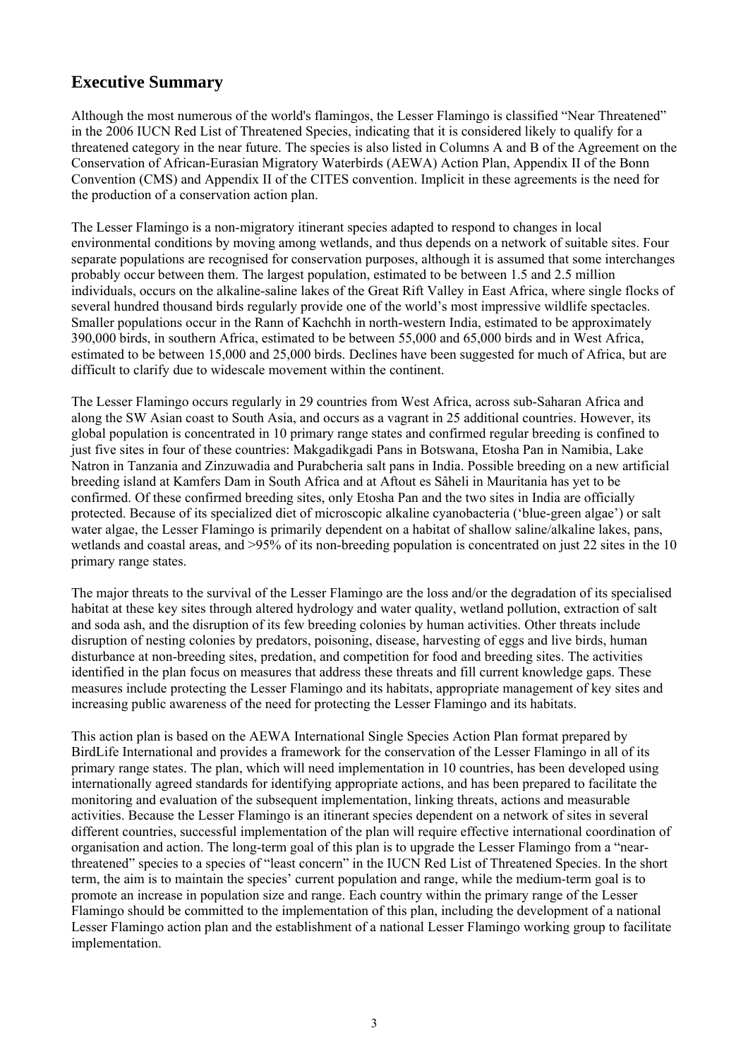## Executive Summary

Although the most numerous of the world's flamingos, the Lesser Flamingo is classified "Near Threatened" in the 2006 IUCN Red List of Threatened Species, indicating that it is considered likely to qualify for a threatened category in the near future. The species is also listed in Columns A and B of the Agreement on the Conservation of African-Eurasian Migratory Waterbirds (AEWA) Action Plan, Appendix II of the Bonn Convention (CMS) and Appendix II of the CITES convention. Implicit in these agreements is the need for the production of a conservation action plan.

The Lesser Flamingo is a non-migratory itinerant species adapted to respond to changes in local environmental conditions by moving among wetlands, and thus depends on a network of suitable sites. Four separate populations are recognised for conservation purposes, although it is assumed that some interchanges probably occur between them. The largest population, estimated to be between 1.5 and 2.5 million individuals, occurs on the alkaline-saline lakes of the Great Rift Valley in East Africa, where single flocks of several hundred thousand birds regularly provide one of the world's most impressive wildlife spectacles. Smaller populations occur in the Rann of Kachchh in north-western India, estimated to be approximately 390,000 birds, in southern Africa, estimated to be between 55,000 and 65,000 birds and in West Africa, estimated to be between 15,000 and 25,000 birds. Declines have been suggested for much of Africa, but are difficult to clarify due to widescale movement within the continent.

The Lesser Flamingo occurs regularly in 29 countries from West Africa, across sub-Saharan Africa and along the SW Asian coast to South Asia, and occurs as a vagrant in 25 additional countries. However, its global population is concentrated in 10 primary range states and confirmed regular breeding is confined to just five sites in four of these countries: Makgadikgadi Pans in Botswana, Etosha Pan in Namibia, Lake Natron in Tanzania and Zinzuwadia and Purabcheria salt pans in India. Possible breeding on a new artificial breeding island at Kamfers Dam in South Africa and at Aftout es Sâheli in Mauritania has yet to be confirmed. Of these confirmed breeding sites, only Etosha Pan and the two sites in India are officially protected. Because of its specialized diet of microscopic alkaline cyanobacteria ('blue-green algae') or salt water algae, the Lesser Flamingo is primarily dependent on a habitat of shallow saline/alkaline lakes, pans, wetlands and coastal areas, and >95% of its non-breeding population is concentrated on just 22 sites in the 10 primary range states.

The major threats to the survival of the Lesser Flamingo are the loss and/or the degradation of its specialised habitat at these key sites through altered hydrology and water quality, wetland pollution, extraction of salt and soda ash, and the disruption of its few breeding colonies by human activities. Other threats include disruption of nesting colonies by predators, poisoning, disease, harvesting of eggs and live birds, human disturbance at non-breeding sites, predation, and competition for food and breeding sites. The activities identified in the plan focus on measures that address these threats and fill current knowledge gaps. These measures include protecting the Lesser Flamingo and its habitats, appropriate management of key sites and increasing public awareness of the need for protecting the Lesser Flamingo and its habitats.

This action plan is based on the AEWA International Single Species Action Plan format prepared by BirdLife International and provides a framework for the conservation of the Lesser Flamingo in all of its primary range states. The plan, which will need implementation in 10 countries, has been developed using internationally agreed standards for identifying appropriate actions, and has been prepared to facilitate the monitoring and evaluation of the subsequent implementation, linking threats, actions and measurable activities. Because the Lesser Flamingo is an itinerant species dependent on a network of sites in several different countries, successful implementation of the plan will require effective international coordination of organisation and action. The long-term goal of this plan is to upgrade the Lesser Flamingo from a "near-threatened" species to a species of "least concern" in the IUCN Red List of Threatened Species. In the short term, the aim is to maintain the species' current population and range, while the medium-term goal is to promote an increase in population size and range. Each country within the primary range of the Lesser Flamingo should be committed to the implementation of this plan, including the development of a national Lesser Flamingo action plan and the establishment of a national Lesser Flamingo working group to facilitate implementation.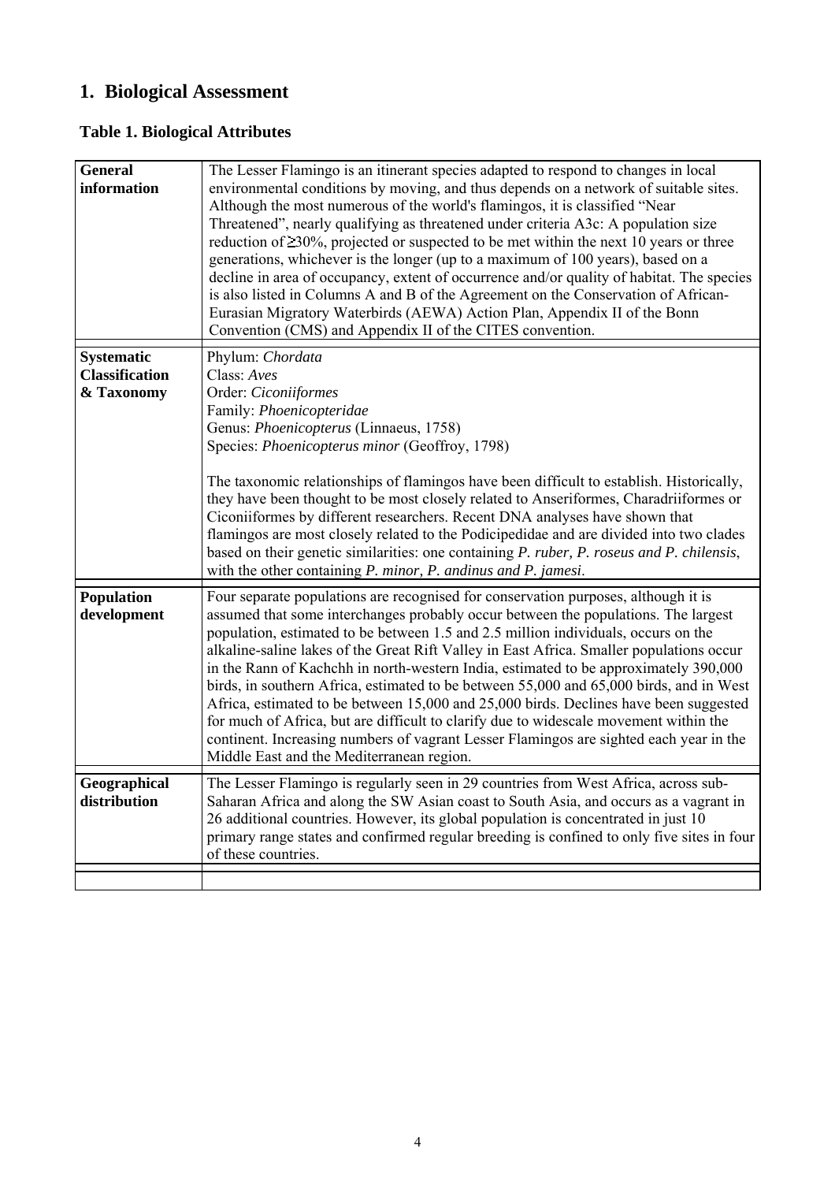## 1. Biological Assessment

### Table 1. Biological Attributes

| | |
|---|---|
| **General information** | The Lesser Flamingo is an itinerant species adapted to respond to changes in local environmental conditions by moving, and thus depends on a network of suitable sites. Although the most numerous of the world's flamingos, it is classified "Near Threatened", nearly qualifying as threatened under criteria A3c: A population size reduction of ≥30%, projected or suspected to be met within the next 10 years or three generations, whichever is the longer (up to a maximum of 100 years), based on a decline in area of occupancy, extent of occurrence and/or quality of habitat. The species is also listed in Columns A and B of the Agreement on the Conservation of African-Eurasian Migratory Waterbirds (AEWA) Action Plan, Appendix II of the Bonn Convention (CMS) and Appendix II of the CITES convention. |
| **Systematic Classification & Taxonomy** | Phylum: *Chordata*<br>Class: *Aves*<br>Order: *Ciconiiformes*<br>Family: *Phoenicopteridae*<br>Genus: *Phoenicopterus* (Linnaeus, 1758)<br>Species: *Phoenicopterus minor* (Geoffroy, 1798)<br><br>The taxonomic relationships of flamingos have been difficult to establish. Historically, they have been thought to be most closely related to Anseriformes, Charadriiformes or Ciconiiformes by different researchers. Recent DNA analyses have shown that flamingos are most closely related to the Podicipedidae and are divided into two clades based on their genetic similarities: one containing *P. ruber, P. roseus and P. chilensis*, with the other containing *P. minor, P. andinus and P. jamesi*. |
| **Population development** | Four separate populations are recognised for conservation purposes, although it is assumed that some interchanges probably occur between the populations. The largest population, estimated to be between 1.5 and 2.5 million individuals, occurs on the alkaline-saline lakes of the Great Rift Valley in East Africa. Smaller populations occur in the Rann of Kachchh in north-western India, estimated to be approximately 390,000 birds, in southern Africa, estimated to be between 55,000 and 65,000 birds, and in West Africa, estimated to be between 15,000 and 25,000 birds. Declines have been suggested for much of Africa, but are difficult to clarify due to widescale movement within the continent. Increasing numbers of vagrant Lesser Flamingos are sighted each year in the Middle East and the Mediterranean region. |
| **Geographical distribution** | The Lesser Flamingo is regularly seen in 29 countries from West Africa, across sub-Saharan Africa and along the SW Asian coast to South Asia, and occurs as a vagrant in 26 additional countries. However, its global population is concentrated in just 10 primary range states and confirmed regular breeding is confined to only five sites in four of these countries. |
| | |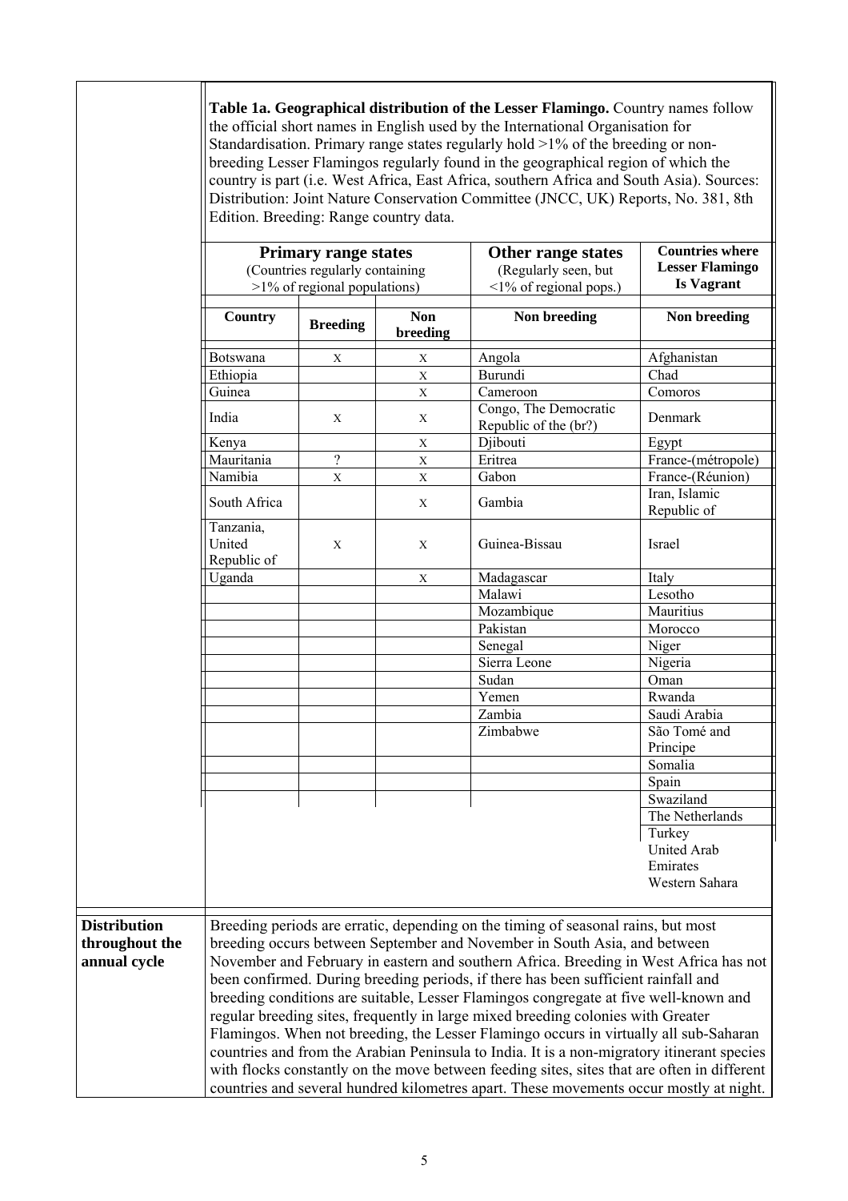**Table 1a. Geographical distribution of the Lesser Flamingo.** Country names follow the official short names in English used by the International Organisation for Standardisation. Primary range states regularly hold >1% of the breeding or non-breeding Lesser Flamingos regularly found in the geographical region of which the country is part (i.e. West Africa, East Africa, southern Africa and South Asia). Sources: Distribution: Joint Nature Conservation Committee (JNCC, UK) Reports, No. 381, 8th Edition. Breeding: Range country data.

| **Primary range states** (Countries regularly containing >1% of regional populations) | | | **Other range states** (Regularly seen, but <1% of regional pops.) | **Countries where Lesser Flamingo Is Vagrant** |
|---|---|---|---|---|
| **Country** | **Breeding** | **Non breeding** | **Non breeding** | **Non breeding** |
| Botswana | X | X | Angola | Afghanistan |
| Ethiopia | | X | Burundi | Chad |
| Guinea | | X | Cameroon | Comoros |
| India | X | X | Congo, The Democratic Republic of the (br?) | Denmark |
| Kenya | | X | Djibouti | Egypt |
| Mauritania | ? | X | Eritrea | France-(métropole) |
| Namibia | X | X | Gabon | France-(Réunion) |
| South Africa | | X | Gambia | Iran, Islamic Republic of |
| Tanzania, United Republic of | X | X | Guinea-Bissau | Israel |
| Uganda | | X | Madagascar | Italy |
| | | | Malawi | Lesotho |
| | | | Mozambique | Mauritius |
| | | | Pakistan | Morocco |
| | | | Senegal | Niger |
| | | | Sierra Leone | Nigeria |
| | | | Sudan | Oman |
| | | | Yemen | Rwanda |
| | | | Zambia | Saudi Arabia |
| | | | Zimbabwe | São Tomé and Principe |
| | | | | Somalia |
| | | | | Spain |
| | | | | Swaziland |
| | | | | The Netherlands |
| | | | | Turkey |
| | | | | United Arab Emirates |
| | | | | Western Sahara |

**Distribution throughout the annual cycle**

Breeding periods are erratic, depending on the timing of seasonal rains, but most breeding occurs between September and November in South Asia, and between November and February in eastern and southern Africa. Breeding in West Africa has not been confirmed. During breeding periods, if there has been sufficient rainfall and breeding conditions are suitable, Lesser Flamingos congregate at five well-known and regular breeding sites, frequently in large mixed breeding colonies with Greater Flamingos. When not breeding, the Lesser Flamingo occurs in virtually all sub-Saharan countries and from the Arabian Peninsula to India. It is a non-migratory itinerant species with flocks constantly on the move between feeding sites, sites that are often in different countries and several hundred kilometres apart. These movements occur mostly at night.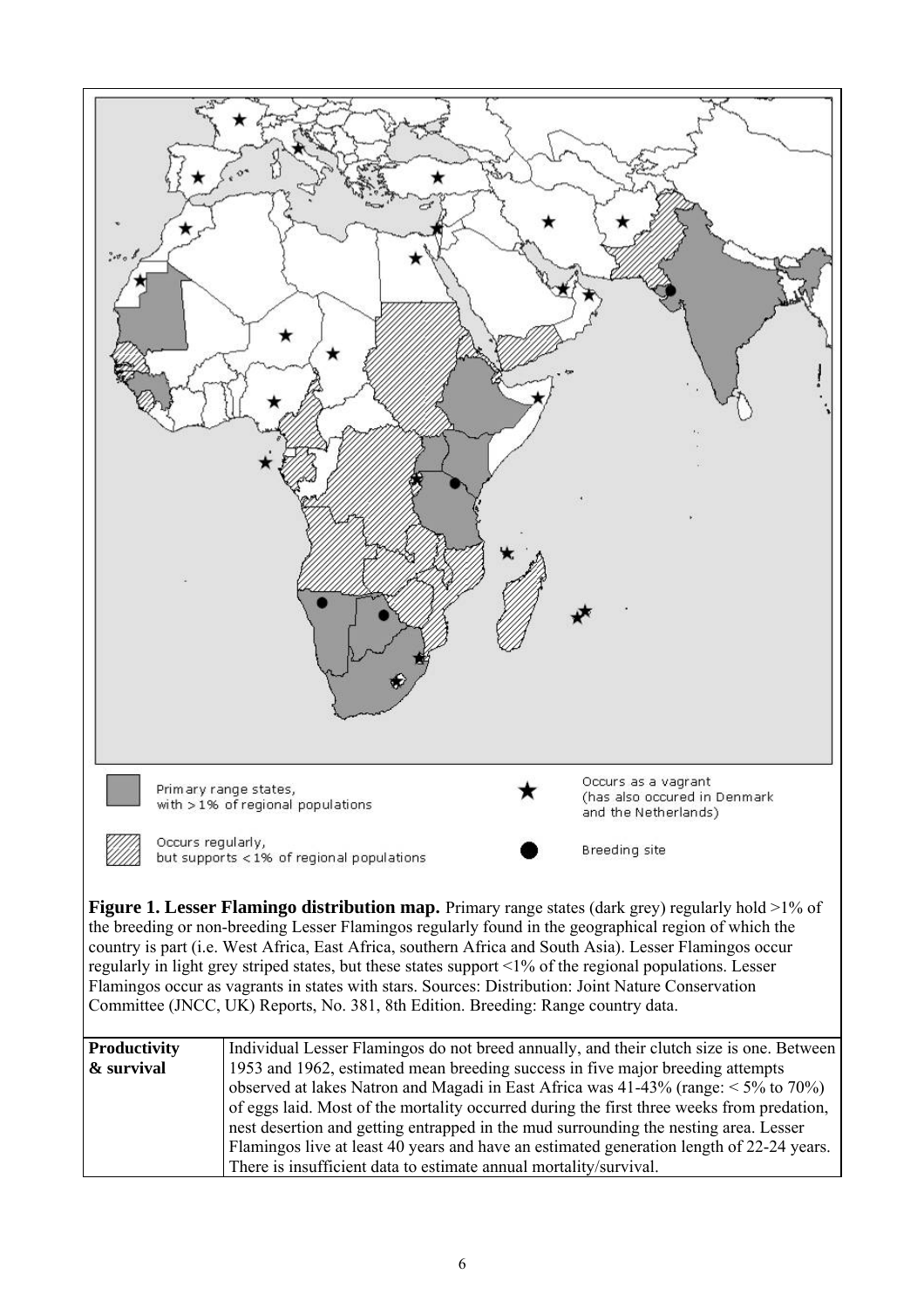Primary range states, with >1% of regional populations

Occurs regularly, but supports <1% of regional populations

Occurs as a vagrant (has also occured in Denmark and the Netherlands)

Breeding site

**Figure 1. Lesser Flamingo distribution map.** Primary range states (dark grey) regularly hold >1% of the breeding or non-breeding Lesser Flamingos regularly found in the geographical region of which the country is part (i.e. West Africa, East Africa, southern Africa and South Asia). Lesser Flamingos occur regularly in light grey striped states, but these states support <1% of the regional populations. Lesser Flamingos occur as vagrants in states with stars. Sources: Distribution: Joint Nature Conservation Committee (JNCC, UK) Reports, No. 381, 8th Edition. Breeding: Range country data.

| **Productivity & survival** | Individual Lesser Flamingos do not breed annually, and their clutch size is one. Between 1953 and 1962, estimated mean breeding success in five major breeding attempts observed at lakes Natron and Magadi in East Africa was 41-43% (range: < 5% to 70%) of eggs laid. Most of the mortality occurred during the first three weeks from predation, nest desertion and getting entrapped in the mud surrounding the nesting area. Lesser Flamingos live at least 40 years and have an estimated generation length of 22-24 years. There is insufficient data to estimate annual mortality/survival. |
|---|---|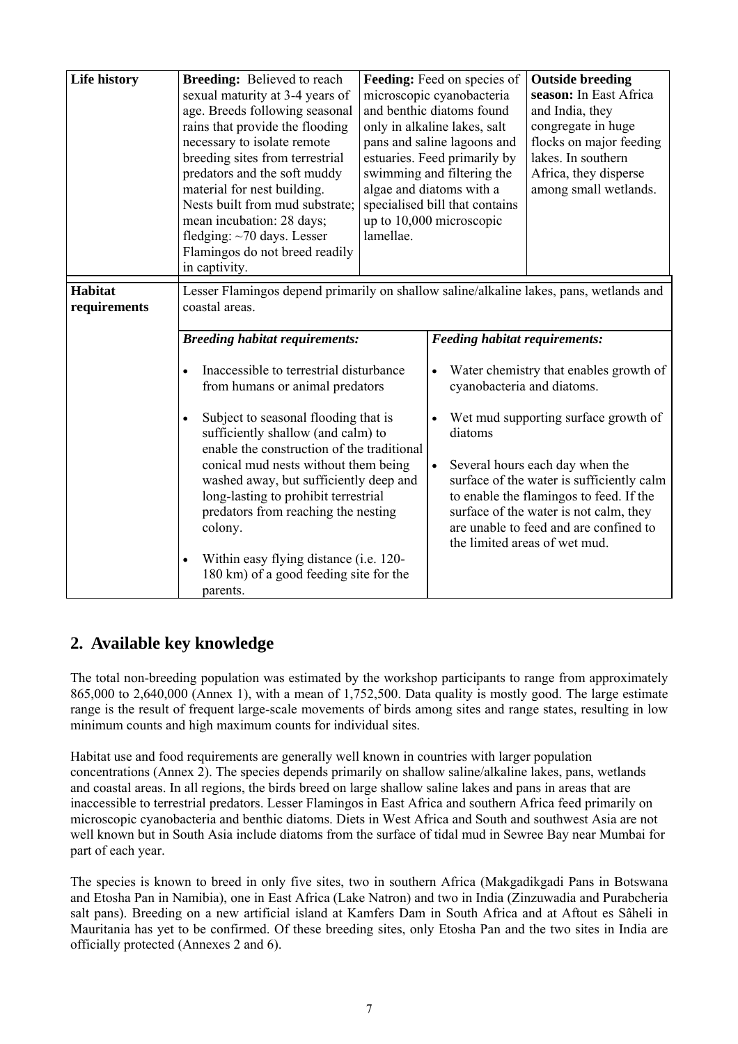| Life history | **Breeding:** Believed to reach sexual maturity at 3-4 years of age. Breeds following seasonal rains that provide the flooding necessary to isolate remote breeding sites from terrestrial predators and the soft muddy material for nest building. Nests built from mud substrate; mean incubation: 28 days; fledging: ~70 days. Lesser Flamingos do not breed readily in captivity. | **Feeding:** Feed on species of microscopic cyanobacteria and benthic diatoms found only in alkaline lakes, salt pans and saline lagoons and estuaries. Feed primarily by swimming and filtering the algae and diatoms with a specialised bill that contains up to 10,000 microscopic lamellae. | **Outside breeding season:** In East Africa and India, they congregate in huge flocks on major feeding lakes. In southern Africa, they disperse among small wetlands. |
|---|---|---|---|
| **Habitat requirements** | Lesser Flamingos depend primarily on shallow saline/alkaline lakes, pans, wetlands and coastal areas. | | |
| | ***Breeding habitat requirements:*** <br>• Inaccessible to terrestrial disturbance from humans or animal predators <br>• Subject to seasonal flooding that is sufficiently shallow (and calm) to enable the construction of the traditional conical mud nests without them being washed away, but sufficiently deep and long-lasting to prohibit terrestrial predators from reaching the nesting colony. <br>• Within easy flying distance (i.e. 120-180 km) of a good feeding site for the parents. | ***Feeding habitat requirements:*** <br>• Water chemistry that enables growth of cyanobacteria and diatoms. <br>• Wet mud supporting surface growth of diatoms <br>• Several hours each day when the surface of the water is sufficiently calm to enable the flamingos to feed. If the surface of the water is not calm, they are unable to feed and are confined to the limited areas of wet mud. | |

## 2. Available key knowledge

The total non-breeding population was estimated by the workshop participants to range from approximately 865,000 to 2,640,000 (Annex 1), with a mean of 1,752,500. Data quality is mostly good. The large estimate range is the result of frequent large-scale movements of birds among sites and range states, resulting in low minimum counts and high maximum counts for individual sites.

Habitat use and food requirements are generally well known in countries with larger population concentrations (Annex 2). The species depends primarily on shallow saline/alkaline lakes, pans, wetlands and coastal areas. In all regions, the birds breed on large shallow saline lakes and pans in areas that are inaccessible to terrestrial predators. Lesser Flamingos in East Africa and southern Africa feed primarily on microscopic cyanobacteria and benthic diatoms. Diets in West Africa and South and southwest Asia are not well known but in South Asia include diatoms from the surface of tidal mud in Sewree Bay near Mumbai for part of each year.

The species is known to breed in only five sites, two in southern Africa (Makgadikgadi Pans in Botswana and Etosha Pan in Namibia), one in East Africa (Lake Natron) and two in India (Zinzuwadia and Purabcheria salt pans). Breeding on a new artificial island at Kamfers Dam in South Africa and at Aftout es Sâheli in Mauritania has yet to be confirmed. Of these breeding sites, only Etosha Pan and the two sites in India are officially protected (Annexes 2 and 6).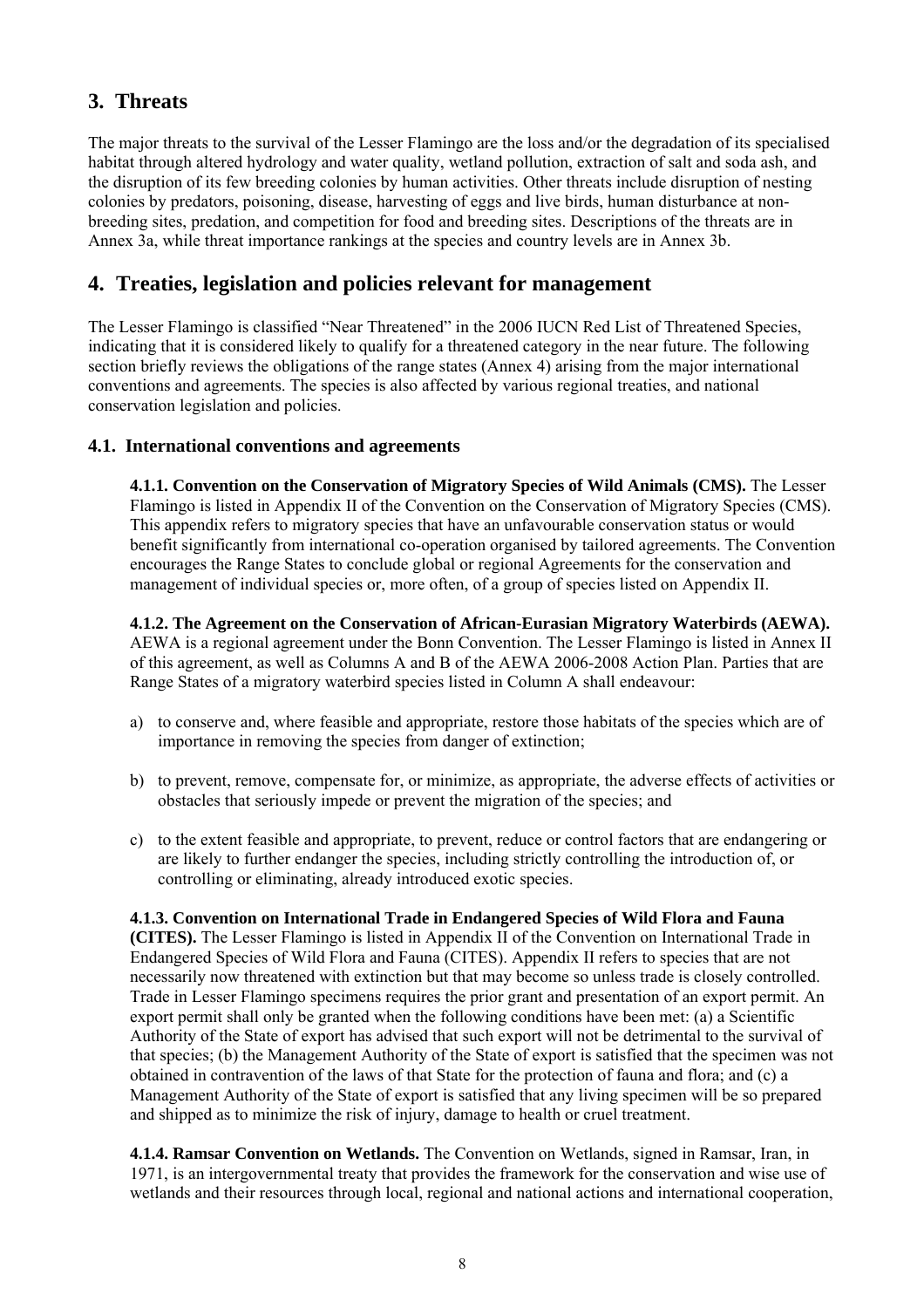## 3. Threats

The major threats to the survival of the Lesser Flamingo are the loss and/or the degradation of its specialised habitat through altered hydrology and water quality, wetland pollution, extraction of salt and soda ash, and the disruption of its few breeding colonies by human activities. Other threats include disruption of nesting colonies by predators, poisoning, disease, harvesting of eggs and live birds, human disturbance at non-breeding sites, predation, and competition for food and breeding sites. Descriptions of the threats are in Annex 3a, while threat importance rankings at the species and country levels are in Annex 3b.

## 4. Treaties, legislation and policies relevant for management

The Lesser Flamingo is classified "Near Threatened" in the 2006 IUCN Red List of Threatened Species, indicating that it is considered likely to qualify for a threatened category in the near future. The following section briefly reviews the obligations of the range states (Annex 4) arising from the major international conventions and agreements. The species is also affected by various regional treaties, and national conservation legislation and policies.

### 4.1. International conventions and agreements

**4.1.1. Convention on the Conservation of Migratory Species of Wild Animals (CMS).** The Lesser Flamingo is listed in Appendix II of the Convention on the Conservation of Migratory Species (CMS). This appendix refers to migratory species that have an unfavourable conservation status or would benefit significantly from international co-operation organised by tailored agreements. The Convention encourages the Range States to conclude global or regional Agreements for the conservation and management of individual species or, more often, of a group of species listed on Appendix II.

**4.1.2. The Agreement on the Conservation of African-Eurasian Migratory Waterbirds (AEWA).** AEWA is a regional agreement under the Bonn Convention. The Lesser Flamingo is listed in Annex II of this agreement, as well as Columns A and B of the AEWA 2006-2008 Action Plan. Parties that are Range States of a migratory waterbird species listed in Column A shall endeavour:

a) to conserve and, where feasible and appropriate, restore those habitats of the species which are of importance in removing the species from danger of extinction;

b) to prevent, remove, compensate for, or minimize, as appropriate, the adverse effects of activities or obstacles that seriously impede or prevent the migration of the species; and

c) to the extent feasible and appropriate, to prevent, reduce or control factors that are endangering or are likely to further endanger the species, including strictly controlling the introduction of, or controlling or eliminating, already introduced exotic species.

**4.1.3. Convention on International Trade in Endangered Species of Wild Flora and Fauna (CITES).** The Lesser Flamingo is listed in Appendix II of the Convention on International Trade in Endangered Species of Wild Flora and Fauna (CITES). Appendix II refers to species that are not necessarily now threatened with extinction but that may become so unless trade is closely controlled. Trade in Lesser Flamingo specimens requires the prior grant and presentation of an export permit. An export permit shall only be granted when the following conditions have been met: (a) a Scientific Authority of the State of export has advised that such export will not be detrimental to the survival of that species; (b) the Management Authority of the State of export is satisfied that the specimen was not obtained in contravention of the laws of that State for the protection of fauna and flora; and (c) a Management Authority of the State of export is satisfied that any living specimen will be so prepared and shipped as to minimize the risk of injury, damage to health or cruel treatment.

**4.1.4. Ramsar Convention on Wetlands.** The Convention on Wetlands, signed in Ramsar, Iran, in 1971, is an intergovernmental treaty that provides the framework for the conservation and wise use of wetlands and their resources through local, regional and national actions and international cooperation,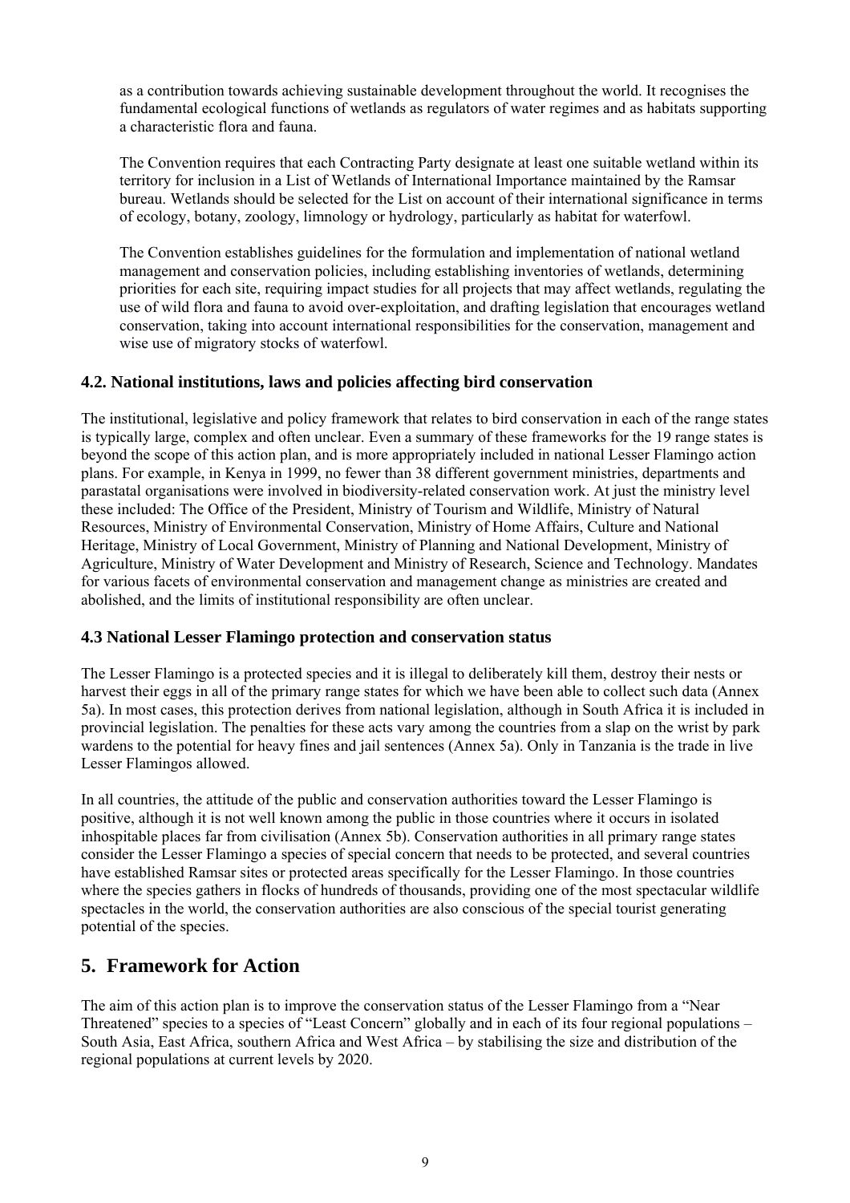as a contribution towards achieving sustainable development throughout the world. It recognises the fundamental ecological functions of wetlands as regulators of water regimes and as habitats supporting a characteristic flora and fauna.

The Convention requires that each Contracting Party designate at least one suitable wetland within its territory for inclusion in a List of Wetlands of International Importance maintained by the Ramsar bureau. Wetlands should be selected for the List on account of their international significance in terms of ecology, botany, zoology, limnology or hydrology, particularly as habitat for waterfowl.

The Convention establishes guidelines for the formulation and implementation of national wetland management and conservation policies, including establishing inventories of wetlands, determining priorities for each site, requiring impact studies for all projects that may affect wetlands, regulating the use of wild flora and fauna to avoid over-exploitation, and drafting legislation that encourages wetland conservation, taking into account international responsibilities for the conservation, management and wise use of migratory stocks of waterfowl.

### 4.2. National institutions, laws and policies affecting bird conservation

The institutional, legislative and policy framework that relates to bird conservation in each of the range states is typically large, complex and often unclear. Even a summary of these frameworks for the 19 range states is beyond the scope of this action plan, and is more appropriately included in national Lesser Flamingo action plans. For example, in Kenya in 1999, no fewer than 38 different government ministries, departments and parastatal organisations were involved in biodiversity-related conservation work. At just the ministry level these included: The Office of the President, Ministry of Tourism and Wildlife, Ministry of Natural Resources, Ministry of Environmental Conservation, Ministry of Home Affairs, Culture and National Heritage, Ministry of Local Government, Ministry of Planning and National Development, Ministry of Agriculture, Ministry of Water Development and Ministry of Research, Science and Technology. Mandates for various facets of environmental conservation and management change as ministries are created and abolished, and the limits of institutional responsibility are often unclear.

### 4.3 National Lesser Flamingo protection and conservation status

The Lesser Flamingo is a protected species and it is illegal to deliberately kill them, destroy their nests or harvest their eggs in all of the primary range states for which we have been able to collect such data (Annex 5a). In most cases, this protection derives from national legislation, although in South Africa it is included in provincial legislation. The penalties for these acts vary among the countries from a slap on the wrist by park wardens to the potential for heavy fines and jail sentences (Annex 5a). Only in Tanzania is the trade in live Lesser Flamingos allowed.

In all countries, the attitude of the public and conservation authorities toward the Lesser Flamingo is positive, although it is not well known among the public in those countries where it occurs in isolated inhospitable places far from civilisation (Annex 5b). Conservation authorities in all primary range states consider the Lesser Flamingo a species of special concern that needs to be protected, and several countries have established Ramsar sites or protected areas specifically for the Lesser Flamingo. In those countries where the species gathers in flocks of hundreds of thousands, providing one of the most spectacular wildlife spectacles in the world, the conservation authorities are also conscious of the special tourist generating potential of the species.

## 5. Framework for Action

The aim of this action plan is to improve the conservation status of the Lesser Flamingo from a "Near Threatened" species to a species of "Least Concern" globally and in each of its four regional populations – South Asia, East Africa, southern Africa and West Africa – by stabilising the size and distribution of the regional populations at current levels by 2020.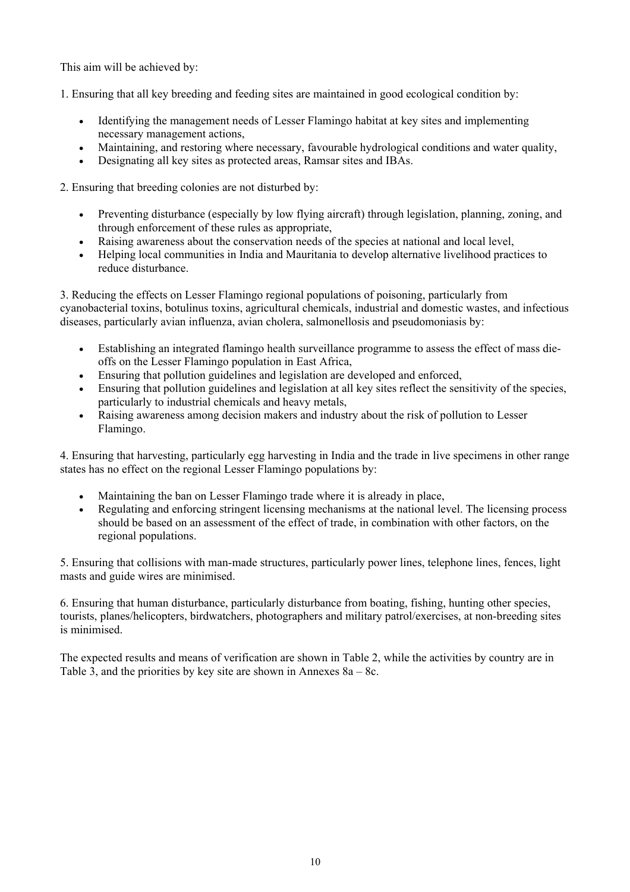This aim will be achieved by:

1. Ensuring that all key breeding and feeding sites are maintained in good ecological condition by:

    - Identifying the management needs of Lesser Flamingo habitat at key sites and implementing necessary management actions,
    - Maintaining, and restoring where necessary, favourable hydrological conditions and water quality,
    - Designating all key sites as protected areas, Ramsar sites and IBAs.

2. Ensuring that breeding colonies are not disturbed by:

    - Preventing disturbance (especially by low flying aircraft) through legislation, planning, zoning, and through enforcement of these rules as appropriate,
    - Raising awareness about the conservation needs of the species at national and local level,
    - Helping local communities in India and Mauritania to develop alternative livelihood practices to reduce disturbance.

3. Reducing the effects on Lesser Flamingo regional populations of poisoning, particularly from cyanobacterial toxins, botulinus toxins, agricultural chemicals, industrial and domestic wastes, and infectious diseases, particularly avian influenza, avian cholera, salmonellosis and pseudomoniasis by:

    - Establishing an integrated flamingo health surveillance programme to assess the effect of mass die-offs on the Lesser Flamingo population in East Africa,
    - Ensuring that pollution guidelines and legislation are developed and enforced,
    - Ensuring that pollution guidelines and legislation at all key sites reflect the sensitivity of the species, particularly to industrial chemicals and heavy metals,
    - Raising awareness among decision makers and industry about the risk of pollution to Lesser Flamingo.

4. Ensuring that harvesting, particularly egg harvesting in India and the trade in live specimens in other range states has no effect on the regional Lesser Flamingo populations by:

    - Maintaining the ban on Lesser Flamingo trade where it is already in place,
    - Regulating and enforcing stringent licensing mechanisms at the national level. The licensing process should be based on an assessment of the effect of trade, in combination with other factors, on the regional populations.

5. Ensuring that collisions with man-made structures, particularly power lines, telephone lines, fences, light masts and guide wires are minimised.

6. Ensuring that human disturbance, particularly disturbance from boating, fishing, hunting other species, tourists, planes/helicopters, birdwatchers, photographers and military patrol/exercises, at non-breeding sites is minimised.

The expected results and means of verification are shown in Table 2, while the activities by country are in Table 3, and the priorities by key site are shown in Annexes 8a – 8c.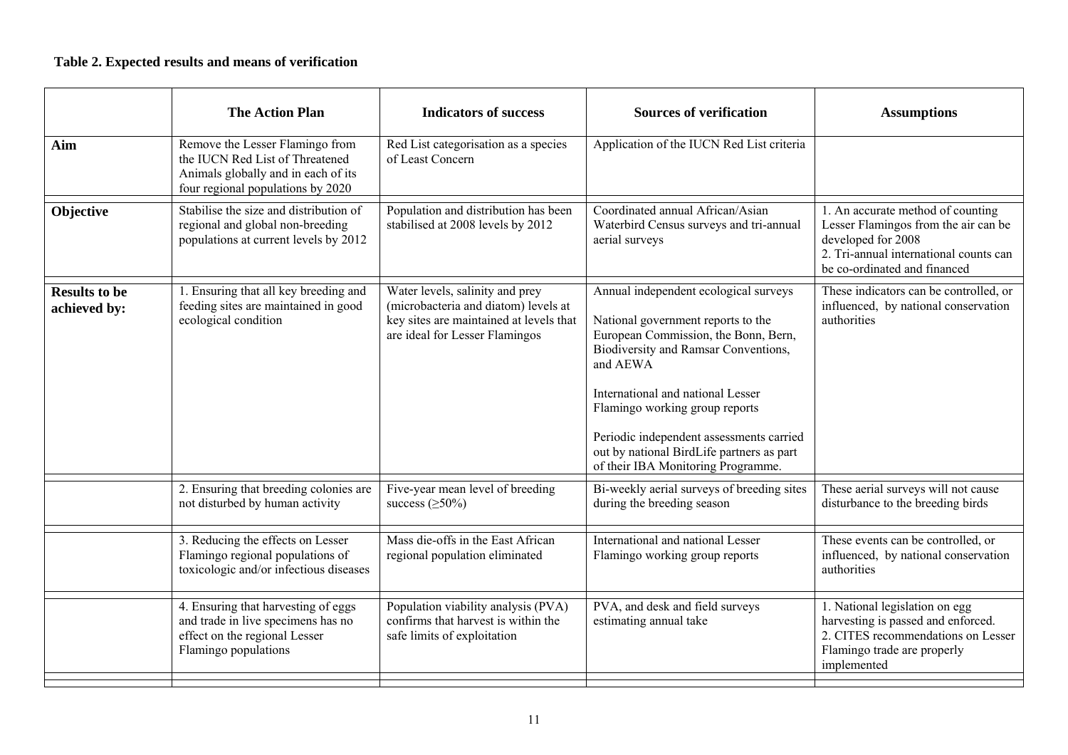### Table 2. Expected results and means of verification

| | The Action Plan | Indicators of success | Sources of verification | Assumptions |
|---|---|---|---|---|
| **Aim** | Remove the Lesser Flamingo from the IUCN Red List of Threatened Animals globally and in each of its four regional populations by 2020 | Red List categorisation as a species of Least Concern | Application of the IUCN Red List criteria | |
| **Objective** | Stabilise the size and distribution of regional and global non-breeding populations at current levels by 2012 | Population and distribution has been stabilised at 2008 levels by 2012 | Coordinated annual African/Asian Waterbird Census surveys and tri-annual aerial surveys | 1. An accurate method of counting Lesser Flamingos from the air can be developed for 2008<br>2. Tri-annual international counts can be co-ordinated and financed |
| **Results to be achieved by:** | 1. Ensuring that all key breeding and feeding sites are maintained in good ecological condition | Water levels, salinity and prey (microbacteria and diatom) levels at key sites are maintained at levels that are ideal for Lesser Flamingos | Annual independent ecological surveys<br><br>National government reports to the European Commission, the Bonn, Bern, Biodiversity and Ramsar Conventions, and AEWA<br><br>International and national Lesser Flamingo working group reports<br><br>Periodic independent assessments carried out by national BirdLife partners as part of their IBA Monitoring Programme. | These indicators can be controlled, or influenced, by national conservation authorities |
| | 2. Ensuring that breeding colonies are not disturbed by human activity | Five-year mean level of breeding success (≥50%) | Bi-weekly aerial surveys of breeding sites during the breeding season | These aerial surveys will not cause disturbance to the breeding birds |
| | 3. Reducing the effects on Lesser Flamingo regional populations of toxicologic and/or infectious diseases | Mass die-offs in the East African regional population eliminated | International and national Lesser Flamingo working group reports | These events can be controlled, or influenced, by national conservation authorities |
| | 4. Ensuring that harvesting of eggs and trade in live specimens has no effect on the regional Lesser Flamingo populations | Population viability analysis (PVA) confirms that harvest is within the safe limits of exploitation | PVA, and desk and field surveys estimating annual take | 1. National legislation on egg harvesting is passed and enforced.<br>2. CITES recommendations on Lesser Flamingo trade are properly implemented |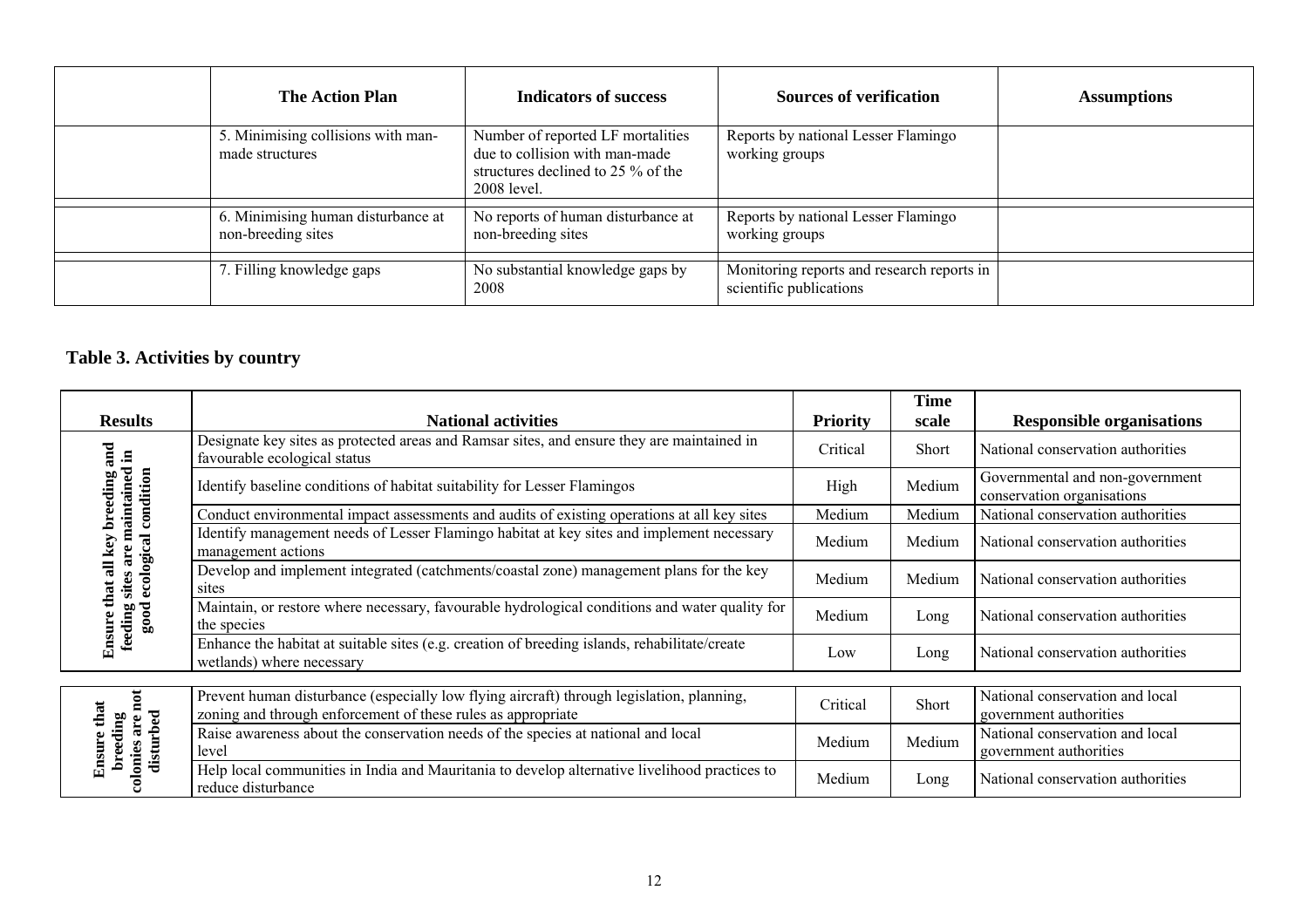| | The Action Plan | Indicators of success | Sources of verification | Assumptions |
|---|---|---|---|---|
| | 5. Minimising collisions with man-made structures | Number of reported LF mortalities due to collision with man-made structures declined to 25 % of the 2008 level. | Reports by national Lesser Flamingo working groups | |
| | 6. Minimising human disturbance at non-breeding sites | No reports of human disturbance at non-breeding sites | Reports by national Lesser Flamingo working groups | |
| | 7. Filling knowledge gaps | No substantial knowledge gaps by 2008 | Monitoring reports and research reports in scientific publications | |

## Table 3. Activities by country

| Results | National activities | Priority | Time scale | Responsible organisations |
|---|---|---|---|---|
| Ensure that all key breeding and feeding sites are maintained in good ecological condition | Designate key sites as protected areas and Ramsar sites, and ensure they are maintained in favourable ecological status | Critical | Short | National conservation authorities |
| | Identify baseline conditions of habitat suitability for Lesser Flamingos | High | Medium | Governmental and non-government conservation organisations |
| | Conduct environmental impact assessments and audits of existing operations at all key sites | Medium | Medium | National conservation authorities |
| | Identify management needs of Lesser Flamingo habitat at key sites and implement necessary management actions | Medium | Medium | National conservation authorities |
| | Develop and implement integrated (catchments/coastal zone) management plans for the key sites | Medium | Medium | National conservation authorities |
| | Maintain, or restore where necessary, favourable hydrological conditions and water quality for the species | Medium | Long | National conservation authorities |
| | Enhance the habitat at suitable sites (e.g. creation of breeding islands, rehabilitate/create wetlands) where necessary | Low | Long | National conservation authorities |
| Ensure that breeding colonies are not disturbed | Prevent human disturbance (especially low flying aircraft) through legislation, planning, zoning and through enforcement of these rules as appropriate | Critical | Short | National conservation and local government authorities |
| | Raise awareness about the conservation needs of the species at national and local level | Medium | Medium | National conservation and local government authorities |
| | Help local communities in India and Mauritania to develop alternative livelihood practices to reduce disturbance | Medium | Long | National conservation authorities |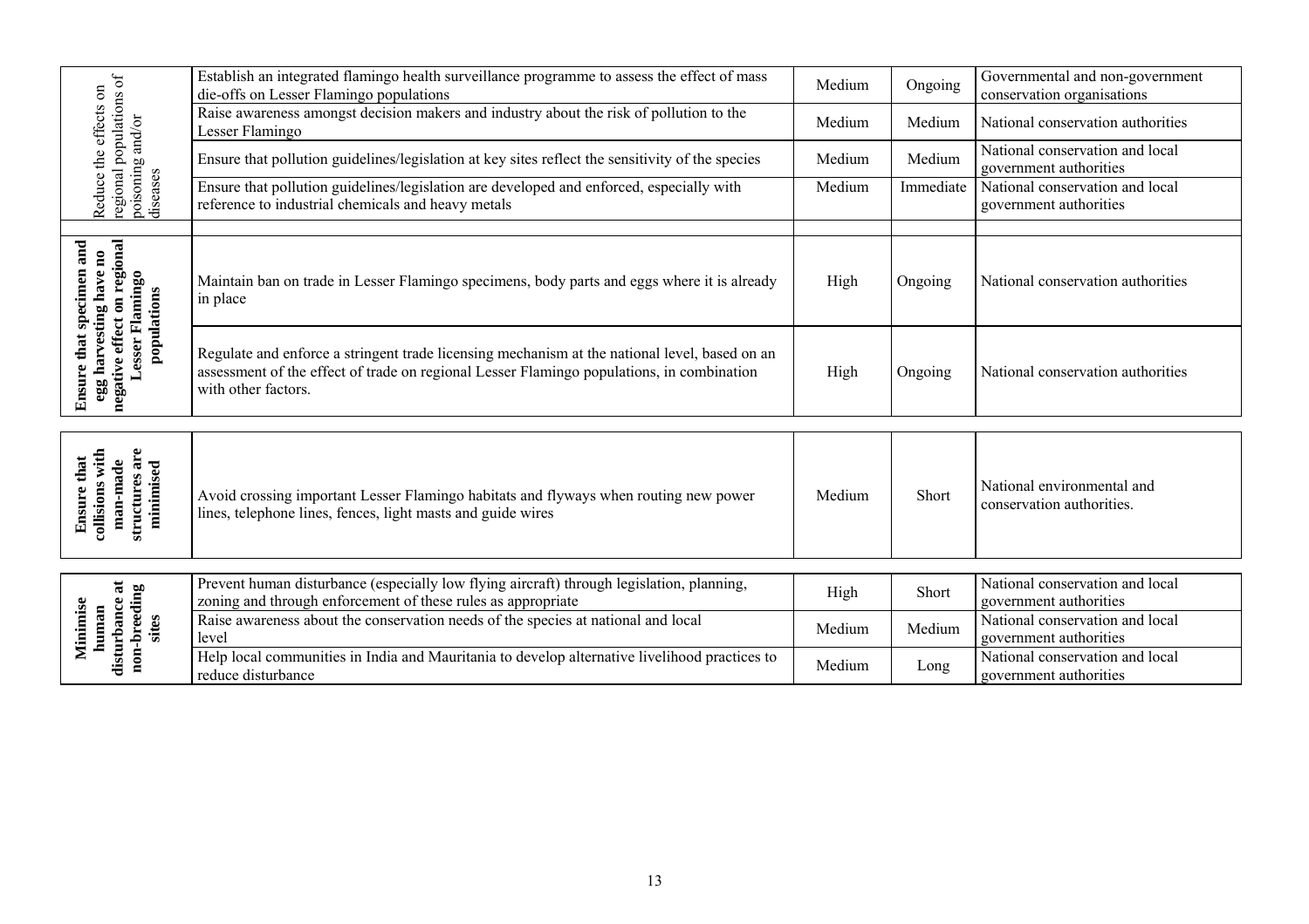| | | | | |
|---|---|---|---|---|
| Reduce the effects on regional populations of poisoning and/or diseases | Establish an integrated flamingo health surveillance programme to assess the effect of mass die-offs on Lesser Flamingo populations | Medium | Ongoing | Governmental and non-government conservation organisations |
| | Raise awareness amongst decision makers and industry about the risk of pollution to the Lesser Flamingo | Medium | Medium | National conservation authorities |
| | Ensure that pollution guidelines/legislation at key sites reflect the sensitivity of the species | Medium | Medium | National conservation and local government authorities |
| | Ensure that pollution guidelines/legislation are developed and enforced, especially with reference to industrial chemicals and heavy metals | Medium | Immediate | National conservation and local government authorities |
| | | | | |
| **Ensure that specimen and egg harvesting have no negative effect on regional Lesser Flamingo populations** | Maintain ban on trade in Lesser Flamingo specimens, body parts and eggs where it is already in place | High | Ongoing | National conservation authorities |
| | Regulate and enforce a stringent trade licensing mechanism at the national level, based on an assessment of the effect of trade on regional Lesser Flamingo populations, in combination with other factors. | High | Ongoing | National conservation authorities |
| **Ensure that collisions with man-made structures are minimised** | Avoid crossing important Lesser Flamingo habitats and flyways when routing new power lines, telephone lines, fences, light masts and guide wires | Medium | Short | National environmental and conservation authorities. |
| **Minimise human disturbance at non-breeding sites** | Prevent human disturbance (especially low flying aircraft) through legislation, planning, zoning and through enforcement of these rules as appropriate | High | Short | National conservation and local government authorities |
| | Raise awareness about the conservation needs of the species at national and local level | Medium | Medium | National conservation and local government authorities |
| | Help local communities in India and Mauritania to develop alternative livelihood practices to reduce disturbance | Medium | Long | National conservation and local government authorities |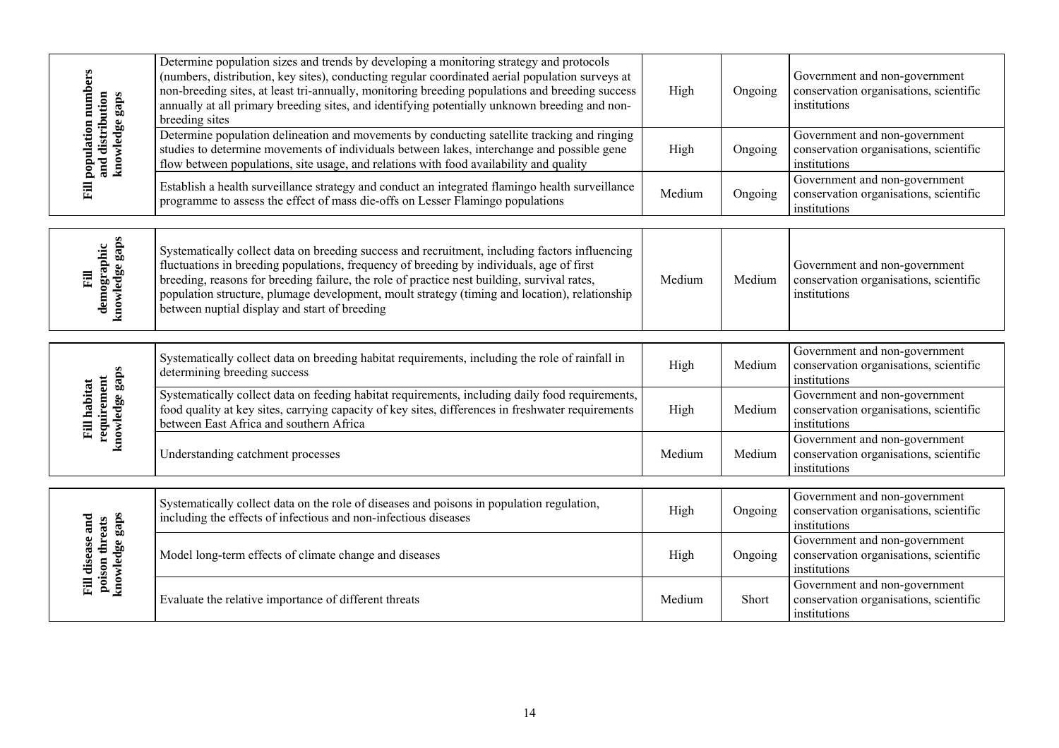| | | | | |
|---|---|---|---|---|
| **Fill population numbers and distribution knowledge gaps** | Determine population sizes and trends by developing a monitoring strategy and protocols (numbers, distribution, key sites), conducting regular coordinated aerial population surveys at non-breeding sites, at least tri-annually, monitoring breeding populations and breeding success annually at all primary breeding sites, and identifying potentially unknown breeding and non-breeding sites | High | Ongoing | Government and non-government conservation organisations, scientific institutions |
| | Determine population delineation and movements by conducting satellite tracking and ringing studies to determine movements of individuals between lakes, interchange and possible gene flow between populations, site usage, and relations with food availability and quality | High | Ongoing | Government and non-government conservation organisations, scientific institutions |
| | Establish a health surveillance strategy and conduct an integrated flamingo health surveillance programme to assess the effect of mass die-offs on Lesser Flamingo populations | Medium | Ongoing | Government and non-government conservation organisations, scientific institutions |
| **Fill demographic knowledge gaps** | Systematically collect data on breeding success and recruitment, including factors influencing fluctuations in breeding populations, frequency of breeding by individuals, age of first breeding, reasons for breeding failure, the role of practice nest building, survival rates, population structure, plumage development, moult strategy (timing and location), relationship between nuptial display and start of breeding | Medium | Medium | Government and non-government conservation organisations, scientific institutions |
| **Fill habitat requirement knowledge gaps** | Systematically collect data on breeding habitat requirements, including the role of rainfall in determining breeding success | High | Medium | Government and non-government conservation organisations, scientific institutions |
| | Systematically collect data on feeding habitat requirements, including daily food requirements, food quality at key sites, carrying capacity of key sites, differences in freshwater requirements between East Africa and southern Africa | High | Medium | Government and non-government conservation organisations, scientific institutions |
| | Understanding catchment processes | Medium | Medium | Government and non-government conservation organisations, scientific institutions |
| **Fill disease and poison threats knowledge gaps** | Systematically collect data on the role of diseases and poisons in population regulation, including the effects of infectious and non-infectious diseases | High | Ongoing | Government and non-government conservation organisations, scientific institutions |
| | Model long-term effects of climate change and diseases | High | Ongoing | Government and non-government conservation organisations, scientific institutions |
| | Evaluate the relative importance of different threats | Medium | Short | Government and non-government conservation organisations, scientific institutions |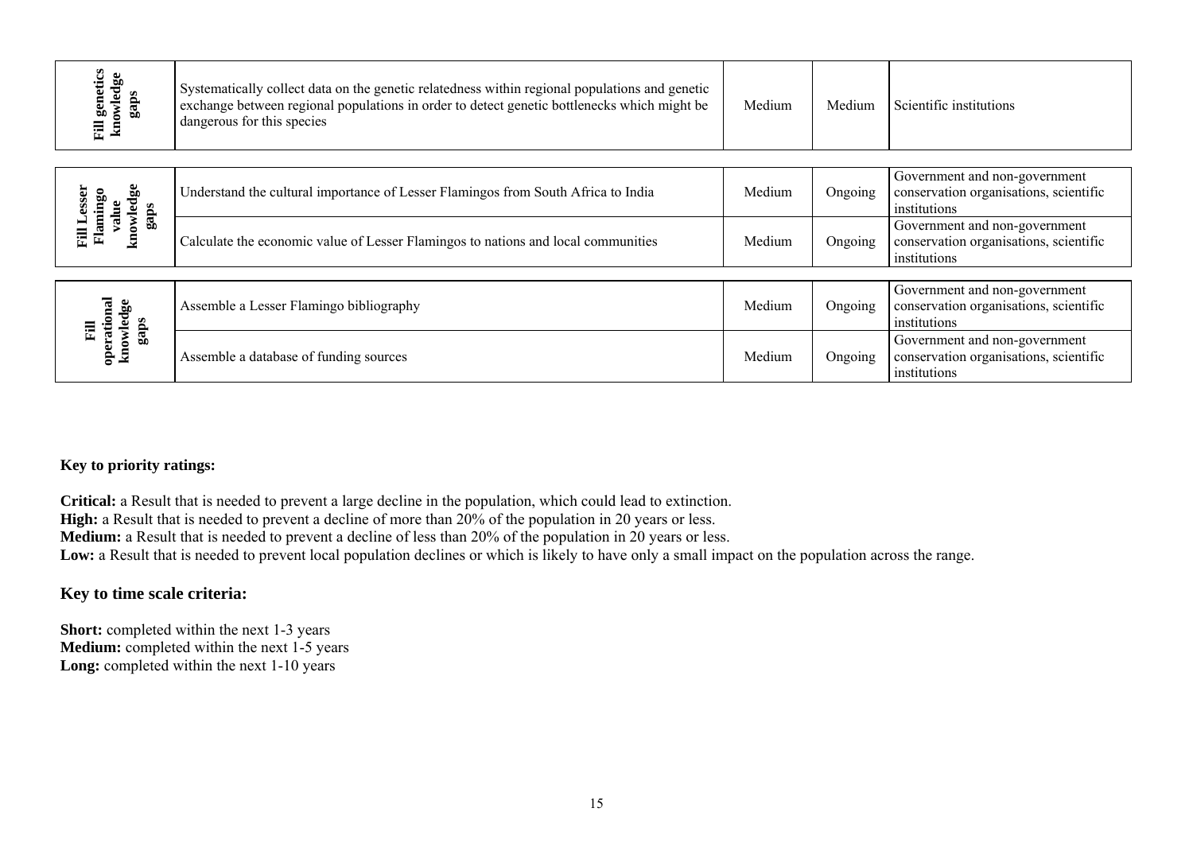| | | | | |
|---|---|---|---|---|
| **Fill genetics knowledge gaps** | Systematically collect data on the genetic relatedness within regional populations and genetic exchange between regional populations in order to detect genetic bottlenecks which might be dangerous for this species | Medium | Medium | Scientific institutions |

| | | | | |
|---|---|---|---|---|
| **Fill Lesser Flamingo value knowledge gaps** | Understand the cultural importance of Lesser Flamingos from South Africa to India | Medium | Ongoing | Government and non-government conservation organisations, scientific institutions |
| | Calculate the economic value of Lesser Flamingos to nations and local communities | Medium | Ongoing | Government and non-government conservation organisations, scientific institutions |

| | | | | |
|---|---|---|---|---|
| **Fill operational knowledge gaps** | Assemble a Lesser Flamingo bibliography | Medium | Ongoing | Government and non-government conservation organisations, scientific institutions |
| | Assemble a database of funding sources | Medium | Ongoing | Government and non-government conservation organisations, scientific institutions |

**Key to priority ratings:**

**Critical:** a Result that is needed to prevent a large decline in the population, which could lead to extinction.
**High:** a Result that is needed to prevent a decline of more than 20% of the population in 20 years or less.
**Medium:** a Result that is needed to prevent a decline of less than 20% of the population in 20 years or less.
**Low:** a Result that is needed to prevent local population declines or which is likely to have only a small impact on the population across the range.

## Key to time scale criteria:

**Short:** completed within the next 1-3 years
**Medium:** completed within the next 1-5 years
**Long:** completed within the next 1-10 years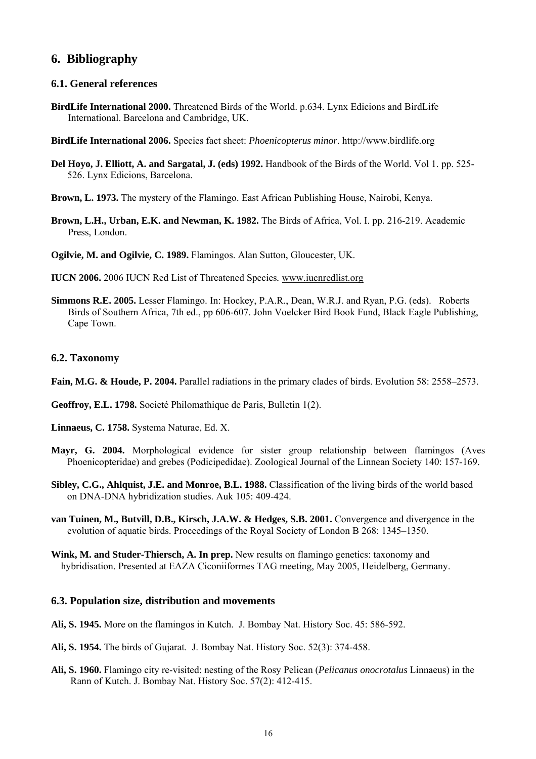## 6. Bibliography

### 6.1. General references

**BirdLife International 2000.** Threatened Birds of the World. p.634. Lynx Edicions and BirdLife International. Barcelona and Cambridge, UK.

**BirdLife International 2006.** Species fact sheet: *Phoenicopterus minor*. http://www.birdlife.org

**Del Hoyo, J. Elliott, A. and Sargatal, J. (eds) 1992.** Handbook of the Birds of the World. Vol 1. pp. 525-526. Lynx Edicions, Barcelona.

**Brown, L. 1973.** The mystery of the Flamingo. East African Publishing House, Nairobi, Kenya.

**Brown, L.H., Urban, E.K. and Newman, K. 1982.** The Birds of Africa, Vol. I. pp. 216-219. Academic Press, London.

**Ogilvie, M. and Ogilvie, C. 1989.** Flamingos. Alan Sutton, Gloucester, UK.

**IUCN 2006.** 2006 IUCN Red List of Threatened Species*.* www.iucnredlist.org

**Simmons R.E. 2005.** Lesser Flamingo. In: Hockey, P.A.R., Dean, W.R.J. and Ryan, P.G. (eds). Roberts Birds of Southern Africa, 7th ed., pp 606-607. John Voelcker Bird Book Fund, Black Eagle Publishing, Cape Town.

### 6.2. Taxonomy

**Fain, M.G. & Houde, P. 2004.** Parallel radiations in the primary clades of birds. Evolution 58: 2558–2573.

**Geoffroy, E.L. 1798.** Societé Philomathique de Paris, Bulletin 1(2).

**Linnaeus, C. 1758.** Systema Naturae, Ed. X.

**Mayr, G. 2004.** Morphological evidence for sister group relationship between flamingos (Aves Phoenicopteridae) and grebes (Podicipedidae). Zoological Journal of the Linnean Society 140: 157-169.

**Sibley, C.G., Ahlquist, J.E. and Monroe, B.L. 1988.** Classification of the living birds of the world based on DNA-DNA hybridization studies. Auk 105: 409-424.

**van Tuinen, M., Butvill, D.B., Kirsch, J.A.W. & Hedges, S.B. 2001.** Convergence and divergence in the evolution of aquatic birds. Proceedings of the Royal Society of London B 268: 1345–1350.

**Wink, M. and Studer-Thiersch, A. In prep.** New results on flamingo genetics: taxonomy and hybridisation. Presented at EAZA Ciconiiformes TAG meeting, May 2005, Heidelberg, Germany.

### 6.3. Population size, distribution and movements

**Ali, S. 1945.** More on the flamingos in Kutch. J. Bombay Nat. History Soc. 45: 586-592.

**Ali, S. 1954.** The birds of Gujarat. J. Bombay Nat. History Soc. 52(3): 374-458.

**Ali, S. 1960.** Flamingo city re-visited: nesting of the Rosy Pelican (*Pelicanus onocrotalus* Linnaeus) in the Rann of Kutch. J. Bombay Nat. History Soc. 57(2): 412-415.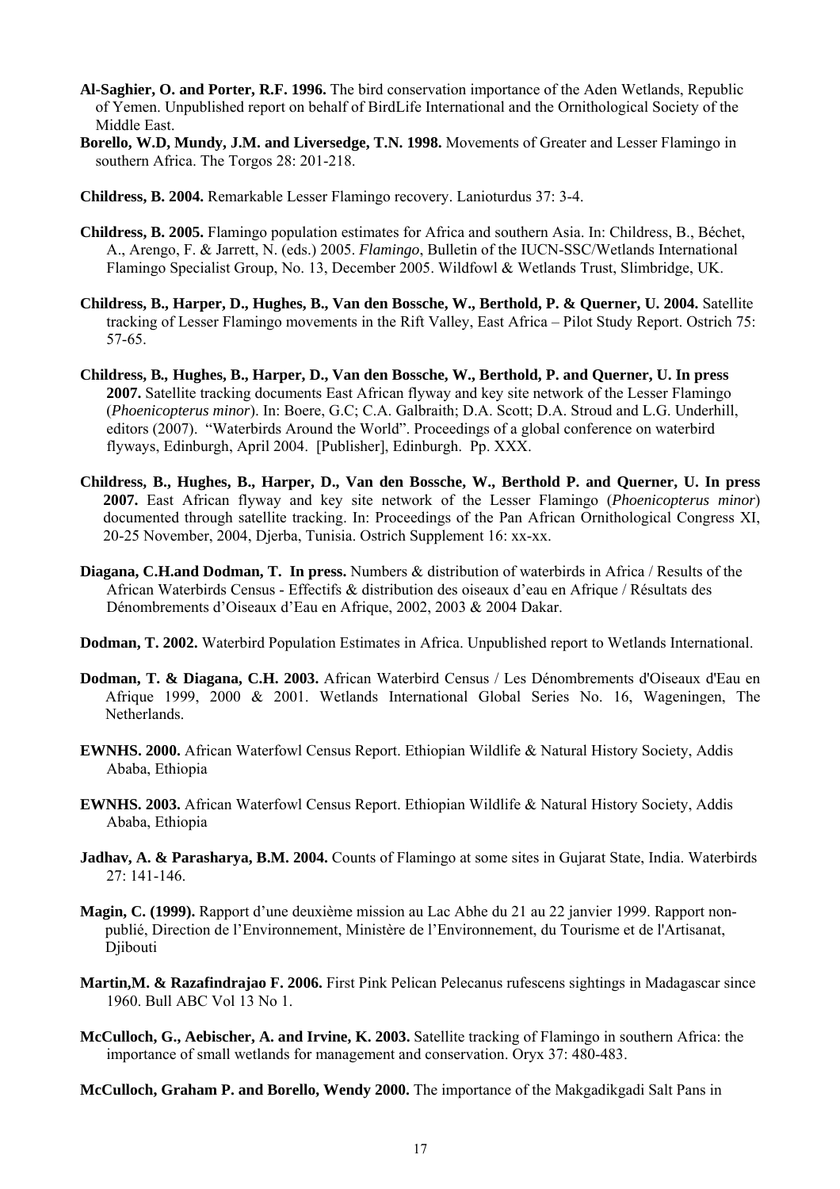**Al-Saghier, O. and Porter, R.F. 1996.** The bird conservation importance of the Aden Wetlands, Republic of Yemen. Unpublished report on behalf of BirdLife International and the Ornithological Society of the Middle East.

**Borello, W.D, Mundy, J.M. and Liversedge, T.N. 1998.** Movements of Greater and Lesser Flamingo in southern Africa. The Torgos 28: 201-218.

**Childress, B. 2004.** Remarkable Lesser Flamingo recovery. Lanioturdus 37: 3-4.

**Childress, B. 2005.** Flamingo population estimates for Africa and southern Asia. In: Childress, B., Béchet, A., Arengo, F. & Jarrett, N. (eds.) 2005. *Flamingo*, Bulletin of the IUCN-SSC/Wetlands International Flamingo Specialist Group, No. 13, December 2005. Wildfowl & Wetlands Trust, Slimbridge, UK.

**Childress, B., Harper, D., Hughes, B., Van den Bossche, W., Berthold, P. & Querner, U. 2004.** Satellite tracking of Lesser Flamingo movements in the Rift Valley, East Africa – Pilot Study Report. Ostrich 75: 57-65.

**Childress, B., Hughes, B., Harper, D., Van den Bossche, W., Berthold, P. and Querner, U. In press 2007.** Satellite tracking documents East African flyway and key site network of the Lesser Flamingo (*Phoenicopterus minor*). In: Boere, G.C; C.A. Galbraith; D.A. Scott; D.A. Stroud and L.G. Underhill, editors (2007). "Waterbirds Around the World". Proceedings of a global conference on waterbird flyways, Edinburgh, April 2004. [Publisher], Edinburgh. Pp. XXX.

**Childress, B., Hughes, B., Harper, D., Van den Bossche, W., Berthold P. and Querner, U. In press 2007.** East African flyway and key site network of the Lesser Flamingo (*Phoenicopterus minor*) documented through satellite tracking. In: Proceedings of the Pan African Ornithological Congress XI, 20-25 November, 2004, Djerba, Tunisia. Ostrich Supplement 16: xx-xx.

**Diagana, C.H.and Dodman, T. In press.** Numbers & distribution of waterbirds in Africa / Results of the African Waterbirds Census - Effectifs & distribution des oiseaux d'eau en Afrique / Résultats des Dénombrements d'Oiseaux d'Eau en Afrique, 2002, 2003 & 2004 Dakar.

**Dodman, T. 2002.** Waterbird Population Estimates in Africa. Unpublished report to Wetlands International.

**Dodman, T. & Diagana, C.H. 2003.** African Waterbird Census / Les Dénombrements d'Oiseaux d'Eau en Afrique 1999, 2000 & 2001. Wetlands International Global Series No. 16, Wageningen, The Netherlands.

**EWNHS. 2000.** African Waterfowl Census Report. Ethiopian Wildlife & Natural History Society, Addis Ababa, Ethiopia

**EWNHS. 2003.** African Waterfowl Census Report. Ethiopian Wildlife & Natural History Society, Addis Ababa, Ethiopia

**Jadhav, A. & Parasharya, B.M. 2004.** Counts of Flamingo at some sites in Gujarat State, India. Waterbirds 27: 141-146.

**Magin, C. (1999).** Rapport d'une deuxième mission au Lac Abhe du 21 au 22 janvier 1999. Rapport non-publié, Direction de l'Environnement, Ministère de l'Environnement, du Tourisme et de l'Artisanat, Djibouti

**Martin,M. & Razafindrajao F. 2006.** First Pink Pelican Pelecanus rufescens sightings in Madagascar since 1960. Bull ABC Vol 13 No 1.

**McCulloch, G., Aebischer, A. and Irvine, K. 2003.** Satellite tracking of Flamingo in southern Africa: the importance of small wetlands for management and conservation. Oryx 37: 480-483.

**McCulloch, Graham P. and Borello, Wendy 2000.** The importance of the Makgadikgadi Salt Pans in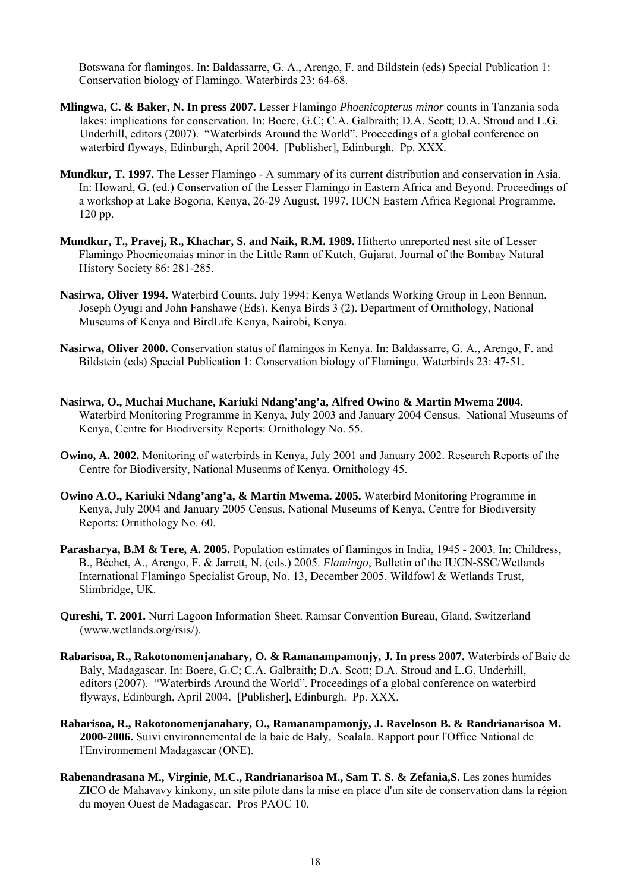Botswana for flamingos. In: Baldassarre, G. A., Arengo, F. and Bildstein (eds) Special Publication 1: Conservation biology of Flamingo. Waterbirds 23: 64-68.

**Mlingwa, C. & Baker, N. In press 2007.** Lesser Flamingo *Phoenicopterus minor* counts in Tanzania soda lakes: implications for conservation. In: Boere, G.C; C.A. Galbraith; D.A. Scott; D.A. Stroud and L.G. Underhill, editors (2007). "Waterbirds Around the World". Proceedings of a global conference on waterbird flyways, Edinburgh, April 2004. [Publisher], Edinburgh. Pp. XXX.

**Mundkur, T. 1997.** The Lesser Flamingo - A summary of its current distribution and conservation in Asia. In: Howard, G. (ed.) Conservation of the Lesser Flamingo in Eastern Africa and Beyond. Proceedings of a workshop at Lake Bogoria, Kenya, 26-29 August, 1997. IUCN Eastern Africa Regional Programme, 120 pp.

**Mundkur, T., Pravej, R., Khachar, S. and Naik, R.M. 1989.** Hitherto unreported nest site of Lesser Flamingo Phoeniconaias minor in the Little Rann of Kutch, Gujarat. Journal of the Bombay Natural History Society 86: 281-285.

**Nasirwa, Oliver 1994.** Waterbird Counts, July 1994: Kenya Wetlands Working Group in Leon Bennun, Joseph Oyugi and John Fanshawe (Eds). Kenya Birds 3 (2). Department of Ornithology, National Museums of Kenya and BirdLife Kenya, Nairobi, Kenya.

**Nasirwa, Oliver 2000.** Conservation status of flamingos in Kenya. In: Baldassarre, G. A., Arengo, F. and Bildstein (eds) Special Publication 1: Conservation biology of Flamingo. Waterbirds 23: 47-51.

**Nasirwa, O., Muchai Muchane, Kariuki Ndang'ang'a, Alfred Owino & Martin Mwema 2004.** Waterbird Monitoring Programme in Kenya, July 2003 and January 2004 Census. National Museums of Kenya, Centre for Biodiversity Reports: Ornithology No. 55.

**Owino, A. 2002.** Monitoring of waterbirds in Kenya, July 2001 and January 2002. Research Reports of the Centre for Biodiversity, National Museums of Kenya. Ornithology 45.

**Owino A.O., Kariuki Ndang'ang'a, & Martin Mwema. 2005.** Waterbird Monitoring Programme in Kenya, July 2004 and January 2005 Census. National Museums of Kenya, Centre for Biodiversity Reports: Ornithology No. 60.

**Parasharya, B.M & Tere, A. 2005.** Population estimates of flamingos in India, 1945 - 2003. In: Childress, B., Béchet, A., Arengo, F. & Jarrett, N. (eds.) 2005. *Flamingo*, Bulletin of the IUCN-SSC/Wetlands International Flamingo Specialist Group, No. 13, December 2005. Wildfowl & Wetlands Trust, Slimbridge, UK.

**Qureshi, T. 2001.** Nurri Lagoon Information Sheet. Ramsar Convention Bureau, Gland, Switzerland (www.wetlands.org/rsis/).

**Rabarisoa, R., Rakotonomenjanahary, O. & Ramanampamonjy, J. In press 2007.** Waterbirds of Baie de Baly, Madagascar. In: Boere, G.C; C.A. Galbraith; D.A. Scott; D.A. Stroud and L.G. Underhill, editors (2007). "Waterbirds Around the World". Proceedings of a global conference on waterbird flyways, Edinburgh, April 2004. [Publisher], Edinburgh. Pp. XXX.

**Rabarisoa, R., Rakotonomenjanahary, O., Ramanampamonjy, J. Raveloson B. & Randrianarisoa M. 2000-2006.** Suivi environnemental de la baie de Baly, Soalala. Rapport pour l'Office National de l'Environnement Madagascar (ONE).

**Rabenandrasana M., Virginie, M.C., Randrianarisoa M., Sam T. S. & Zefania,S.** Les zones humides ZICO de Mahavavy kinkony, un site pilote dans la mise en place d'un site de conservation dans la région du moyen Ouest de Madagascar. Pros PAOC 10.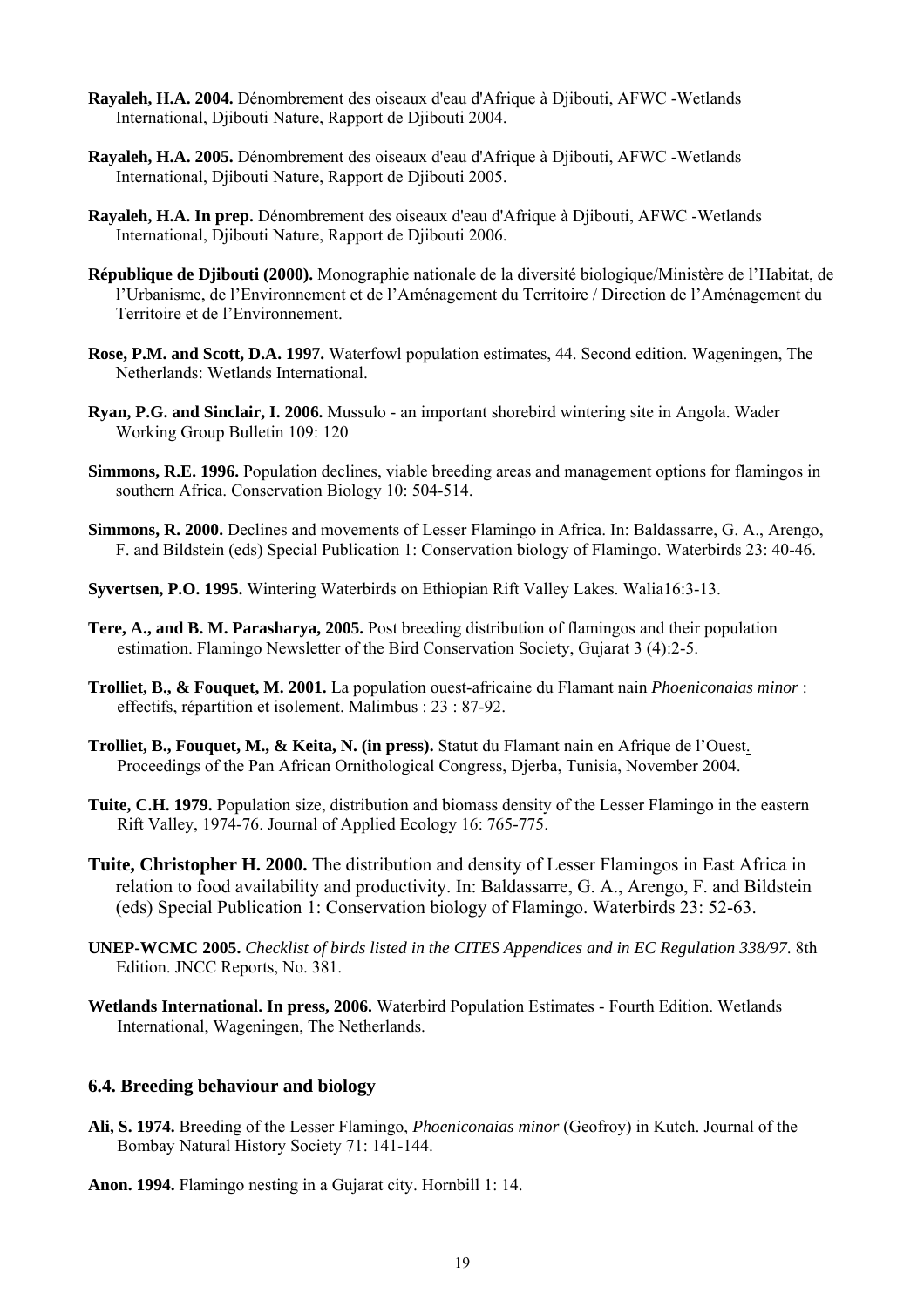**Rayaleh, H.A. 2004.** Dénombrement des oiseaux d'eau d'Afrique à Djibouti, AFWC -Wetlands International, Djibouti Nature, Rapport de Djibouti 2004.

**Rayaleh, H.A. 2005.** Dénombrement des oiseaux d'eau d'Afrique à Djibouti, AFWC -Wetlands International, Djibouti Nature, Rapport de Djibouti 2005.

**Rayaleh, H.A. In prep.** Dénombrement des oiseaux d'eau d'Afrique à Djibouti, AFWC -Wetlands International, Djibouti Nature, Rapport de Djibouti 2006.

**République de Djibouti (2000).** Monographie nationale de la diversité biologique/Ministère de l'Habitat, de l'Urbanisme, de l'Environnement et de l'Aménagement du Territoire / Direction de l'Aménagement du Territoire et de l'Environnement.

**Rose, P.M. and Scott, D.A. 1997.** Waterfowl population estimates, 44. Second edition. Wageningen, The Netherlands: Wetlands International.

**Ryan, P.G. and Sinclair, I. 2006.** Mussulo - an important shorebird wintering site in Angola. Wader Working Group Bulletin 109: 120

**Simmons, R.E. 1996.** Population declines, viable breeding areas and management options for flamingos in southern Africa. Conservation Biology 10: 504-514.

**Simmons, R. 2000.** Declines and movements of Lesser Flamingo in Africa. In: Baldassarre, G. A., Arengo, F. and Bildstein (eds) Special Publication 1: Conservation biology of Flamingo. Waterbirds 23: 40-46.

**Syvertsen, P.O. 1995.** Wintering Waterbirds on Ethiopian Rift Valley Lakes. Walia16:3-13.

**Tere, A., and B. M. Parasharya, 2005.** Post breeding distribution of flamingos and their population estimation. Flamingo Newsletter of the Bird Conservation Society, Gujarat 3 (4):2-5.

**Trolliet, B., & Fouquet, M. 2001.** La population ouest-africaine du Flamant nain *Phoeniconaias minor* : effectifs, répartition et isolement. Malimbus : 23 : 87-92.

**Trolliet, B., Fouquet, M., & Keita, N. (in press).** Statut du Flamant nain en Afrique de l'Ouest. Proceedings of the Pan African Ornithological Congress, Djerba, Tunisia, November 2004.

**Tuite, C.H. 1979.** Population size, distribution and biomass density of the Lesser Flamingo in the eastern Rift Valley, 1974-76. Journal of Applied Ecology 16: 765-775.

**Tuite, Christopher H. 2000.** The distribution and density of Lesser Flamingos in East Africa in relation to food availability and productivity. In: Baldassarre, G. A., Arengo, F. and Bildstein (eds) Special Publication 1: Conservation biology of Flamingo. Waterbirds 23: 52-63.

**UNEP-WCMC 2005.** *Checklist of birds listed in the CITES Appendices and in EC Regulation 338/97*. 8th Edition. JNCC Reports, No. 381.

**Wetlands International. In press, 2006.** Waterbird Population Estimates - Fourth Edition. Wetlands International, Wageningen, The Netherlands.

### 6.4. Breeding behaviour and biology

**Ali, S. 1974.** Breeding of the Lesser Flamingo, *Phoeniconaias minor* (Geofroy) in Kutch. Journal of the Bombay Natural History Society 71: 141-144.

**Anon. 1994.** Flamingo nesting in a Gujarat city. Hornbill 1: 14.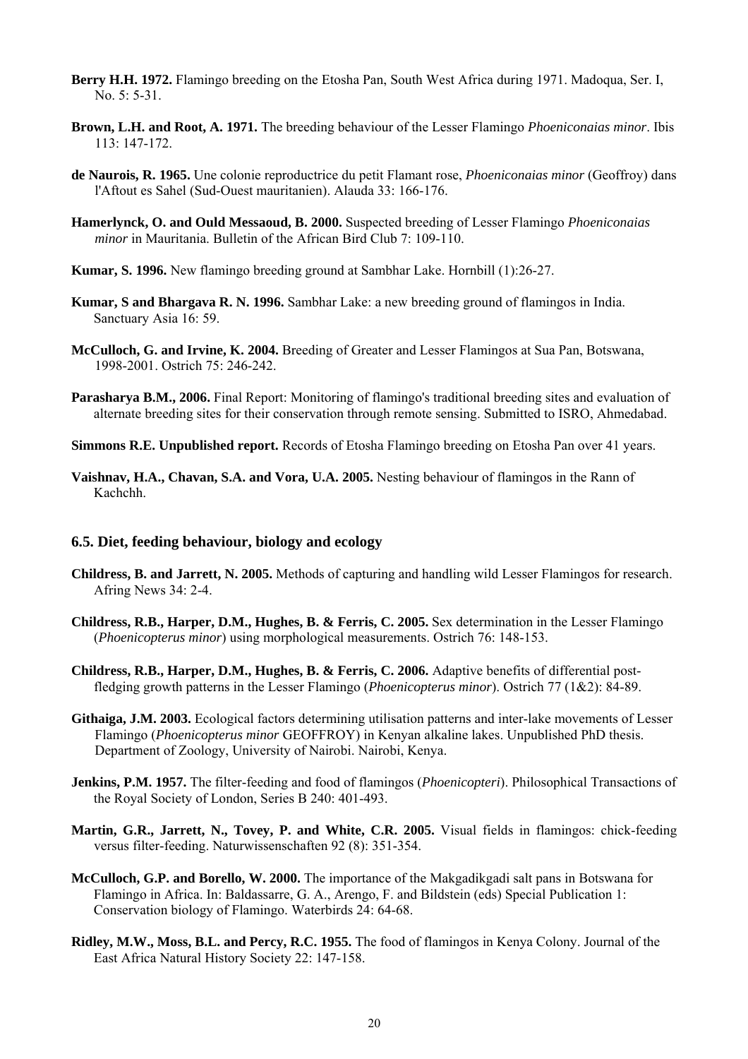**Berry H.H. 1972.** Flamingo breeding on the Etosha Pan, South West Africa during 1971. Madoqua, Ser. I, No. 5: 5-31.

**Brown, L.H. and Root, A. 1971.** The breeding behaviour of the Lesser Flamingo *Phoeniconaias minor*. Ibis 113: 147-172.

**de Naurois, R. 1965.** Une colonie reproductrice du petit Flamant rose, *Phoeniconaias minor* (Geoffroy) dans l'Aftout es Sahel (Sud-Ouest mauritanien). Alauda 33: 166-176.

**Hamerlynck, O. and Ould Messaoud, B. 2000.** Suspected breeding of Lesser Flamingo *Phoeniconaias minor* in Mauritania. Bulletin of the African Bird Club 7: 109-110.

**Kumar, S. 1996.** New flamingo breeding ground at Sambhar Lake. Hornbill (1):26-27.

**Kumar, S and Bhargava R. N. 1996.** Sambhar Lake: a new breeding ground of flamingos in India. Sanctuary Asia 16: 59.

**McCulloch, G. and Irvine, K. 2004.** Breeding of Greater and Lesser Flamingos at Sua Pan, Botswana, 1998-2001. Ostrich 75: 246-242.

**Parasharya B.M., 2006.** Final Report: Monitoring of flamingo's traditional breeding sites and evaluation of alternate breeding sites for their conservation through remote sensing. Submitted to ISRO, Ahmedabad.

**Simmons R.E. Unpublished report.** Records of Etosha Flamingo breeding on Etosha Pan over 41 years.

**Vaishnav, H.A., Chavan, S.A. and Vora, U.A. 2005.** Nesting behaviour of flamingos in the Rann of Kachchh.

### 6.5. Diet, feeding behaviour, biology and ecology

**Childress, B. and Jarrett, N. 2005.** Methods of capturing and handling wild Lesser Flamingos for research. Afring News 34: 2-4.

**Childress, R.B., Harper, D.M., Hughes, B. & Ferris, C. 2005.** Sex determination in the Lesser Flamingo (*Phoenicopterus minor*) using morphological measurements. Ostrich 76: 148-153.

**Childress, R.B., Harper, D.M., Hughes, B. & Ferris, C. 2006.** Adaptive benefits of differential post-fledging growth patterns in the Lesser Flamingo (*Phoenicopterus minor*). Ostrich 77 (1&2): 84-89.

**Githaiga, J.M. 2003.** Ecological factors determining utilisation patterns and inter-lake movements of Lesser Flamingo (*Phoenicopterus minor* GEOFFROY) in Kenyan alkaline lakes. Unpublished PhD thesis. Department of Zoology, University of Nairobi. Nairobi, Kenya.

**Jenkins, P.M. 1957.** The filter-feeding and food of flamingos (*Phoenicopteri*). Philosophical Transactions of the Royal Society of London, Series B 240: 401-493.

**Martin, G.R., Jarrett, N., Tovey, P. and White, C.R. 2005.** Visual fields in flamingos: chick-feeding versus filter-feeding. Naturwissenschaften 92 (8): 351-354.

**McCulloch, G.P. and Borello, W. 2000.** The importance of the Makgadikgadi salt pans in Botswana for Flamingo in Africa. In: Baldassarre, G. A., Arengo, F. and Bildstein (eds) Special Publication 1: Conservation biology of Flamingo. Waterbirds 24: 64-68.

**Ridley, M.W., Moss, B.L. and Percy, R.C. 1955.** The food of flamingos in Kenya Colony. Journal of the East Africa Natural History Society 22: 147-158.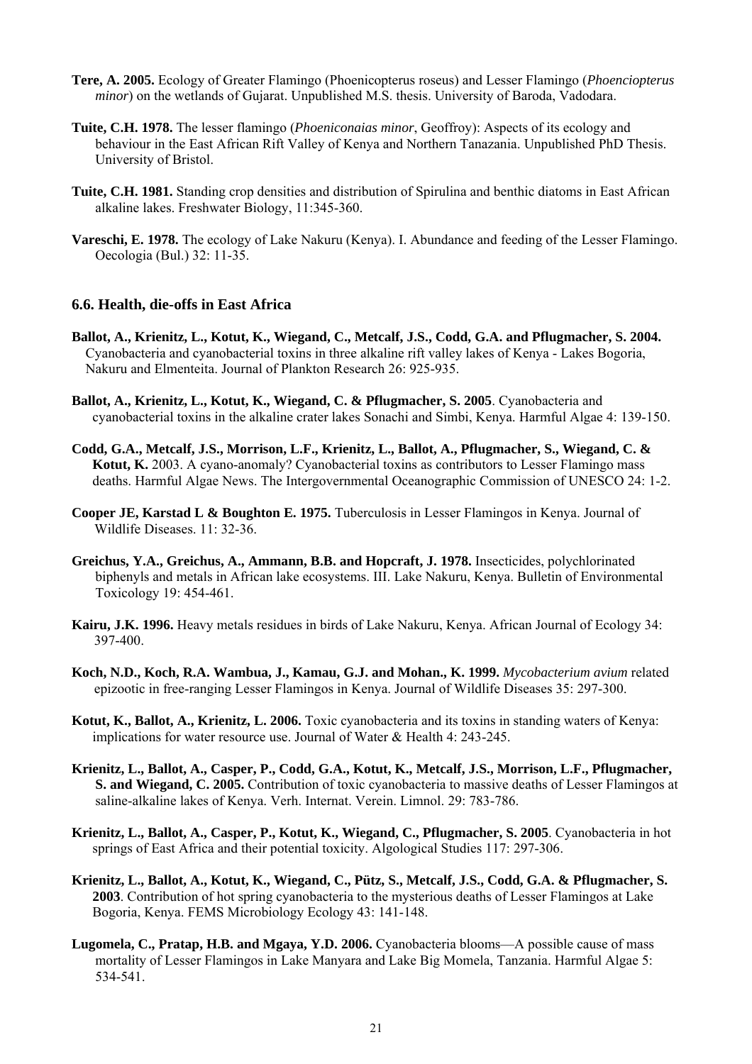**Tere, A. 2005.** Ecology of Greater Flamingo (Phoenicopterus roseus) and Lesser Flamingo (*Phoenciopterus minor*) on the wetlands of Gujarat. Unpublished M.S. thesis. University of Baroda, Vadodara.

**Tuite, C.H. 1978.** The lesser flamingo (*Phoeniconaias minor*, Geoffroy): Aspects of its ecology and behaviour in the East African Rift Valley of Kenya and Northern Tanazania. Unpublished PhD Thesis. University of Bristol.

**Tuite, C.H. 1981.** Standing crop densities and distribution of Spirulina and benthic diatoms in East African alkaline lakes. Freshwater Biology, 11:345-360.

**Vareschi, E. 1978.** The ecology of Lake Nakuru (Kenya). I. Abundance and feeding of the Lesser Flamingo. Oecologia (Bul.) 32: 11-35.

### 6.6. Health, die-offs in East Africa

**Ballot, A., Krienitz, L., Kotut, K., Wiegand, C., Metcalf, J.S., Codd, G.A. and Pflugmacher, S. 2004.** Cyanobacteria and cyanobacterial toxins in three alkaline rift valley lakes of Kenya - Lakes Bogoria, Nakuru and Elmenteita. Journal of Plankton Research 26: 925-935.

**Ballot, A., Krienitz, L., Kotut, K., Wiegand, C. & Pflugmacher, S. 2005**. Cyanobacteria and cyanobacterial toxins in the alkaline crater lakes Sonachi and Simbi, Kenya. Harmful Algae 4: 139-150.

**Codd, G.A., Metcalf, J.S., Morrison, L.F., Krienitz, L., Ballot, A., Pflugmacher, S., Wiegand, C. & Kotut, K.** 2003. A cyano-anomaly? Cyanobacterial toxins as contributors to Lesser Flamingo mass deaths. Harmful Algae News. The Intergovernmental Oceanographic Commission of UNESCO 24: 1-2.

**Cooper JE, Karstad L & Boughton E. 1975.** Tuberculosis in Lesser Flamingos in Kenya. Journal of Wildlife Diseases. 11: 32-36.

**Greichus, Y.A., Greichus, A., Ammann, B.B. and Hopcraft, J. 1978.** Insecticides, polychlorinated biphenyls and metals in African lake ecosystems. III. Lake Nakuru, Kenya. Bulletin of Environmental Toxicology 19: 454-461.

**Kairu, J.K. 1996.** Heavy metals residues in birds of Lake Nakuru, Kenya. African Journal of Ecology 34: 397-400.

**Koch, N.D., Koch, R.A. Wambua, J., Kamau, G.J. and Mohan., K. 1999.** *Mycobacterium avium* related epizootic in free-ranging Lesser Flamingos in Kenya. Journal of Wildlife Diseases 35: 297-300.

**Kotut, K., Ballot, A., Krienitz, L. 2006.** Toxic cyanobacteria and its toxins in standing waters of Kenya: implications for water resource use. Journal of Water & Health 4: 243-245.

**Krienitz, L., Ballot, A., Casper, P., Codd, G.A., Kotut, K., Metcalf, J.S., Morrison, L.F., Pflugmacher, S. and Wiegand, C. 2005.** Contribution of toxic cyanobacteria to massive deaths of Lesser Flamingos at saline-alkaline lakes of Kenya. Verh. Internat. Verein. Limnol. 29: 783-786.

**Krienitz, L., Ballot, A., Casper, P., Kotut, K., Wiegand, C., Pflugmacher, S. 2005**. Cyanobacteria in hot springs of East Africa and their potential toxicity. Algological Studies 117: 297-306.

**Krienitz, L., Ballot, A., Kotut, K., Wiegand, C., Pütz, S., Metcalf, J.S., Codd, G.A. & Pflugmacher, S. 2003**. Contribution of hot spring cyanobacteria to the mysterious deaths of Lesser Flamingos at Lake Bogoria, Kenya. FEMS Microbiology Ecology 43: 141-148.

**Lugomela, C., Pratap, H.B. and Mgaya, Y.D. 2006.** Cyanobacteria blooms—A possible cause of mass mortality of Lesser Flamingos in Lake Manyara and Lake Big Momela, Tanzania. Harmful Algae 5: 534-541.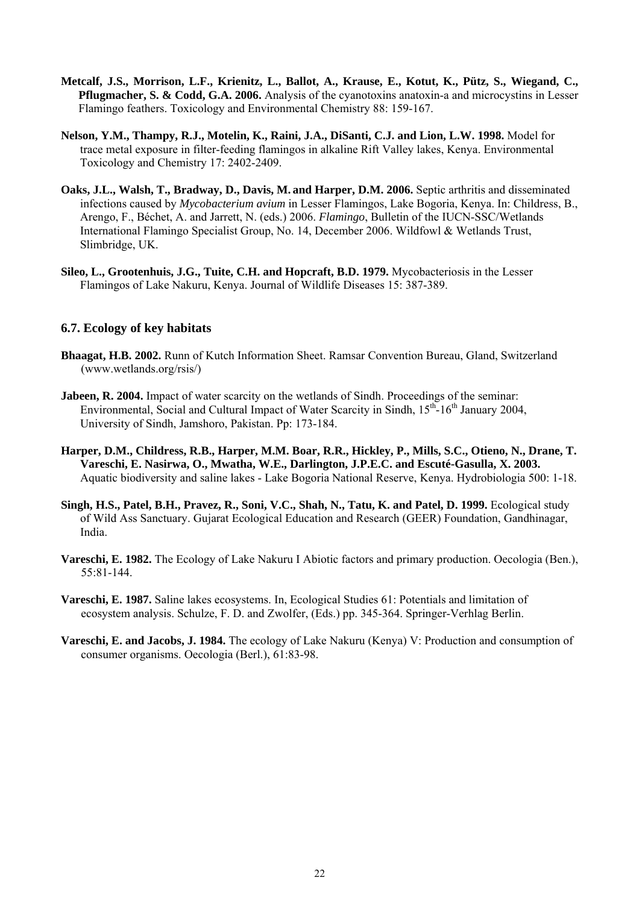**Metcalf, J.S., Morrison, L.F., Krienitz, L., Ballot, A., Krause, E., Kotut, K., Pütz, S., Wiegand, C., Pflugmacher, S. & Codd, G.A. 2006.** Analysis of the cyanotoxins anatoxin-a and microcystins in Lesser Flamingo feathers. Toxicology and Environmental Chemistry 88: 159-167.

**Nelson, Y.M., Thampy, R.J., Motelin, K., Raini, J.A., DiSanti, C.J. and Lion, L.W. 1998.** Model for trace metal exposure in filter-feeding flamingos in alkaline Rift Valley lakes, Kenya. Environmental Toxicology and Chemistry 17: 2402-2409.

**Oaks, J.L., Walsh, T., Bradway, D., Davis, M. and Harper, D.M. 2006.** Septic arthritis and disseminated infections caused by *Mycobacterium avium* in Lesser Flamingos, Lake Bogoria, Kenya. In: Childress, B., Arengo, F., Béchet, A. and Jarrett, N. (eds.) 2006. *Flamingo*, Bulletin of the IUCN-SSC/Wetlands International Flamingo Specialist Group, No. 14, December 2006. Wildfowl & Wetlands Trust, Slimbridge, UK.

**Sileo, L., Grootenhuis, J.G., Tuite, C.H. and Hopcraft, B.D. 1979.** Mycobacteriosis in the Lesser Flamingos of Lake Nakuru, Kenya. Journal of Wildlife Diseases 15: 387-389.

### 6.7. Ecology of key habitats

**Bhaagat, H.B. 2002.** Runn of Kutch Information Sheet. Ramsar Convention Bureau, Gland, Switzerland (www.wetlands.org/rsis/)

**Jabeen, R. 2004.** Impact of water scarcity on the wetlands of Sindh. Proceedings of the seminar: Environmental, Social and Cultural Impact of Water Scarcity in Sindh, 15th-16th January 2004, University of Sindh, Jamshoro, Pakistan. Pp: 173-184.

**Harper, D.M., Childress, R.B., Harper, M.M. Boar, R.R., Hickley, P., Mills, S.C., Otieno, N., Drane, T. Vareschi, E. Nasirwa, O., Mwatha, W.E., Darlington, J.P.E.C. and Escuté-Gasulla, X. 2003.** Aquatic biodiversity and saline lakes - Lake Bogoria National Reserve, Kenya. Hydrobiologia 500: 1-18.

**Singh, H.S., Patel, B.H., Pravez, R., Soni, V.C., Shah, N., Tatu, K. and Patel, D. 1999.** Ecological study of Wild Ass Sanctuary. Gujarat Ecological Education and Research (GEER) Foundation, Gandhinagar, India.

**Vareschi, E. 1982.** The Ecology of Lake Nakuru I Abiotic factors and primary production. Oecologia (Ben.), 55:81-144.

**Vareschi, E. 1987.** Saline lakes ecosystems. In, Ecological Studies 61: Potentials and limitation of ecosystem analysis. Schulze, F. D. and Zwolfer, (Eds.) pp. 345-364. Springer-Verhlag Berlin.

**Vareschi, E. and Jacobs, J. 1984.** The ecology of Lake Nakuru (Kenya) V: Production and consumption of consumer organisms. Oecologia (Berl.), 61:83-98.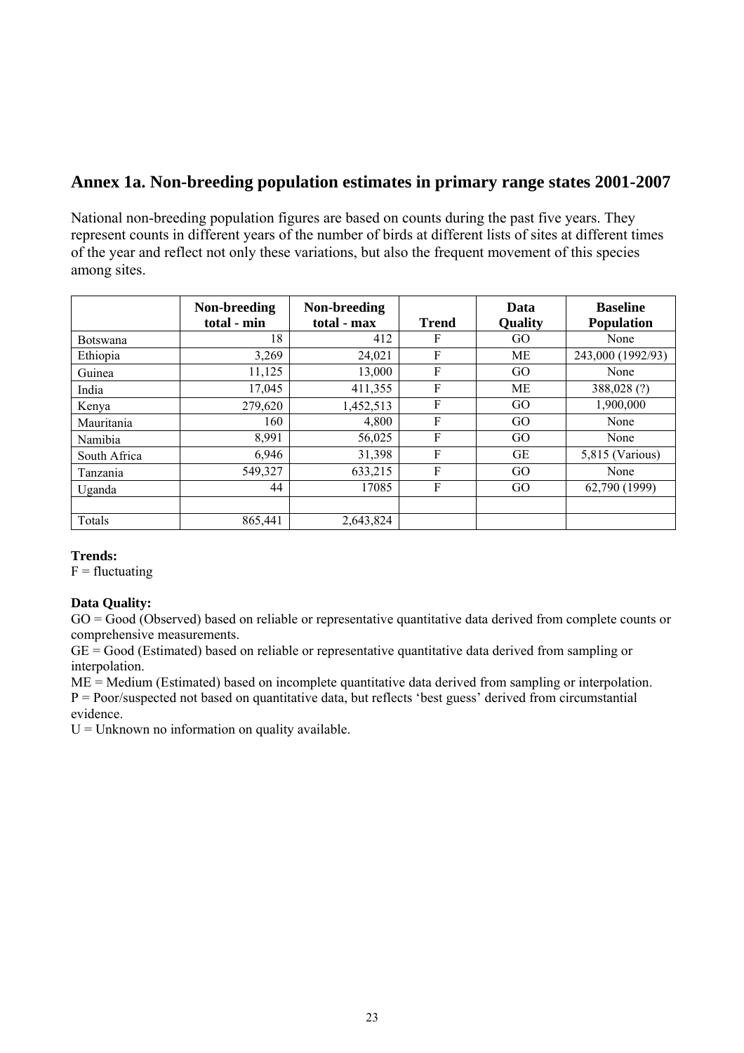## Annex 1a. Non-breeding population estimates in primary range states 2001-2007

National non-breeding population figures are based on counts during the past five years. They represent counts in different years of the number of birds at different lists of sites at different times of the year and reflect not only these variations, but also the frequent movement of this species among sites.

| | Non-breeding total - min | Non-breeding total - max | Trend | Data Quality | Baseline Population |
|---|---|---|---|---|---|
| Botswana | 18 | 412 | F | GO | None |
| Ethiopia | 3,269 | 24,021 | F | ME | 243,000 (1992/93) |
| Guinea | 11,125 | 13,000 | F | GO | None |
| India | 17,045 | 411,355 | F | ME | 388,028 (?) |
| Kenya | 279,620 | 1,452,513 | F | GO | 1,900,000 |
| Mauritania | 160 | 4,800 | F | GO | None |
| Namibia | 8,991 | 56,025 | F | GO | None |
| South Africa | 6,946 | 31,398 | F | GE | 5,815 (Various) |
| Tanzania | 549,327 | 633,215 | F | GO | None |
| Uganda | 44 | 17085 | F | GO | 62,790 (1999) |
| | | | | | |
| Totals | 865,441 | 2,643,824 | | | |

**Trends:**
F = fluctuating

**Data Quality:**
GO = Good (Observed) based on reliable or representative quantitative data derived from complete counts or comprehensive measurements.
GE = Good (Estimated) based on reliable or representative quantitative data derived from sampling or interpolation.
ME = Medium (Estimated) based on incomplete quantitative data derived from sampling or interpolation.
P = Poor/suspected not based on quantitative data, but reflects 'best guess' derived from circumstantial evidence.
U = Unknown no information on quality available.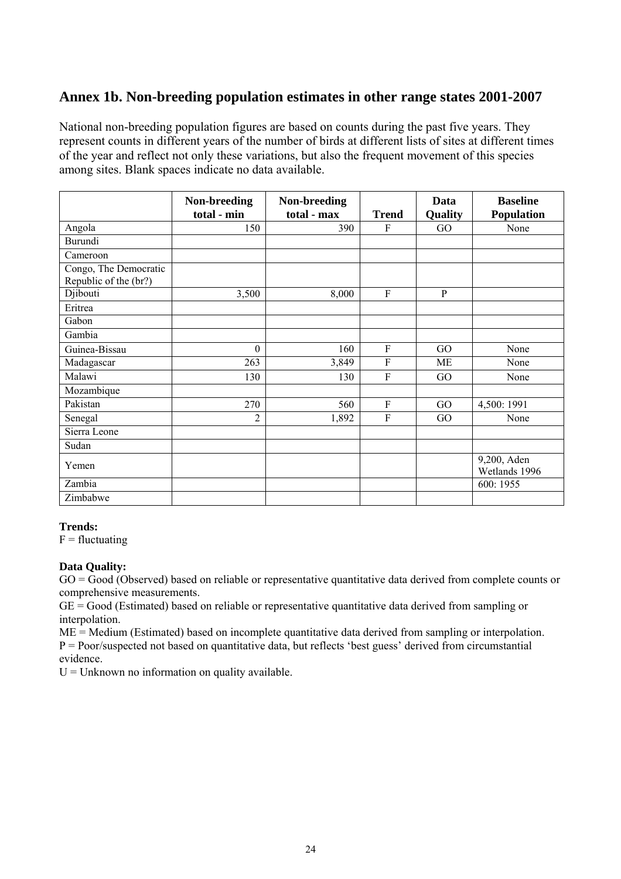## Annex 1b. Non-breeding population estimates in other range states 2001-2007

National non-breeding population figures are based on counts during the past five years. They represent counts in different years of the number of birds at different lists of sites at different times of the year and reflect not only these variations, but also the frequent movement of this species among sites. Blank spaces indicate no data available.

| | Non-breeding total - min | Non-breeding total - max | Trend | Data Quality | Baseline Population |
|---|---|---|---|---|---|
| Angola | 150 | 390 | F | GO | None |
| Burundi | | | | | |
| Cameroon | | | | | |
| Congo, The Democratic Republic of the (br?) | | | | | |
| Djibouti | 3,500 | 8,000 | F | P | |
| Eritrea | | | | | |
| Gabon | | | | | |
| Gambia | | | | | |
| Guinea-Bissau | 0 | 160 | F | GO | None |
| Madagascar | 263 | 3,849 | F | ME | None |
| Malawi | 130 | 130 | F | GO | None |
| Mozambique | | | | | |
| Pakistan | 270 | 560 | F | GO | 4,500: 1991 |
| Senegal | 2 | 1,892 | F | GO | None |
| Sierra Leone | | | | | |
| Sudan | | | | | |
| Yemen | | | | | 9,200, Aden Wetlands 1996 |
| Zambia | | | | | 600: 1955 |
| Zimbabwe | | | | | |

**Trends:**
F = fluctuating

**Data Quality:**
GO = Good (Observed) based on reliable or representative quantitative data derived from complete counts or comprehensive measurements.
GE = Good (Estimated) based on reliable or representative quantitative data derived from sampling or interpolation.
ME = Medium (Estimated) based on incomplete quantitative data derived from sampling or interpolation.
P = Poor/suspected not based on quantitative data, but reflects 'best guess' derived from circumstantial evidence.
U = Unknown no information on quality available.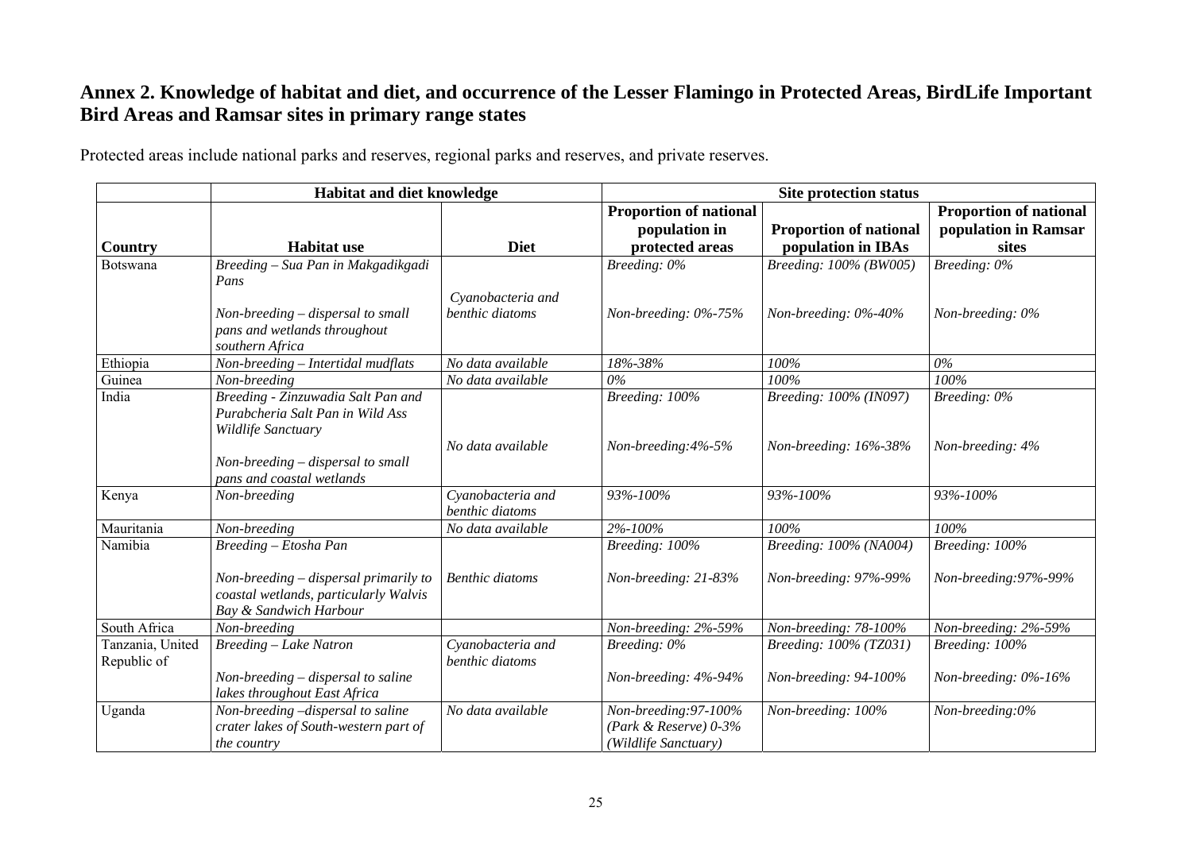## Annex 2. Knowledge of habitat and diet, and occurrence of the Lesser Flamingo in Protected Areas, BirdLife Important Bird Areas and Ramsar sites in primary range states

Protected areas include national parks and reserves, regional parks and reserves, and private reserves.

| | Habitat and diet knowledge | | Site protection status | | |
|---|---|---|---|---|---|
| **Country** | **Habitat use** | **Diet** | **Proportion of national population in protected areas** | **Proportion of national population in IBAs** | **Proportion of national population in Ramsar sites** |
| Botswana | *Breeding – Sua Pan in Makgadikgadi Pans* | | *Breeding: 0%* | *Breeding: 100% (BW005)* | *Breeding: 0%* |
| | *Non-breeding – dispersal to small pans and wetlands throughout southern Africa* | *Cyanobacteria and benthic diatoms* | *Non-breeding: 0%-75%* | *Non-breeding: 0%-40%* | *Non-breeding: 0%* |
| Ethiopia | *Non-breeding – Intertidal mudflats* | *No data available* | *18%-38%* | *100%* | *0%* |
| Guinea | *Non-breeding* | *No data available* | *0%* | *100%* | *100%* |
| India | *Breeding - Zinzuwadia Salt Pan and Purabcheria Salt Pan in Wild Ass Wildlife Sanctuary* | | *Breeding: 100%* | *Breeding: 100% (IN097)* | *Breeding: 0%* |
| | *Non-breeding – dispersal to small pans and coastal wetlands* | *No data available* | *Non-breeding:4%-5%* | *Non-breeding: 16%-38%* | *Non-breeding: 4%* |
| Kenya | *Non-breeding* | *Cyanobacteria and benthic diatoms* | *93%-100%* | *93%-100%* | *93%-100%* |
| Mauritania | *Non-breeding* | *No data available* | *2%-100%* | *100%* | *100%* |
| Namibia | *Breeding – Etosha Pan* | | *Breeding: 100%* | *Breeding: 100% (NA004)* | *Breeding: 100%* |
| | *Non-breeding – dispersal primarily to coastal wetlands, particularly Walvis Bay & Sandwich Harbour* | *Benthic diatoms* | *Non-breeding: 21-83%* | *Non-breeding: 97%-99%* | *Non-breeding:97%-99%* |
| South Africa | *Non-breeding* | | *Non-breeding: 2%-59%* | *Non-breeding: 78-100%* | *Non-breeding: 2%-59%* |
| Tanzania, United Republic of | *Breeding – Lake Natron* | *Cyanobacteria and benthic diatoms* | *Breeding: 0%* | *Breeding: 100% (TZ031)* | *Breeding: 100%* |
| | *Non-breeding – dispersal to saline lakes throughout East Africa* | | *Non-breeding: 4%-94%* | *Non-breeding: 94-100%* | *Non-breeding: 0%-16%* |
| Uganda | *Non-breeding –dispersal to saline crater lakes of South-western part of the country* | *No data available* | *Non-breeding:97-100% (Park & Reserve) 0-3% (Wildlife Sanctuary)* | *Non-breeding: 100%* | *Non-breeding:0%* |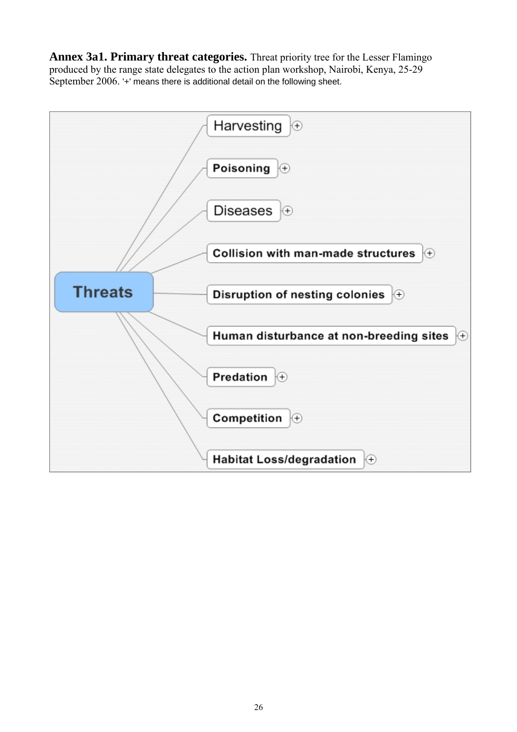**Annex 3a1. Primary threat categories.** Threat priority tree for the Lesser Flamingo produced by the range state delegates to the action plan workshop, Nairobi, Kenya, 25-29 September 2006. '+' means there is additional detail on the following sheet.

- Threats
  - Harvesting (+)
  - Poisoning (+)
  - Diseases (+)
  - Collision with man-made structures (+)
  - Disruption of nesting colonies (+)
  - Human disturbance at non-breeding sites (+)
  - Predation (+)
  - Competition (+)
  - Habitat Loss/degradation (+)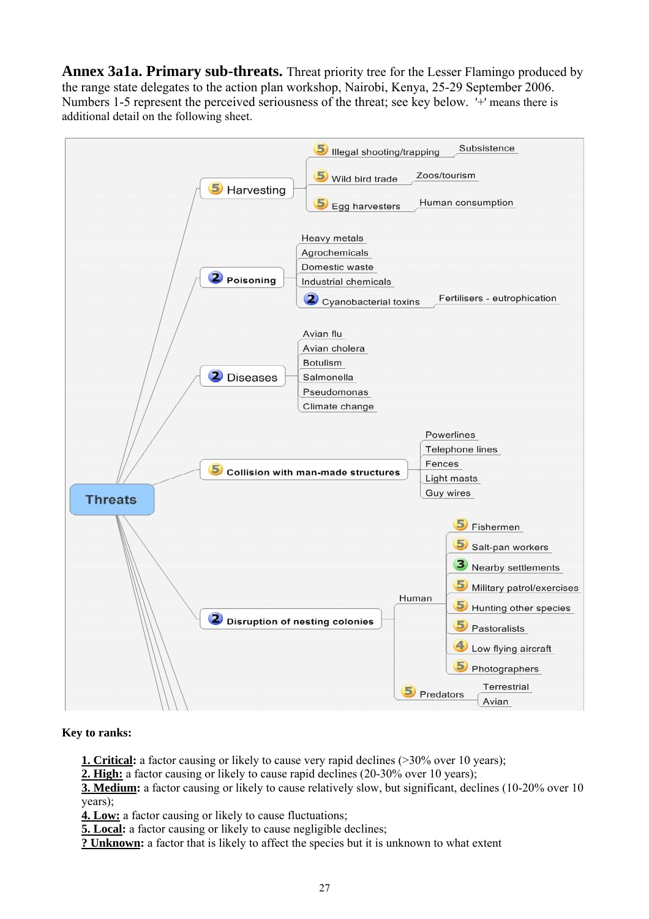**Annex 3a1a. Primary sub-threats.** Threat priority tree for the Lesser Flamingo produced by the range state delegates to the action plan workshop, Nairobi, Kenya, 25-29 September 2006. Numbers 1-5 represent the perceived seriousness of the threat; see key below. '+' means there is additional detail on the following sheet.

- **Threats**
  - (5) Harvesting
    - (5) Illegal shooting/trapping — Subsistence
    - (5) Wild bird trade — Zoos/tourism
    - (5) Egg harvesters — Human consumption
  - (2) Poisoning
    - Heavy metals
    - Agrochemicals
    - Domestic waste
    - Industrial chemicals
    - (2) Cyanobacterial toxins — Fertilisers - eutrophication
  - (2) Diseases
    - Avian flu
    - Avian cholera
    - Botulism
    - Salmonella
    - Pseudomonas
    - Climate change
  - (5) Collision with man-made structures
    - Powerlines
    - Telephone lines
    - Fences
    - Light masts
    - Guy wires
  - (2) Disruption of nesting colonies
    - Human
      - (5) Fishermen
      - (5) Salt-pan workers
      - (3) Nearby settlements
      - (5) Military patrol/exercises
      - (5) Hunting other species
      - (5) Pastoralists
      - (4) Low flying aircraft
      - (5) Photographers
    - (5) Predators
      - Terrestrial
      - Avian

**Key to ranks:**

**1. Critical:** a factor causing or likely to cause very rapid declines (>30% over 10 years);
**2. High:** a factor causing or likely to cause rapid declines (20-30% over 10 years);
**3. Medium:** a factor causing or likely to cause relatively slow, but significant, declines (10-20% over 10 years);
**4. Low:** a factor causing or likely to cause fluctuations;
**5. Local:** a factor causing or likely to cause negligible declines;
**? Unknown:** a factor that is likely to affect the species but it is unknown to what extent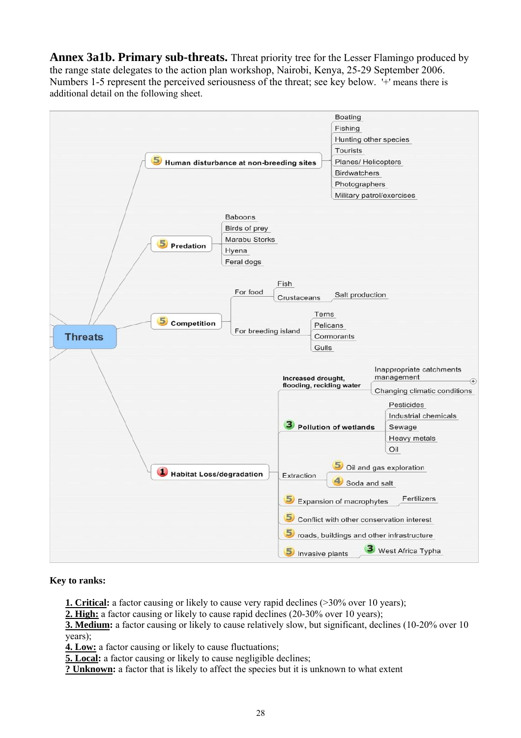**Annex 3a1b. Primary sub-threats.** Threat priority tree for the Lesser Flamingo produced by the range state delegates to the action plan workshop, Nairobi, Kenya, 25-29 September 2006. Numbers 1-5 represent the perceived seriousness of the threat; see key below. '+' means there is additional detail on the following sheet.

- **Threats**
  - **5 Human disturbance at non-breeding sites**
    - Boating
    - Fishing
    - Hunting other species
    - Tourists
    - Planes/ Helicopters
    - Birdwatchers
    - Photographers
    - Military patrol/exercises
  - **5 Predation**
    - Baboons
    - Birds of prey
    - Marabu Storks
    - Hyena
    - Feral dogs
  - **5 Competition**
    - For food
      - Fish
      - Crustaceans
        - Salt production
    - For breeding island
      - Terns
      - Pelicans
      - Cormorants
      - Gulls
  - **1 Habitat Loss/degradation**
    - Increased drought, flooding, reciding water
      - Inappropriate catchments management (+)
      - Changing climatic conditions
    - 3 Pollution of wetlands
      - Pesticides
      - Industrial chemicals
      - Sewage
      - Heavy metals
      - Oil
    - Extraction
      - 5 Oil and gas exploration
      - 4 Soda and salt
    - 5 Expansion of macrophytes
      - Fertilizers
    - 5 Conflict with other conservation interest
    - 5 roads, buildings and other infrastructure
    - 5 Invasive plants
      - 3 West Africa Typha

**Key to ranks:**

**1. Critical**: a factor causing or likely to cause very rapid declines (>30% over 10 years);
**2. High:** a factor causing or likely to cause rapid declines (20-30% over 10 years);
**3. Medium:** a factor causing or likely to cause relatively slow, but significant, declines (10-20% over 10 years);
**4. Low:** a factor causing or likely to cause fluctuations;
**5. Local:** a factor causing or likely to cause negligible declines;
**? Unknown:** a factor that is likely to affect the species but it is unknown to what extent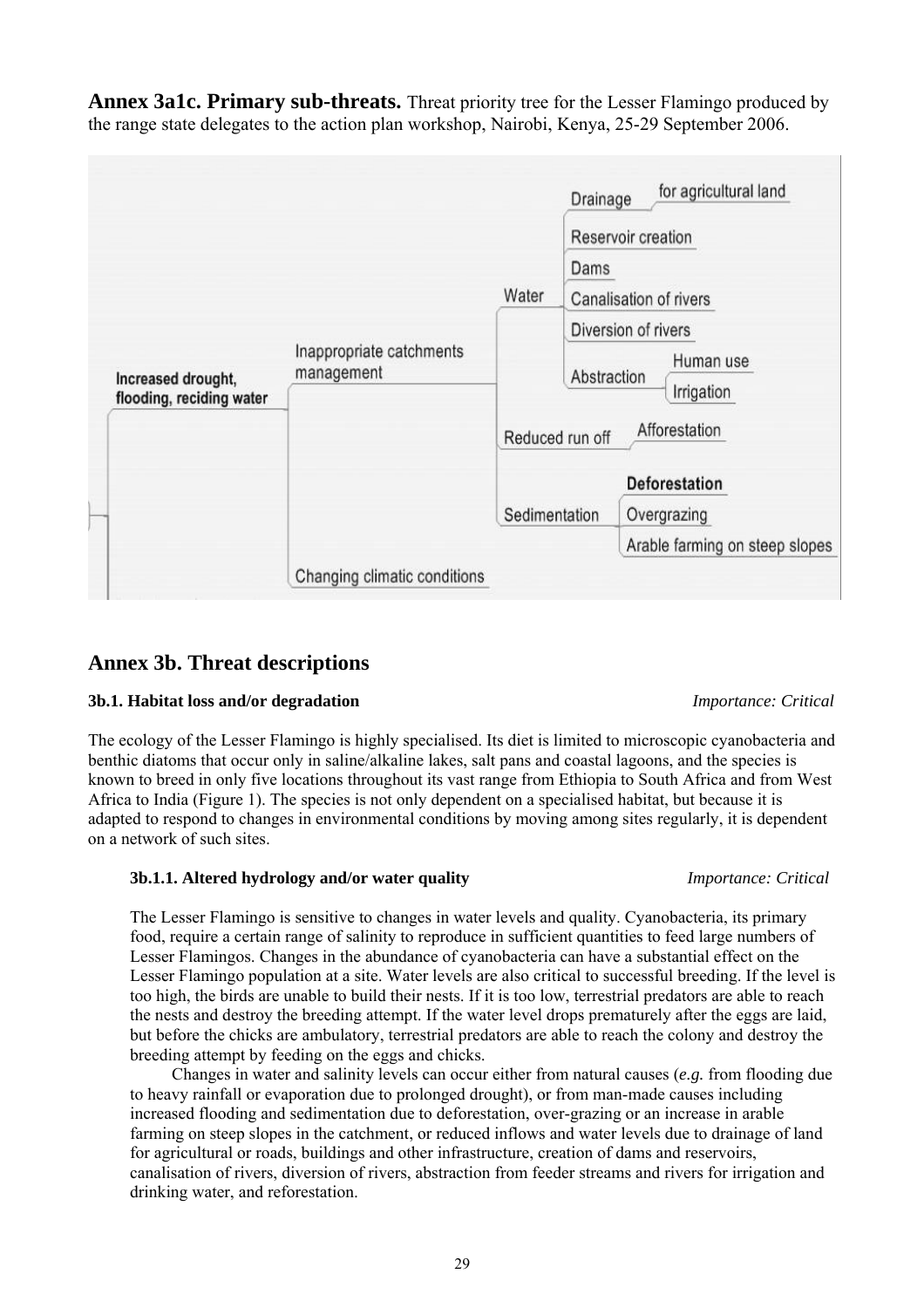**Annex 3a1c. Primary sub-threats.** Threat priority tree for the Lesser Flamingo produced by the range state delegates to the action plan workshop, Nairobi, Kenya, 25-29 September 2006.

- **Increased drought, flooding, reciding water**
  - Inappropriate catchments management
    - Water
      - Drainage
        - for agricultural land
      - Reservoir creation
      - Dams
      - Canalisation of rivers
      - Diversion of rivers
      - Abstraction
        - Human use
        - Irrigation
    - Reduced run off
      - Afforestation
    - Sedimentation
      - **Deforestation**
      - Overgrazing
      - Arable farming on steep slopes
  - Changing climatic conditions

## Annex 3b. Threat descriptions

### 3b.1. Habitat loss and/or degradation

*Importance: Critical*

The ecology of the Lesser Flamingo is highly specialised. Its diet is limited to microscopic cyanobacteria and benthic diatoms that occur only in saline/alkaline lakes, salt pans and coastal lagoons, and the species is known to breed in only five locations throughout its vast range from Ethiopia to South Africa and from West Africa to India (Figure 1). The species is not only dependent on a specialised habitat, but because it is adapted to respond to changes in environmental conditions by moving among sites regularly, it is dependent on a network of such sites.

#### 3b.1.1. Altered hydrology and/or water quality

*Importance: Critical*

The Lesser Flamingo is sensitive to changes in water levels and quality. Cyanobacteria, its primary food, require a certain range of salinity to reproduce in sufficient quantities to feed large numbers of Lesser Flamingos. Changes in the abundance of cyanobacteria can have a substantial effect on the Lesser Flamingo population at a site. Water levels are also critical to successful breeding. If the level is too high, the birds are unable to build their nests. If it is too low, terrestrial predators are able to reach the nests and destroy the breeding attempt. If the water level drops prematurely after the eggs are laid, but before the chicks are ambulatory, terrestrial predators are able to reach the colony and destroy the breeding attempt by feeding on the eggs and chicks.

Changes in water and salinity levels can occur either from natural causes (*e.g.* from flooding due to heavy rainfall or evaporation due to prolonged drought), or from man-made causes including increased flooding and sedimentation due to deforestation, over-grazing or an increase in arable farming on steep slopes in the catchment, or reduced inflows and water levels due to drainage of land for agricultural or roads, buildings and other infrastructure, creation of dams and reservoirs, canalisation of rivers, diversion of rivers, abstraction from feeder streams and rivers for irrigation and drinking water, and reforestation.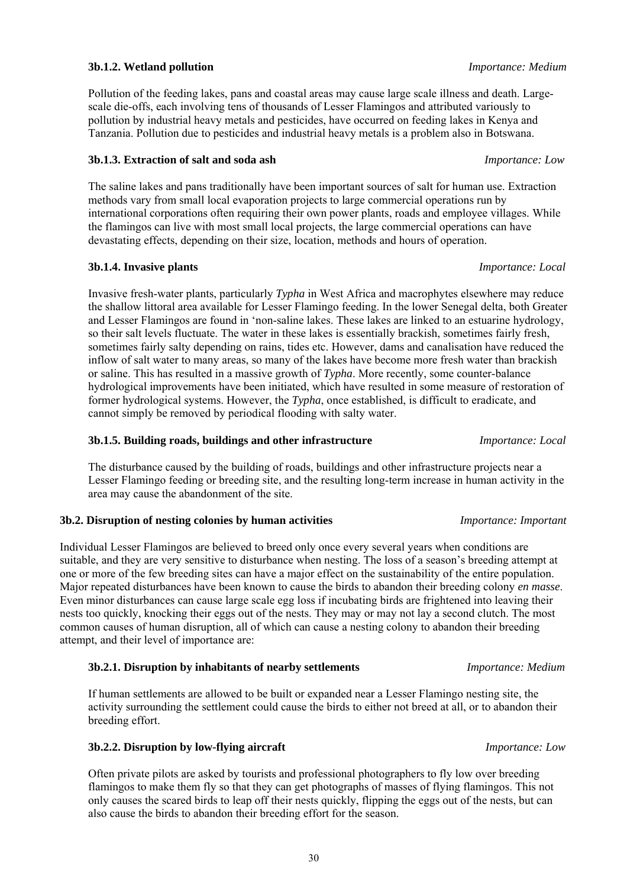#### 3b.1.2. Wetland pollution *Importance: Medium*

Pollution of the feeding lakes, pans and coastal areas may cause large scale illness and death. Large-scale die-offs, each involving tens of thousands of Lesser Flamingos and attributed variously to pollution by industrial heavy metals and pesticides, have occurred on feeding lakes in Kenya and Tanzania. Pollution due to pesticides and industrial heavy metals is a problem also in Botswana.

#### 3b.1.3. Extraction of salt and soda ash *Importance: Low*

The saline lakes and pans traditionally have been important sources of salt for human use. Extraction methods vary from small local evaporation projects to large commercial operations run by international corporations often requiring their own power plants, roads and employee villages. While the flamingos can live with most small local projects, the large commercial operations can have devastating effects, depending on their size, location, methods and hours of operation.

#### 3b.1.4. Invasive plants *Importance: Local*

Invasive fresh-water plants, particularly *Typha* in West Africa and macrophytes elsewhere may reduce the shallow littoral area available for Lesser Flamingo feeding. In the lower Senegal delta, both Greater and Lesser Flamingos are found in 'non-saline lakes. These lakes are linked to an estuarine hydrology, so their salt levels fluctuate. The water in these lakes is essentially brackish, sometimes fairly fresh, sometimes fairly salty depending on rains, tides etc. However, dams and canalisation have reduced the inflow of salt water to many areas, so many of the lakes have become more fresh water than brackish or saline. This has resulted in a massive growth of *Typha*. More recently, some counter-balance hydrological improvements have been initiated, which have resulted in some measure of restoration of former hydrological systems. However, the *Typha*, once established, is difficult to eradicate, and cannot simply be removed by periodical flooding with salty water.

#### 3b.1.5. Building roads, buildings and other infrastructure *Importance: Local*

The disturbance caused by the building of roads, buildings and other infrastructure projects near a Lesser Flamingo feeding or breeding site, and the resulting long-term increase in human activity in the area may cause the abandonment of the site.

### 3b.2. Disruption of nesting colonies by human activities *Importance: Important*

Individual Lesser Flamingos are believed to breed only once every several years when conditions are suitable, and they are very sensitive to disturbance when nesting. The loss of a season's breeding attempt at one or more of the few breeding sites can have a major effect on the sustainability of the entire population. Major repeated disturbances have been known to cause the birds to abandon their breeding colony *en masse*. Even minor disturbances can cause large scale egg loss if incubating birds are frightened into leaving their nests too quickly, knocking their eggs out of the nests. They may or may not lay a second clutch. The most common causes of human disruption, all of which can cause a nesting colony to abandon their breeding attempt, and their level of importance are:

#### 3b.2.1. Disruption by inhabitants of nearby settlements *Importance: Medium*

If human settlements are allowed to be built or expanded near a Lesser Flamingo nesting site, the activity surrounding the settlement could cause the birds to either not breed at all, or to abandon their breeding effort.

#### 3b.2.2. Disruption by low-flying aircraft *Importance: Low*

Often private pilots are asked by tourists and professional photographers to fly low over breeding flamingos to make them fly so that they can get photographs of masses of flying flamingos. This not only causes the scared birds to leap off their nests quickly, flipping the eggs out of the nests, but can also cause the birds to abandon their breeding effort for the season.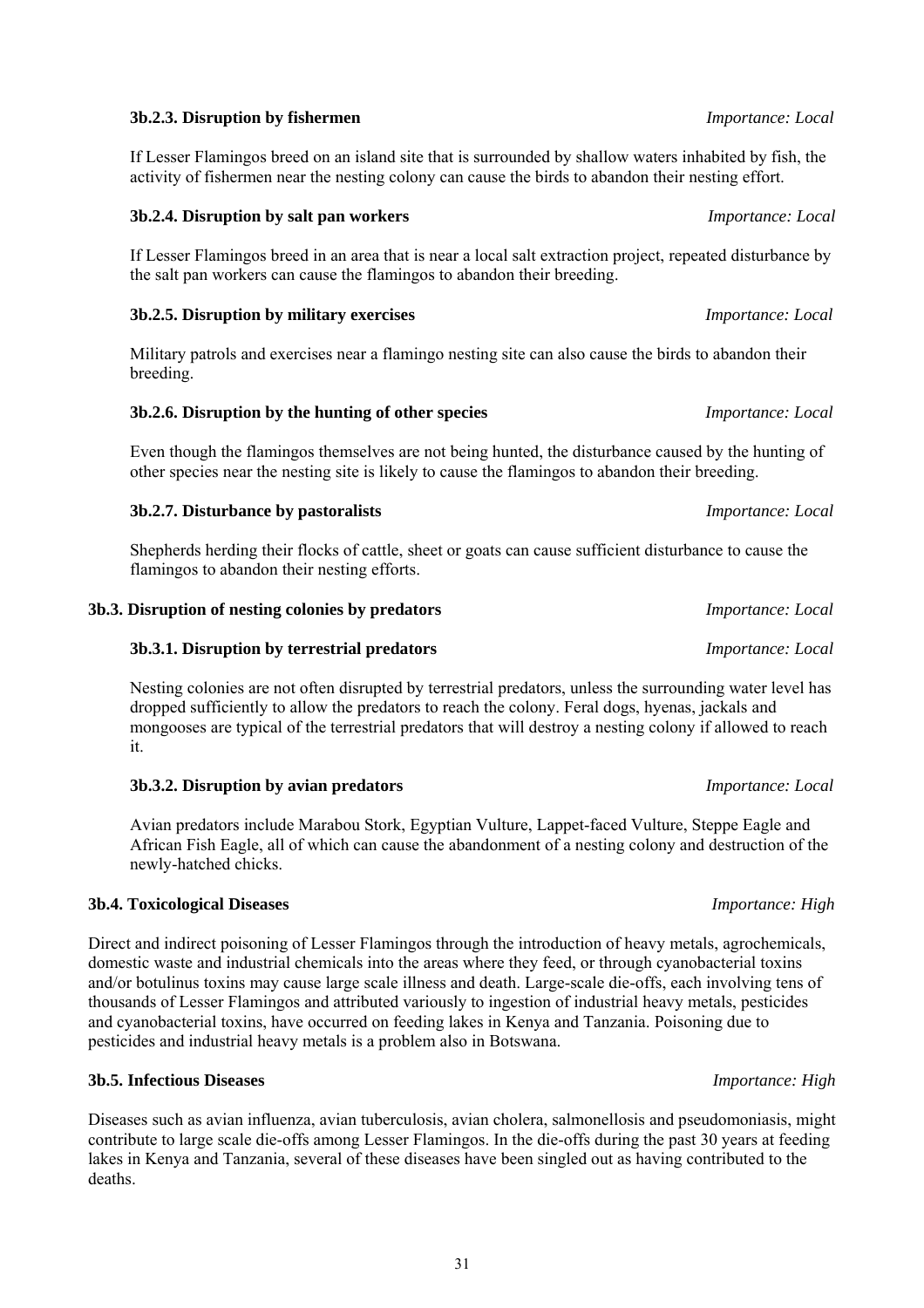#### 3b.2.3. Disruption by fishermen *Importance: Local*

If Lesser Flamingos breed on an island site that is surrounded by shallow waters inhabited by fish, the activity of fishermen near the nesting colony can cause the birds to abandon their nesting effort.

#### 3b.2.4. Disruption by salt pan workers *Importance: Local*

If Lesser Flamingos breed in an area that is near a local salt extraction project, repeated disturbance by the salt pan workers can cause the flamingos to abandon their breeding.

#### 3b.2.5. Disruption by military exercises *Importance: Local*

Military patrols and exercises near a flamingo nesting site can also cause the birds to abandon their breeding.

#### 3b.2.6. Disruption by the hunting of other species *Importance: Local*

Even though the flamingos themselves are not being hunted, the disturbance caused by the hunting of other species near the nesting site is likely to cause the flamingos to abandon their breeding.

#### 3b.2.7. Disturbance by pastoralists *Importance: Local*

Shepherds herding their flocks of cattle, sheet or goats can cause sufficient disturbance to cause the flamingos to abandon their nesting efforts.

### 3b.3. Disruption of nesting colonies by predators *Importance: Local*

#### 3b.3.1. Disruption by terrestrial predators *Importance: Local*

Nesting colonies are not often disrupted by terrestrial predators, unless the surrounding water level has dropped sufficiently to allow the predators to reach the colony. Feral dogs, hyenas, jackals and mongooses are typical of the terrestrial predators that will destroy a nesting colony if allowed to reach it.

#### 3b.3.2. Disruption by avian predators *Importance: Local*

Avian predators include Marabou Stork, Egyptian Vulture, Lappet-faced Vulture, Steppe Eagle and African Fish Eagle, all of which can cause the abandonment of a nesting colony and destruction of the newly-hatched chicks.

### 3b.4. Toxicological Diseases *Importance: High*

Direct and indirect poisoning of Lesser Flamingos through the introduction of heavy metals, agrochemicals, domestic waste and industrial chemicals into the areas where they feed, or through cyanobacterial toxins and/or botulinus toxins may cause large scale illness and death. Large-scale die-offs, each involving tens of thousands of Lesser Flamingos and attributed variously to ingestion of industrial heavy metals, pesticides and cyanobacterial toxins, have occurred on feeding lakes in Kenya and Tanzania. Poisoning due to pesticides and industrial heavy metals is a problem also in Botswana.

### 3b.5. Infectious Diseases *Importance: High*

Diseases such as avian influenza, avian tuberculosis, avian cholera, salmonellosis and pseudomoniasis, might contribute to large scale die-offs among Lesser Flamingos. In the die-offs during the past 30 years at feeding lakes in Kenya and Tanzania, several of these diseases have been singled out as having contributed to the deaths.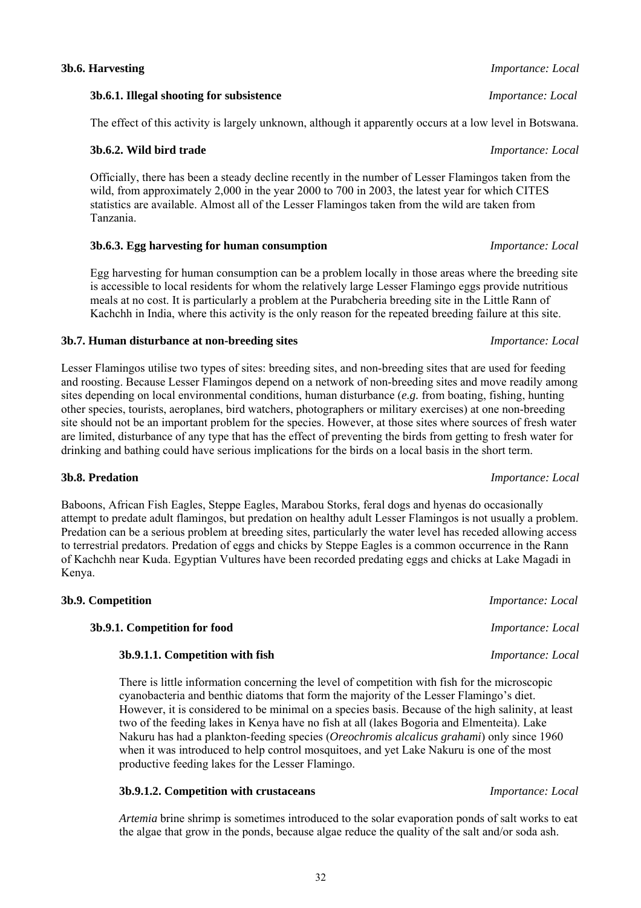**3b.6. Harvesting** *Importance: Local*

**3b.6.1. Illegal shooting for subsistence** *Importance: Local*

The effect of this activity is largely unknown, although it apparently occurs at a low level in Botswana.

**3b.6.2. Wild bird trade** *Importance: Local*

Officially, there has been a steady decline recently in the number of Lesser Flamingos taken from the wild, from approximately 2,000 in the year 2000 to 700 in 2003, the latest year for which CITES statistics are available. Almost all of the Lesser Flamingos taken from the wild are taken from Tanzania.

**3b.6.3. Egg harvesting for human consumption** *Importance: Local*

Egg harvesting for human consumption can be a problem locally in those areas where the breeding site is accessible to local residents for whom the relatively large Lesser Flamingo eggs provide nutritious meals at no cost. It is particularly a problem at the Purabcheria breeding site in the Little Rann of Kachchh in India, where this activity is the only reason for the repeated breeding failure at this site.

**3b.7. Human disturbance at non-breeding sites** *Importance: Local*

Lesser Flamingos utilise two types of sites: breeding sites, and non-breeding sites that are used for feeding and roosting. Because Lesser Flamingos depend on a network of non-breeding sites and move readily among sites depending on local environmental conditions, human disturbance (*e.g.* from boating, fishing, hunting other species, tourists, aeroplanes, bird watchers, photographers or military exercises) at one non-breeding site should not be an important problem for the species. However, at those sites where sources of fresh water are limited, disturbance of any type that has the effect of preventing the birds from getting to fresh water for drinking and bathing could have serious implications for the birds on a local basis in the short term.

**3b.8. Predation** *Importance: Local*

Baboons, African Fish Eagles, Steppe Eagles, Marabou Storks, feral dogs and hyenas do occasionally attempt to predate adult flamingos, but predation on healthy adult Lesser Flamingos is not usually a problem. Predation can be a serious problem at breeding sites, particularly the water level has receded allowing access to terrestrial predators. Predation of eggs and chicks by Steppe Eagles is a common occurrence in the Rann of Kachchh near Kuda. Egyptian Vultures have been recorded predating eggs and chicks at Lake Magadi in Kenya.

**3b.9. Competition** *Importance: Local*

**3b.9.1. Competition for food** *Importance: Local*

**3b.9.1.1. Competition with fish** *Importance: Local*

There is little information concerning the level of competition with fish for the microscopic cyanobacteria and benthic diatoms that form the majority of the Lesser Flamingo's diet. However, it is considered to be minimal on a species basis. Because of the high salinity, at least two of the feeding lakes in Kenya have no fish at all (lakes Bogoria and Elmenteita). Lake Nakuru has had a plankton-feeding species (*Oreochromis alcalicus grahami*) only since 1960 when it was introduced to help control mosquitoes, and yet Lake Nakuru is one of the most productive feeding lakes for the Lesser Flamingo.

**3b.9.1.2. Competition with crustaceans** *Importance: Local*

*Artemia* brine shrimp is sometimes introduced to the solar evaporation ponds of salt works to eat the algae that grow in the ponds, because algae reduce the quality of the salt and/or soda ash.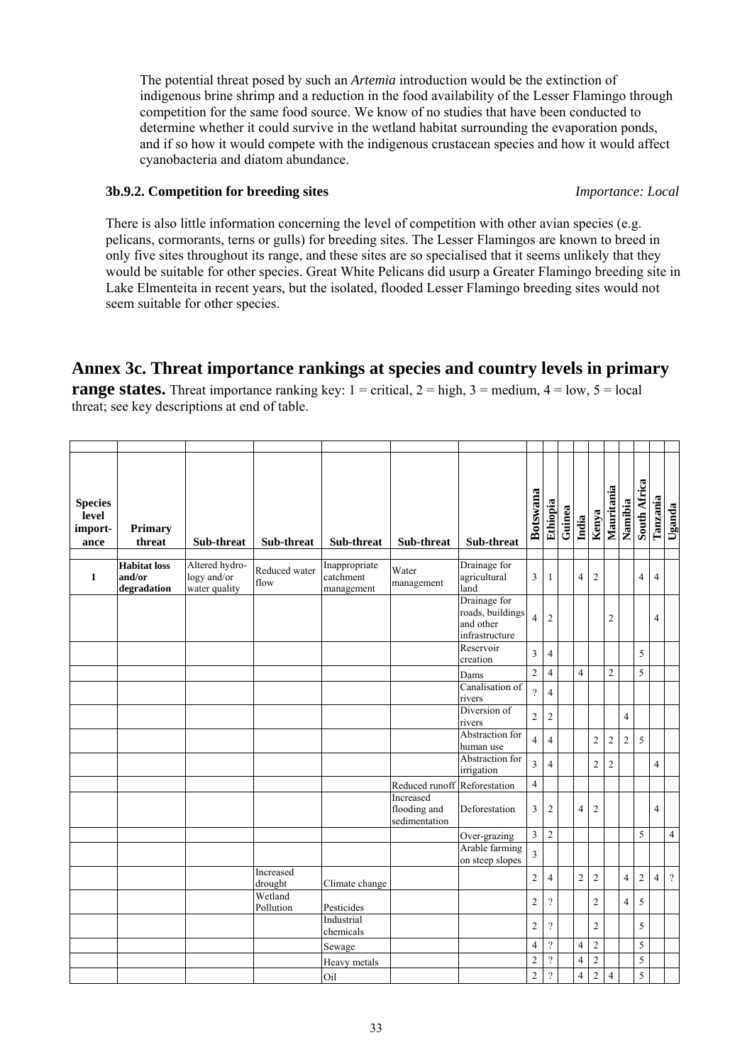The potential threat posed by such an *Artemia* introduction would be the extinction of indigenous brine shrimp and a reduction in the food availability of the Lesser Flamingo through competition for the same food source. We know of no studies that have been conducted to determine whether it could survive in the wetland habitat surrounding the evaporation ponds, and if so how it would compete with the indigenous crustacean species and how it would affect cyanobacteria and diatom abundance.

### 3b.9.2. Competition for breeding sites *Importance: Local*

There is also little information concerning the level of competition with other avian species (e.g. pelicans, cormorants, terns or gulls) for breeding sites. The Lesser Flamingos are known to breed in only five sites throughout its range, and these sites are so specialised that it seems unlikely that they would be suitable for other species. Great White Pelicans did usurp a Greater Flamingo breeding site in Lake Elmenteita in recent years, but the isolated, flooded Lesser Flamingo breeding sites would not seem suitable for other species.

## Annex 3c. Threat importance rankings at species and country levels in primary range states.

Threat importance ranking key: 1 = critical, 2 = high, 3 = medium, 4 = low, 5 = local threat; see key descriptions at end of table.

| Species level import-ance | Primary threat | Sub-threat | Sub-threat | Sub-threat | Sub-threat | Sub-threat | Botswana | Ethiopia | Guinea | India | Kenya | Mauritania | Namibia | South Africa | Tanzania | Uganda |
|---|---|---|---|---|---|---|---|---|---|---|---|---|---|---|---|---|
| **1** | **Habitat loss and/or degradation** | Altered hydro-logy and/or water quality | Reduced water flow | Inappropriate catchment management | Water management | Drainage for agricultural land | 3 | 1 | | 4 | 2 | | | 4 | 4 | |
| | | | | | | Drainage for roads, buildings and other infrastructure | 4 | 2 | | | | 2 | | | 4 | |
| | | | | | | Reservoir creation | 3 | 4 | | | | | | 5 | | |
| | | | | | | Dams | 2 | 4 | | 4 | | 2 | | 5 | | |
| | | | | | | Canalisation of rivers | ? | 4 | | | | | | | | |
| | | | | | | Diversion of rivers | 2 | 2 | | | | | 4 | | | |
| | | | | | | Abstraction for human use | 4 | 4 | | | 2 | 2 | 2 | 5 | | |
| | | | | | | Abstraction for irrigation | 3 | 4 | | | 2 | 2 | | | 4 | |
| | | | | | Reduced runoff | Reforestation | 4 | | | | | | | | | |
| | | | | | Increased flooding and sedimentation | Deforestation | 3 | 2 | | 4 | 2 | | | | 4 | |
| | | | | | | Over-grazing | 3 | 2 | | | | | | 5 | | 4 |
| | | | | | | Arable farming on steep slopes | 3 | | | | | | | | | |
| | | | Increased drought | Climate change | | | 2 | 4 | | 2 | 2 | | 4 | 2 | 4 | ? |
| | | | Wetland Pollution | Pesticides | | | 2 | ? | | | 2 | | 4 | 5 | | |
| | | | | Industrial chemicals | | | 2 | ? | | | 2 | | | 5 | | |
| | | | | Sewage | | | 4 | ? | | 4 | 2 | | | 5 | | |
| | | | | Heavy metals | | | 2 | ? | | 4 | 2 | | | 5 | | |
| | | | | Oil | | | 2 | ? | | 4 | 2 | 4 | | 5 | | |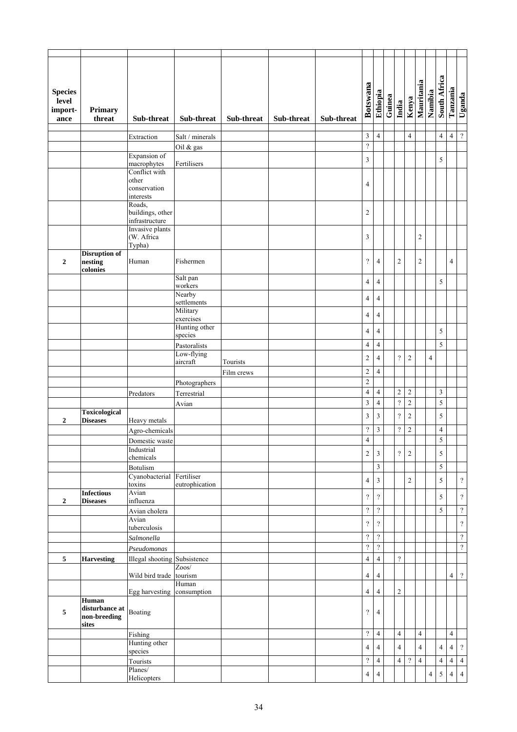| Species level import-ance | Primary threat | Sub-threat | Sub-threat | Sub-threat | Sub-threat | Sub-threat | Botswana | Ethiopia | Guinea | India | Kenya | Mauritania | Namibia | South Africa | Tanzania | Uganda |
|---|---|---|---|---|---|---|---|---|---|---|---|---|---|---|---|---|
| | | Extraction | Salt / minerals | | | | 3 | 4 | | | 4 | | | 4 | 4 | ? |
| | | | Oil & gas | | | | ? | | | | | | | | | |
| | | Expansion of macrophytes | Fertilisers | | | | 3 | | | | | | | 5 | | |
| | | Conflict with other conservation interests | | | | | 4 | | | | | | | | | |
| | | Roads, buildings, other infrastructure | | | | | 2 | | | | | | | | | |
| | | Invasive plants (W. Africa Typha) | | | | | 3 | | | | | 2 | | | | |
| **2** | **Disruption of nesting colonies** | Human | Fishermen | | | | ? | 4 | | 2 | | 2 | | | 4 | |
| | | | Salt pan workers | | | | 4 | 4 | | | | | | 5 | | |
| | | | Nearby settlements | | | | 4 | 4 | | | | | | | | |
| | | | Military exercises | | | | 4 | 4 | | | | | | | | |
| | | | Hunting other species | | | | 4 | 4 | | | | | | 5 | | |
| | | | Pastoralists | | | | 4 | 4 | | | | | | 5 | | |
| | | | Low-flying aircraft | Tourists | | | 2 | 4 | | ? | 2 | | 4 | | | |
| | | | | Film crews | | | 2 | 4 | | | | | | | | |
| | | | Photographers | | | | 2 | | | | | | | | | |
| | | Predators | Terrestrial | | | | 4 | 4 | | 2 | 2 | | | 3 | | |
| | | | Avian | | | | 3 | 4 | | ? | 2 | | | 5 | | |
| **2** | **Toxicological Diseases** | Heavy metals | | | | | 3 | 3 | | ? | 2 | | | 5 | | |
| | | Agro-chemicals | | | | | ? | 3 | | ? | 2 | | | 4 | | |
| | | Domestic waste | | | | | 4 | | | | | | | 5 | | |
| | | Industrial chemicals | | | | | 2 | 3 | | ? | 2 | | | 5 | | |
| | | Botulism | | | | | | 3 | | | | | | 5 | | |
| | | Cyanobacterial toxins | Fertiliser eutrophication | | | | 4 | 3 | | | 2 | | | 5 | | ? |
| **2** | **Infectious Diseases** | Avian influenza | | | | | ? | ? | | | | | | 5 | | ? |
| | | Avian cholera | | | | | ? | ? | | | | | | 5 | | ? |
| | | Avian tuberculosis | | | | | ? | ? | | | | | | | | ? |
| | | *Salmonella* | | | | | ? | ? | | | | | | | | ? |
| | | *Pseudomonas* | | | | | ? | ? | | | | | | | | ? |
| **5** | **Harvesting** | Illegal shooting | Subsistence | | | | 4 | 4 | | ? | | | | | | |
| | | Wild bird trade | Zoos/ tourism | | | | 4 | 4 | | | | | | | 4 | ? |
| | | Egg harvesting | Human consumption | | | | 4 | 4 | | 2 | | | | | | |
| **5** | **Human disturbance at non-breeding sites** | Boating | | | | | ? | 4 | | | | | | | | |
| | | Fishing | | | | | ? | 4 | | 4 | | 4 | | | 4 | |
| | | Hunting other species | | | | | 4 | 4 | | 4 | | 4 | | 4 | 4 | ? |
| | | Tourists | | | | | ? | 4 | | 4 | ? | 4 | | 4 | 4 | 4 |
| | | Planes/ Helicopters | | | | | 4 | 4 | | | | | 4 | 5 | 4 | 4 |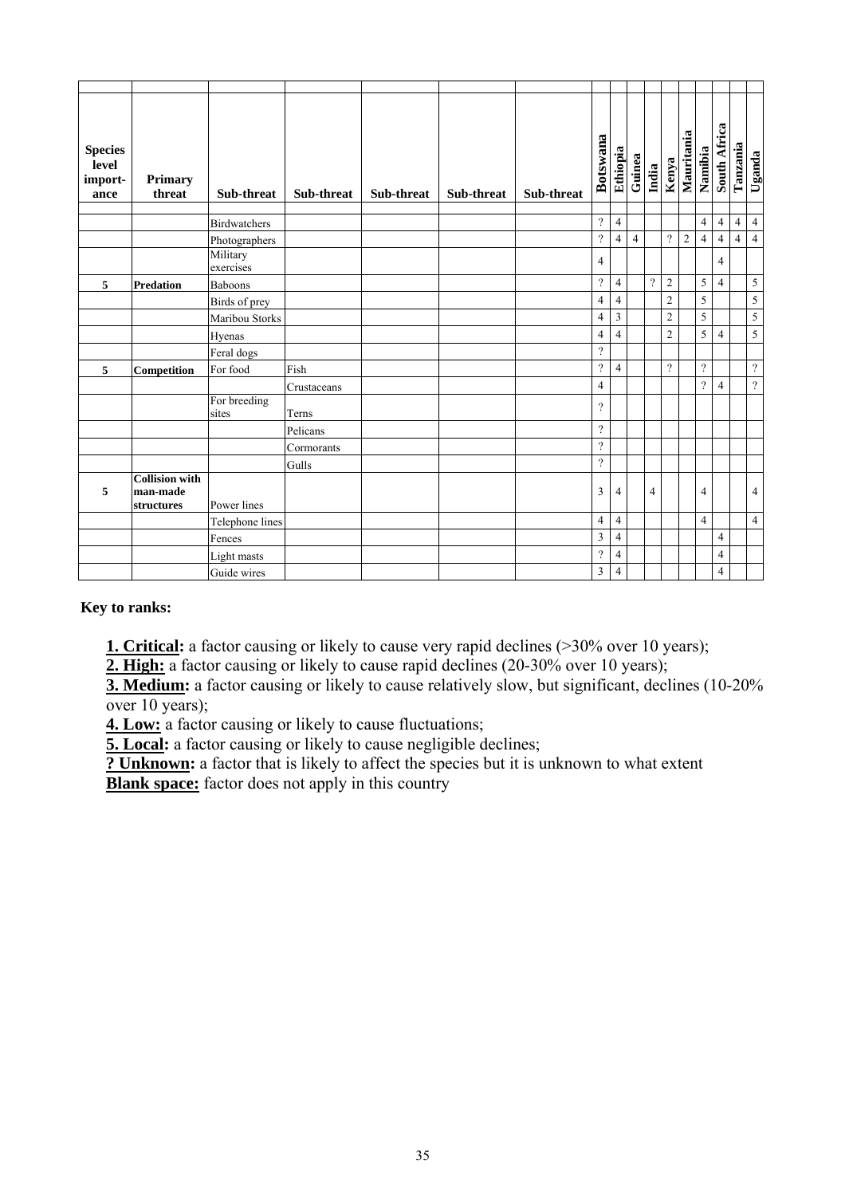| Species level import-ance | Primary threat | Sub-threat | Sub-threat | Sub-threat | Sub-threat | Sub-threat | Botswana | Ethiopia | Guinea | India | Kenya | Mauritania | Namibia | South Africa | Tanzania | Uganda |
|---|---|---|---|---|---|---|---|---|---|---|---|---|---|---|---|---|
| | | Birdwatchers | | | | | ? | 4 | | | | | 4 | 4 | 4 | 4 |
| | | Photographers | | | | | ? | 4 | 4 | | ? | 2 | 4 | 4 | 4 | 4 |
| | | Military exercises | | | | | 4 | | | | | | | 4 | | |
| **5** | **Predation** | Baboons | | | | | ? | 4 | | ? | 2 | | 5 | 4 | | 5 |
| | | Birds of prey | | | | | 4 | 4 | | | 2 | | 5 | | | 5 |
| | | Maribou Storks | | | | | 4 | 3 | | | 2 | | 5 | | | 5 |
| | | Hyenas | | | | | 4 | 4 | | | 2 | | 5 | 4 | | 5 |
| | | Feral dogs | | | | | ? | | | | | | | | | |
| **5** | **Competition** | For food | Fish | | | | ? | 4 | | | ? | | ? | | | ? |
| | | | Crustaceans | | | | 4 | | | | | | ? | 4 | | ? |
| | | For breeding sites | Terns | | | | ? | | | | | | | | | |
| | | | Pelicans | | | | ? | | | | | | | | | |
| | | | Cormorants | | | | ? | | | | | | | | | |
| | | | Gulls | | | | ? | | | | | | | | | |
| **5** | **Collision with man-made structures** | Power lines | | | | | 3 | 4 | | 4 | | | 4 | | | 4 |
| | | Telephone lines | | | | | 4 | 4 | | | | | 4 | | | 4 |
| | | Fences | | | | | 3 | 4 | | | | | | 4 | | |
| | | Light masts | | | | | ? | 4 | | | | | | 4 | | |
| | | Guide wires | | | | | 3 | 4 | | | | | | 4 | | |

**Key to ranks:**

**1. Critical:** a factor causing or likely to cause very rapid declines (>30% over 10 years);
**2. High:** a factor causing or likely to cause rapid declines (20-30% over 10 years);
**3. Medium:** a factor causing or likely to cause relatively slow, but significant, declines (10-20% over 10 years);
**4. Low:** a factor causing or likely to cause fluctuations;
**5. Local:** a factor causing or likely to cause negligible declines;
**? Unknown:** a factor that is likely to affect the species but it is unknown to what extent
**Blank space:** factor does not apply in this country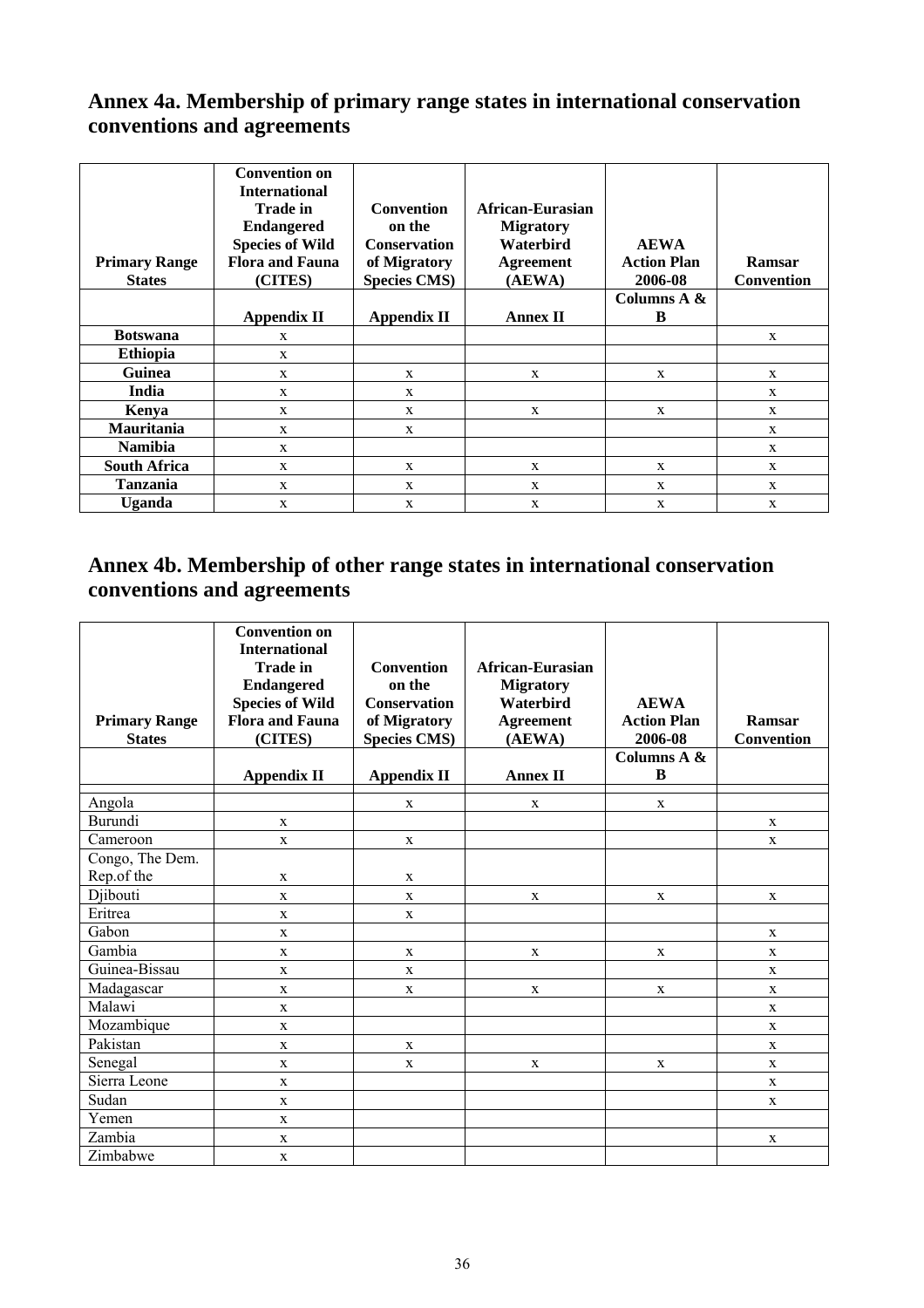## Annex 4a. Membership of primary range states in international conservation conventions and agreements

| Primary Range States | Convention on International Trade in Endangered Species of Wild Flora and Fauna (CITES) | Convention on the Conservation of Migratory Species CMS) | African-Eurasian Migratory Waterbird Agreement (AEWA) | AEWA Action Plan 2006-08 | Ramsar Convention |
|---|---|---|---|---|---|
| | Appendix II | Appendix II | Annex II | Columns A & B | |
| **Botswana** | x | | | | x |
| **Ethiopia** | x | | | | |
| **Guinea** | x | x | x | x | x |
| **India** | x | x | | | x |
| **Kenya** | x | x | x | x | x |
| **Mauritania** | x | x | | | x |
| **Namibia** | x | | | | x |
| **South Africa** | x | x | x | x | x |
| **Tanzania** | x | x | x | x | x |
| **Uganda** | x | x | x | x | x |

## Annex 4b. Membership of other range states in international conservation conventions and agreements

| Primary Range States | Convention on International Trade in Endangered Species of Wild Flora and Fauna (CITES) | Convention on the Conservation of Migratory Species CMS) | African-Eurasian Migratory Waterbird Agreement (AEWA) | AEWA Action Plan 2006-08 | Ramsar Convention |
|---|---|---|---|---|---|
| | Appendix II | Appendix II | Annex II | Columns A & B | |
| Angola | | x | x | x | |
| Burundi | x | | | | x |
| Cameroon | x | x | | | x |
| Congo, The Dem. Rep.of the | x | x | | | |
| Djibouti | x | x | x | x | x |
| Eritrea | x | x | | | |
| Gabon | x | | | | x |
| Gambia | x | x | x | x | x |
| Guinea-Bissau | x | x | | | x |
| Madagascar | x | x | x | x | x |
| Malawi | x | | | | x |
| Mozambique | x | | | | x |
| Pakistan | x | x | | | x |
| Senegal | x | x | x | x | x |
| Sierra Leone | x | | | | x |
| Sudan | x | | | | x |
| Yemen | x | | | | |
| Zambia | x | | | | x |
| Zimbabwe | x | | | | |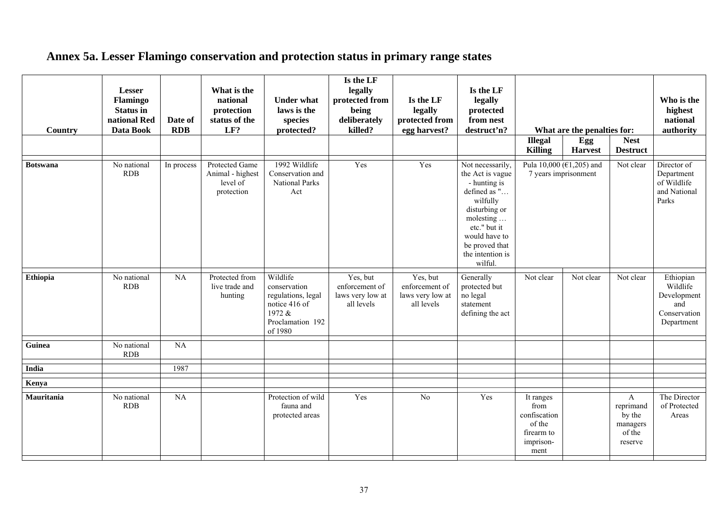# Annex 5a. Lesser Flamingo conservation and protection status in primary range states

| Country | Lesser Flamingo Status in national Red Data Book | Date of RDB | What is the national protection status of the LF? | Under what laws is the species protected? | Is the LF legally protected from being deliberately killed? | Is the LF legally protected from egg harvest? | Is the LF legally protected from nest destruct'n? | What are the penalties for: | | | Who is the highest national authority |
|---|---|---|---|---|---|---|---|---|---|---|---|
| | | | | | | | | Illegal Killing | Egg Harvest | Nest Destruct | |
| **Botswana** | No national RDB | In process | Protected Game Animal - highest level of protection | 1992 Wildlife Conservation and National Parks Act | Yes | Yes | Not necessarily, the Act is vague - hunting is defined as "… wilfully disturbing or molesting … etc." but it would have to be proved that the intention is wilful. | Pula 10,000 (€1,205) and 7 years imprisonment | | Not clear | Director of Department of Wildlife and National Parks |
| **Ethiopia** | No national RDB | NA | Protected from live trade and hunting | Wildlife conservation regulations, legal notice 416 of 1972 & Proclamation 192 of 1980 | Yes, but enforcement of laws very low at all levels | Yes, but enforcement of laws very low at all levels | Generally protected but no legal statement defining the act | Not clear | Not clear | Not clear | Ethiopian Wildlife Development and Conservation Department |
| **Guinea** | No national RDB | NA | | | | | | | | | |
| **India** | | 1987 | | | | | | | | | |
| **Kenya** | | | | | | | | | | | |
| **Mauritania** | No national RDB | NA | | Protection of wild fauna and protected areas | Yes | No | Yes | It ranges from confiscation of the firearm to imprison-ment | | A reprimand by the managers of the reserve | The Director of Protected Areas |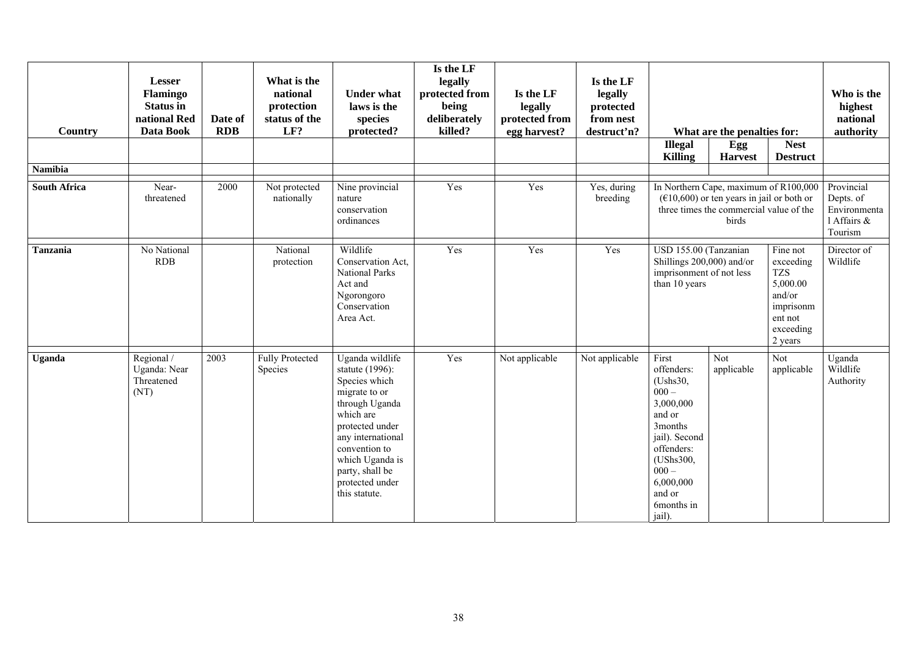| Country | Lesser Flamingo Status in national Red Data Book | Date of RDB | What is the national protection status of the LF? | Under what laws is the species protected? | Is the LF legally protected from being deliberately killed? | Is the LF legally protected from egg harvest? | Is the LF legally protected from nest destruct'n? | What are the penalties for: | | | Who is the highest national authority |
|---|---|---|---|---|---|---|---|---|---|---|---|
| | | | | | | | | Illegal Killing | Egg Harvest | Nest Destruct | |
| **Namibia** | | | | | | | | | | | |
| **South Africa** | Near-threatened | 2000 | Not protected nationally | Nine provincial nature conservation ordinances | Yes | Yes | Yes, during breeding | In Northern Cape, maximum of R100,000 (€10,600) or ten years in jail or both or three times the commercial value of the birds | | | Provincial Depts. of Environmental Affairs & Tourism |
| **Tanzania** | No National RDB | | National protection | Wildlife Conservation Act, National Parks Act and Ngorongoro Conservation Area Act. | Yes | Yes | Yes | USD 155.00 (Tanzanian Shillings 200,000) and/or imprisonment of not less than 10 years | | Fine not exceeding TZS 5,000.00 and/or imprisonment not exceeding 2 years | Director of Wildlife |
| **Uganda** | Regional / Uganda: Near Threatened (NT) | 2003 | Fully Protected Species | Uganda wildlife statute (1996): Species which migrate to or through Uganda which are protected under any international convention to which Uganda is party, shall be protected under this statute. | Yes | Not applicable | Not applicable | First offenders: (Ushs30, 000 – 3,000,000 and or 3months jail). Second offenders: (UShs300, 000 – 6,000,000 and or 6months in jail). | Not applicable | Not applicable | Uganda Wildlife Authority |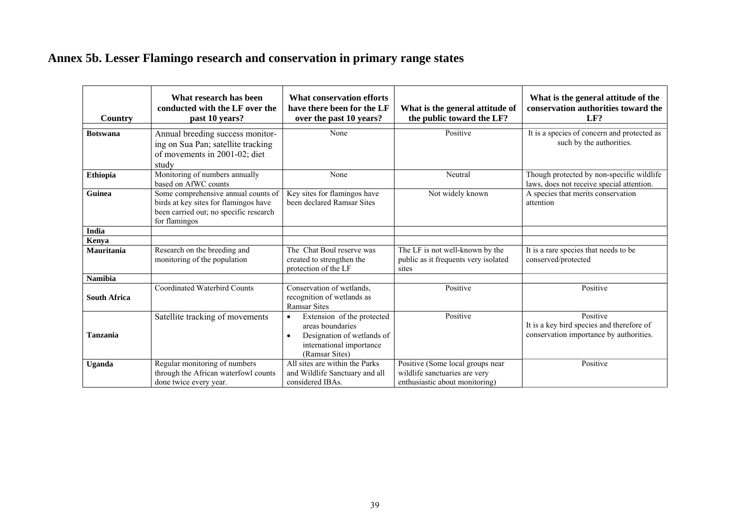## Annex 5b. Lesser Flamingo research and conservation in primary range states

| Country | What research has been conducted with the LF over the past 10 years? | What conservation efforts have there been for the LF over the past 10 years? | What is the general attitude of the public toward the LF? | What is the general attitude of the conservation authorities toward the LF? |
|---|---|---|---|---|
| **Botswana** | Annual breeding success monitoring on Sua Pan; satellite tracking of movements in 2001-02; diet study | None | Positive | It is a species of concern and protected as such by the authorities. |
| **Ethiopia** | Monitoring of numbers annually based on AfWC counts | None | Neutral | Though protected by non-specific wildlife laws, does not receive special attention. |
| **Guinea** | Some comprehensive annual counts of birds at key sites for flamingos have been carried out; no specific research for flamingos | Key sites for flamingos have been declared Ramsar Sites | Not widely known | A species that merits conservation attention |
| **India** | | | | |
| **Kenya** | | | | |
| **Mauritania** | Research on the breeding and monitoring of the population | The Chat Boul reserve was created to strengthen the protection of the LF | The LF is not well-known by the public as it frequents very isolated sites | It is a rare species that needs to be conserved/protected |
| **Namibia** | | | | |
| **South Africa** | Coordinated Waterbird Counts | Conservation of wetlands, recognition of wetlands as Ramsar Sites | Positive | Positive |
| **Tanzania** | Satellite tracking of movements | • Extension of the protected areas boundaries<br>• Designation of wetlands of international importance (Ramsar Sites) | Positive | Positive<br>It is a key bird species and therefore of conservation importance by authorities. |
| **Uganda** | Regular monitoring of numbers through the African waterfowl counts done twice every year. | All sites are within the Parks and Wildlife Sanctuary and all considered IBAs. | Positive (Some local groups near wildlife sanctuaries are very enthusiastic about monitoring) | Positive |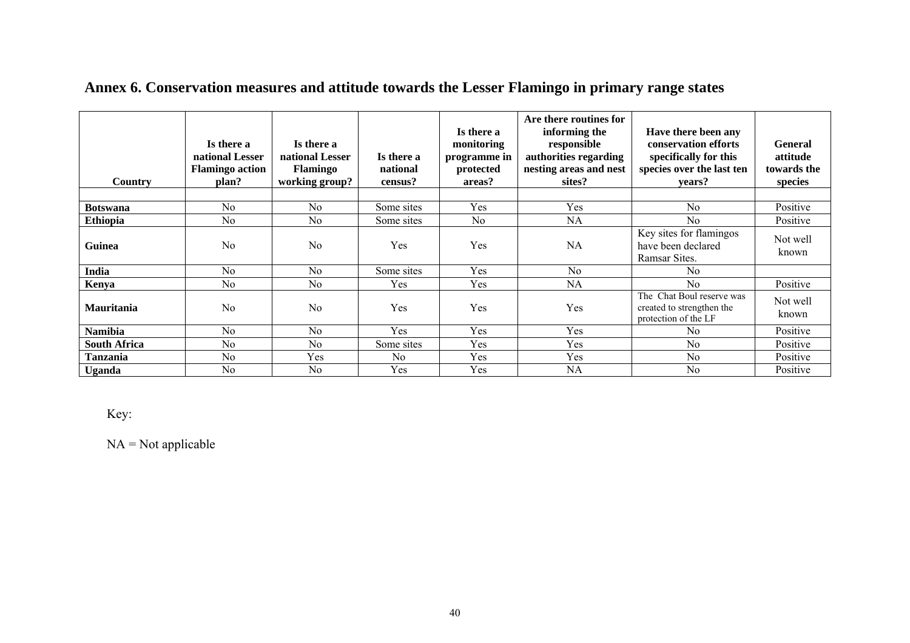# Annex 6. Conservation measures and attitude towards the Lesser Flamingo in primary range states

| Country | Is there a national Lesser Flamingo action plan? | Is there a national Lesser Flamingo working group? | Is there a national census? | Is there a monitoring programme in protected areas? | Are there routines for informing the responsible authorities regarding nesting areas and nest sites? | Have there been any conservation efforts specifically for this species over the last ten years? | General attitude towards the species |
|---|---|---|---|---|---|---|---|
| **Botswana** | No | No | Some sites | Yes | Yes | No | Positive |
| **Ethiopia** | No | No | Some sites | No | NA | No | Positive |
| **Guinea** | No | No | Yes | Yes | NA | Key sites for flamingos have been declared Ramsar Sites. | Not well known |
| **India** | No | No | Some sites | Yes | No | No | |
| **Kenya** | No | No | Yes | Yes | NA | No | Positive |
| **Mauritania** | No | No | Yes | Yes | Yes | The Chat Boul reserve was created to strengthen the protection of the LF | Not well known |
| **Namibia** | No | No | Yes | Yes | Yes | No | Positive |
| **South Africa** | No | No | Some sites | Yes | Yes | No | Positive |
| **Tanzania** | No | Yes | No | Yes | Yes | No | Positive |
| **Uganda** | No | No | Yes | Yes | NA | No | Positive |

Key:

NA = Not applicable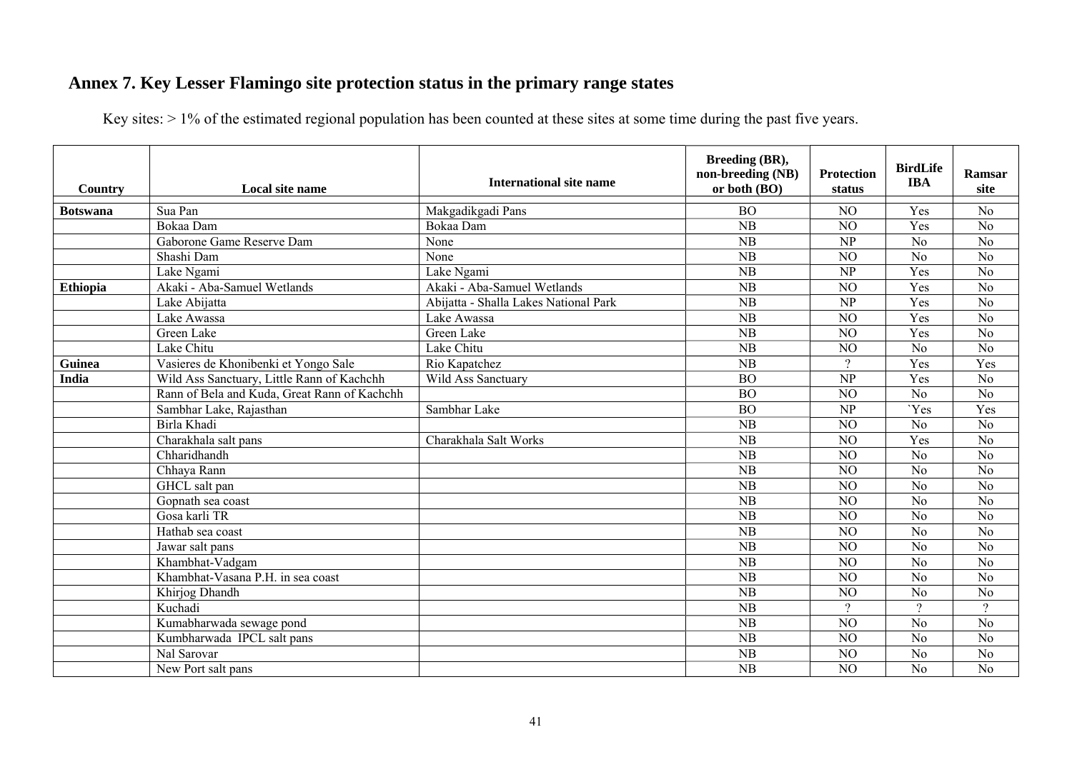## Annex 7. Key Lesser Flamingo site protection status in the primary range states

Key sites: > 1% of the estimated regional population has been counted at these sites at some time during the past five years.

| Country | Local site name | International site name | Breeding (BR), non-breeding (NB) or both (BO) | Protection status | BirdLife IBA | Ramsar site |
|---|---|---|---|---|---|---|
| **Botswana** | Sua Pan | Makgadikgadi Pans | BO | NO | Yes | No |
| | Bokaa Dam | Bokaa Dam | NB | NO | Yes | No |
| | Gaborone Game Reserve Dam | None | NB | NP | No | No |
| | Shashi Dam | None | NB | NO | No | No |
| | Lake Ngami | Lake Ngami | NB | NP | Yes | No |
| **Ethiopia** | Akaki - Aba-Samuel Wetlands | Akaki - Aba-Samuel Wetlands | NB | NO | Yes | No |
| | Lake Abijatta | Abijatta - Shalla Lakes National Park | NB | NP | Yes | No |
| | Lake Awassa | Lake Awassa | NB | NO | Yes | No |
| | Green Lake | Green Lake | NB | NO | Yes | No |
| | Lake Chitu | Lake Chitu | NB | NO | No | No |
| **Guinea** | Vasieres de Khonibenki et Yongo Sale | Rio Kapatchez | NB | ? | Yes | Yes |
| **India** | Wild Ass Sanctuary, Little Rann of Kachchh | Wild Ass Sanctuary | BO | NP | Yes | No |
| | Rann of Bela and Kuda, Great Rann of Kachchh | | BO | NO | No | No |
| | Sambhar Lake, Rajasthan | Sambhar Lake | BO | NP | `Yes | Yes |
| | Birla Khadi | | NB | NO | No | No |
| | Charakhala salt pans | Charakhala Salt Works | NB | NO | Yes | No |
| | Chharidhandh | | NB | NO | No | No |
| | Chhaya Rann | | NB | NO | No | No |
| | GHCL salt pan | | NB | NO | No | No |
| | Gopnath sea coast | | NB | NO | No | No |
| | Gosa karli TR | | NB | NO | No | No |
| | Hathab sea coast | | NB | NO | No | No |
| | Jawar salt pans | | NB | NO | No | No |
| | Khambhat-Vadgam | | NB | NO | No | No |
| | Khambhat-Vasana P.H. in sea coast | | NB | NO | No | No |
| | Khirjog Dhandh | | NB | NO | No | No |
| | Kuchadi | | NB | ? | ? | ? |
| | Kumabharwada sewage pond | | NB | NO | No | No |
| | Kumbharwada IPCL salt pans | | NB | NO | No | No |
| | Nal Sarovar | | NB | NO | No | No |
| | New Port salt pans | | NB | NO | No | No |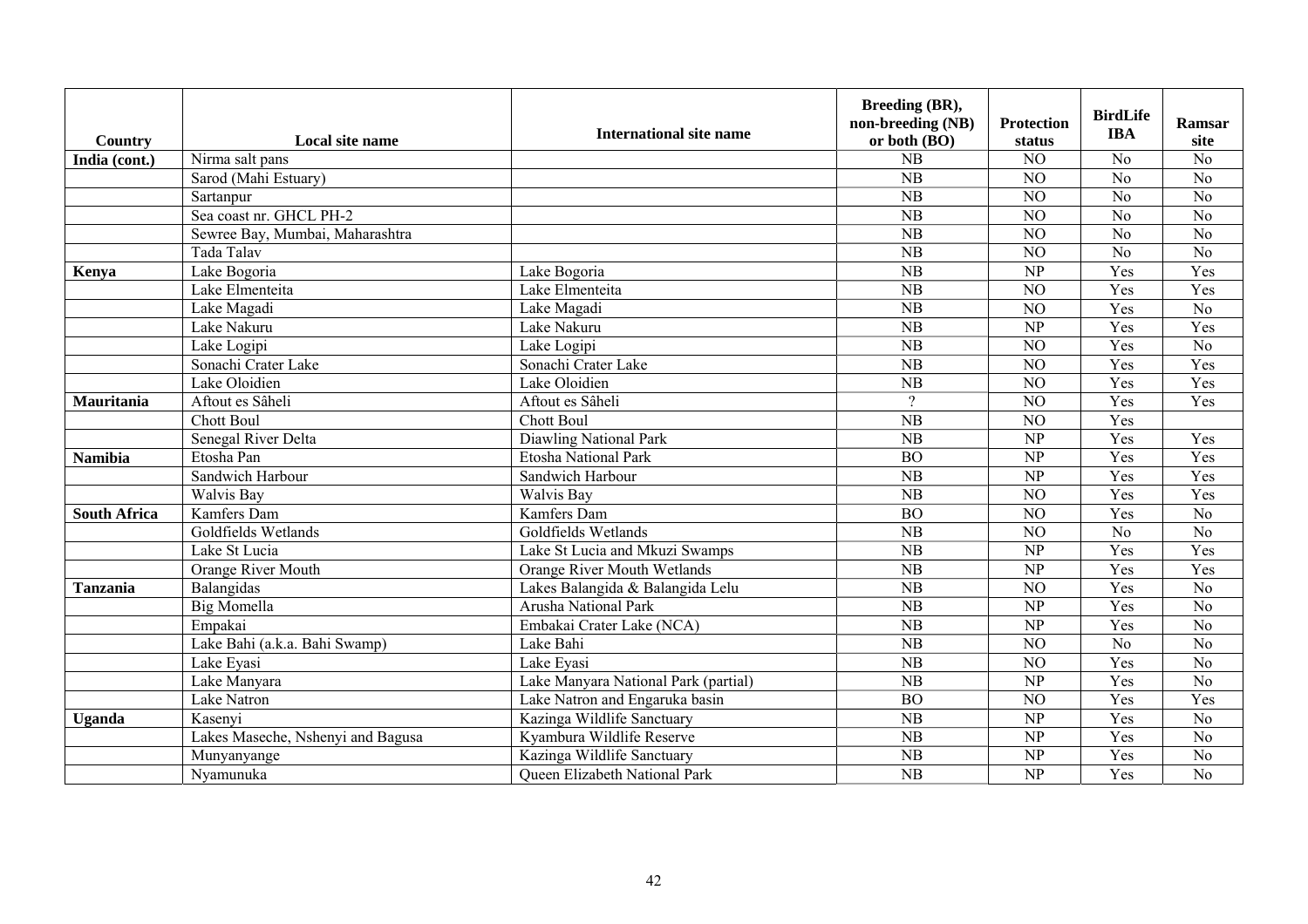| Country | Local site name | International site name | Breeding (BR), non-breeding (NB) or both (BO) | Protection status | BirdLife IBA | Ramsar site |
|---|---|---|---|---|---|---|
| **India (cont.)** | Nirma salt pans | | NB | NO | No | No |
| | Sarod (Mahi Estuary) | | NB | NO | No | No |
| | Sartanpur | | NB | NO | No | No |
| | Sea coast nr. GHCL PH-2 | | NB | NO | No | No |
| | Sewree Bay, Mumbai, Maharashtra | | NB | NO | No | No |
| | Tada Talav | | NB | NO | No | No |
| **Kenya** | Lake Bogoria | Lake Bogoria | NB | NP | Yes | Yes |
| | Lake Elmenteita | Lake Elmenteita | NB | NO | Yes | Yes |
| | Lake Magadi | Lake Magadi | NB | NO | Yes | No |
| | Lake Nakuru | Lake Nakuru | NB | NP | Yes | Yes |
| | Lake Logipi | Lake Logipi | NB | NO | Yes | No |
| | Sonachi Crater Lake | Sonachi Crater Lake | NB | NO | Yes | Yes |
| | Lake Oloidien | Lake Oloidien | NB | NO | Yes | Yes |
| **Mauritania** | Aftout es Sâheli | Aftout es Sâheli | ? | NO | Yes | Yes |
| | Chott Boul | Chott Boul | NB | NO | Yes | |
| | Senegal River Delta | Diawling National Park | NB | NP | Yes | Yes |
| **Namibia** | Etosha Pan | Etosha National Park | BO | NP | Yes | Yes |
| | Sandwich Harbour | Sandwich Harbour | NB | NP | Yes | Yes |
| | Walvis Bay | Walvis Bay | NB | NO | Yes | Yes |
| **South Africa** | Kamfers Dam | Kamfers Dam | BO | NO | Yes | No |
| | Goldfields Wetlands | Goldfields Wetlands | NB | NO | No | No |
| | Lake St Lucia | Lake St Lucia and Mkuzi Swamps | NB | NP | Yes | Yes |
| | Orange River Mouth | Orange River Mouth Wetlands | NB | NP | Yes | Yes |
| **Tanzania** | Balangidas | Lakes Balangida & Balangida Lelu | NB | NO | Yes | No |
| | Big Momella | Arusha National Park | NB | NP | Yes | No |
| | Empakai | Embakai Crater Lake (NCA) | NB | NP | Yes | No |
| | Lake Bahi (a.k.a. Bahi Swamp) | Lake Bahi | NB | NO | No | No |
| | Lake Eyasi | Lake Eyasi | NB | NO | Yes | No |
| | Lake Manyara | Lake Manyara National Park (partial) | NB | NP | Yes | No |
| | Lake Natron | Lake Natron and Engaruka basin | BO | NO | Yes | Yes |
| **Uganda** | Kasenyi | Kazinga Wildlife Sanctuary | NB | NP | Yes | No |
| | Lakes Maseche, Nshenyi and Bagusa | Kyambura Wildlife Reserve | NB | NP | Yes | No |
| | Munyanyange | Kazinga Wildlife Sanctuary | NB | NP | Yes | No |
| | Nyamunuka | Queen Elizabeth National Park | NB | NP | Yes | No |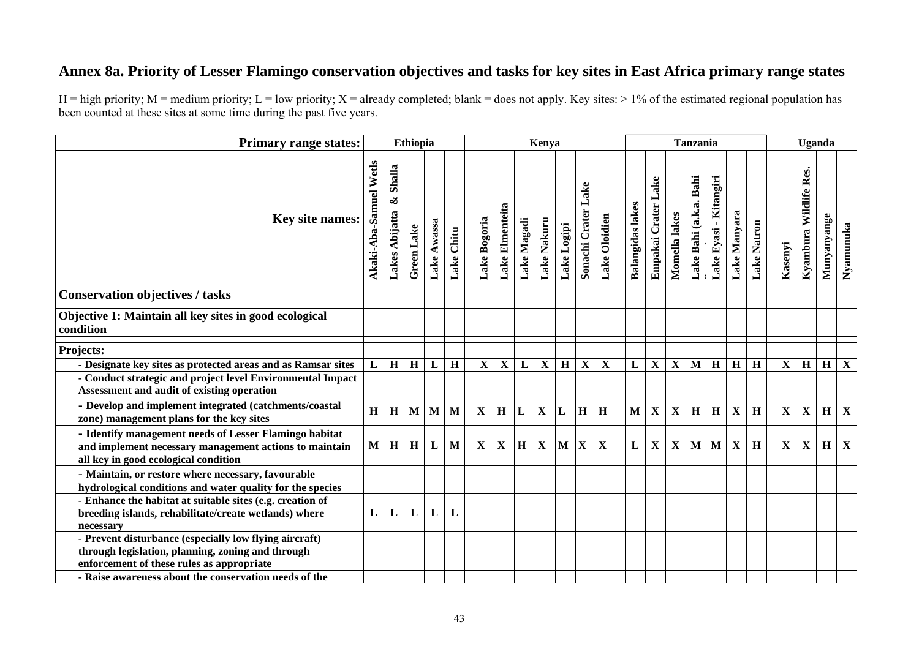# Annex 8a. Priority of Lesser Flamingo conservation objectives and tasks for key sites in East Africa primary range states

H = high priority; M = medium priority; L = low priority; X = already completed; blank = does not apply. Key sites: > 1% of the estimated regional population has been counted at these sites at some time during the past five years.

| Primary range states: | Ethiopia | | | | | Kenya | | | | | | | Tanzania | | | | | | | Uganda | | | |
|---|---|---|---|---|---|---|---|---|---|---|---|---|---|---|---|---|---|---|---|---|---|---|---|
| **Key site names:** | Akaki-Aba-Samuel Wetls | Lakes Abijatta & Shalla | Green Lake | Lake Awassa | Lake Chitu | Lake Bogoria | Lake Elmenteita | Lake Magadi | Lake Nakuru | Lake Logipi | Sonachi Crater Lake | Lake Oloidien | Balangidas lakes | Empakai Crater Lake | Momella lakes | Lake Bahi (a.k.a. Bahi | Lake Eyasi - Kitangiri | Lake Manyara | Lake Natron | Kasenyi | Kyambura Wildlife Res. | Munyanyange | Nyamunuka |
| **Conservation objectives / tasks** | | | | | | | | | | | | | | | | | | | | | | | |
| **Objective 1: Maintain all key sites in good ecological condition** | | | | | | | | | | | | | | | | | | | | | | | |
| **Projects:** | | | | | | | | | | | | | | | | | | | | | | | |
| - Designate key sites as protected areas and as Ramsar sites | L | H | H | L | H | X | X | L | X | H | X | X | L | X | X | M | H | H | H | X | H | H | X |
| - Conduct strategic and project level Environmental Impact Assessment and audit of existing operation | | | | | | | | | | | | | | | | | | | | | | | |
| - Develop and implement integrated (catchments/coastal zone) management plans for the key sites | H | H | M | M | M | X | H | L | X | L | H | H | M | X | X | H | H | X | H | X | X | H | X |
| - Identify management needs of Lesser Flamingo habitat and implement necessary management actions to maintain all key in good ecological condition | M | H | H | L | M | X | X | H | X | M | X | X | L | X | X | M | M | X | H | X | X | H | X |
| - Maintain, or restore where necessary, favourable hydrological conditions and water quality for the species | | | | | | | | | | | | | | | | | | | | | | | |
| - Enhance the habitat at suitable sites (e.g. creation of breeding islands, rehabilitate/create wetlands) where necessary | L | L | L | L | L | | | | | | | | | | | | | | | | | | |
| - Prevent disturbance (especially low flying aircraft) through legislation, planning, zoning and through enforcement of these rules as appropriate | | | | | | | | | | | | | | | | | | | | | | | |
| - Raise awareness about the conservation needs of the | | | | | | | | | | | | | | | | | | | | | | | |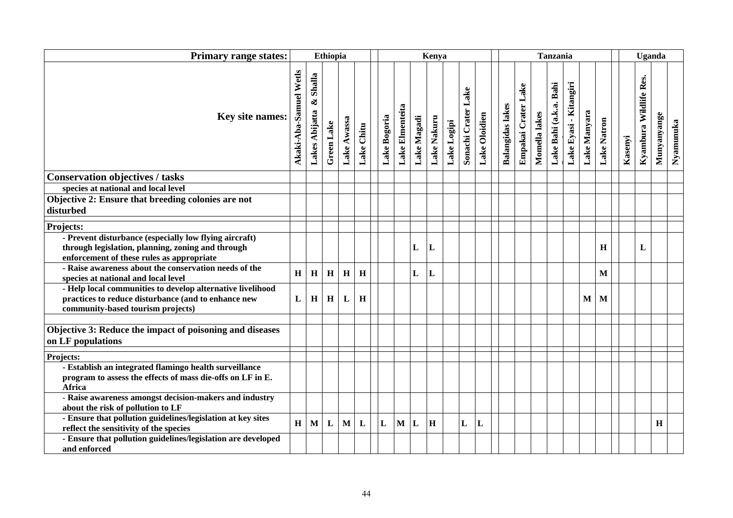| Primary range states: | Ethiopia | | | | | Kenya | | | | | | | Tanzania | | | | | | | Uganda | | | |
|---|---|---|---|---|---|---|---|---|---|---|---|---|---|---|---|---|---|---|---|---|---|---|---|
| **Key site names:** | Akaki-Aba-Samuel Wetls | Lakes Abijatta & Shalla | Green Lake | Lake Awassa | Lake Chitu | Lake Bogoria | Lake Elmenteita | Lake Magadi | Lake Nakuru | Lake Logipi | Sonachi Crater Lake | Lake Oloidien | Balangidas lakes | Empakai Crater Lake | Momella lakes | Lake Bahi (a.k.a. Bahi | Lake Eyasi - Kitangiri | Lake Manyara | Lake Natron | Kasenyi | Kyambura Wildlife Res. | Munyanyange | Nyamunuka |
| **Conservation objectives / tasks** | | | | | | | | | | | | | | | | | | | | | | | |
| **species at national and local level** | | | | | | | | | | | | | | | | | | | | | | | |
| **Objective 2: Ensure that breeding colonies are not disturbed** | | | | | | | | | | | | | | | | | | | | | | | |
| **Projects:** | | | | | | | | | | | | | | | | | | | | | | | |
| **- Prevent disturbance (especially low flying aircraft) through legislation, planning, zoning and through enforcement of these rules as appropriate** | | | | | | | | L | L | | | | | | | | | | H | | L | | |
| **- Raise awareness about the conservation needs of the species at national and local level** | H | H | H | H | H | | | L | L | | | | | | | | | | M | | | | |
| **- Help local communities to develop alternative livelihood practices to reduce disturbance (and to enhance new community-based tourism projects)** | L | H | H | L | H | | | | | | | | | | | | | M | M | | | | |
| **Objective 3: Reduce the impact of poisoning and diseases on LF populations** | | | | | | | | | | | | | | | | | | | | | | | |
| **Projects:** | | | | | | | | | | | | | | | | | | | | | | | |
| **- Establish an integrated flamingo health surveillance program to assess the effects of mass die-offs on LF in E. Africa** | | | | | | | | | | | | | | | | | | | | | | | |
| **- Raise awareness amongst decision-makers and industry about the risk of pollution to LF** | | | | | | | | | | | | | | | | | | | | | | | |
| **- Ensure that pollution guidelines/legislation at key sites reflect the sensitivity of the species** | H | M | L | M | L | L | M | L | H | | L | L | | | | | | | | | | H | |
| **- Ensure that pollution guidelines/legislation are developed and enforced** | | | | | | | | | | | | | | | | | | | | | | | |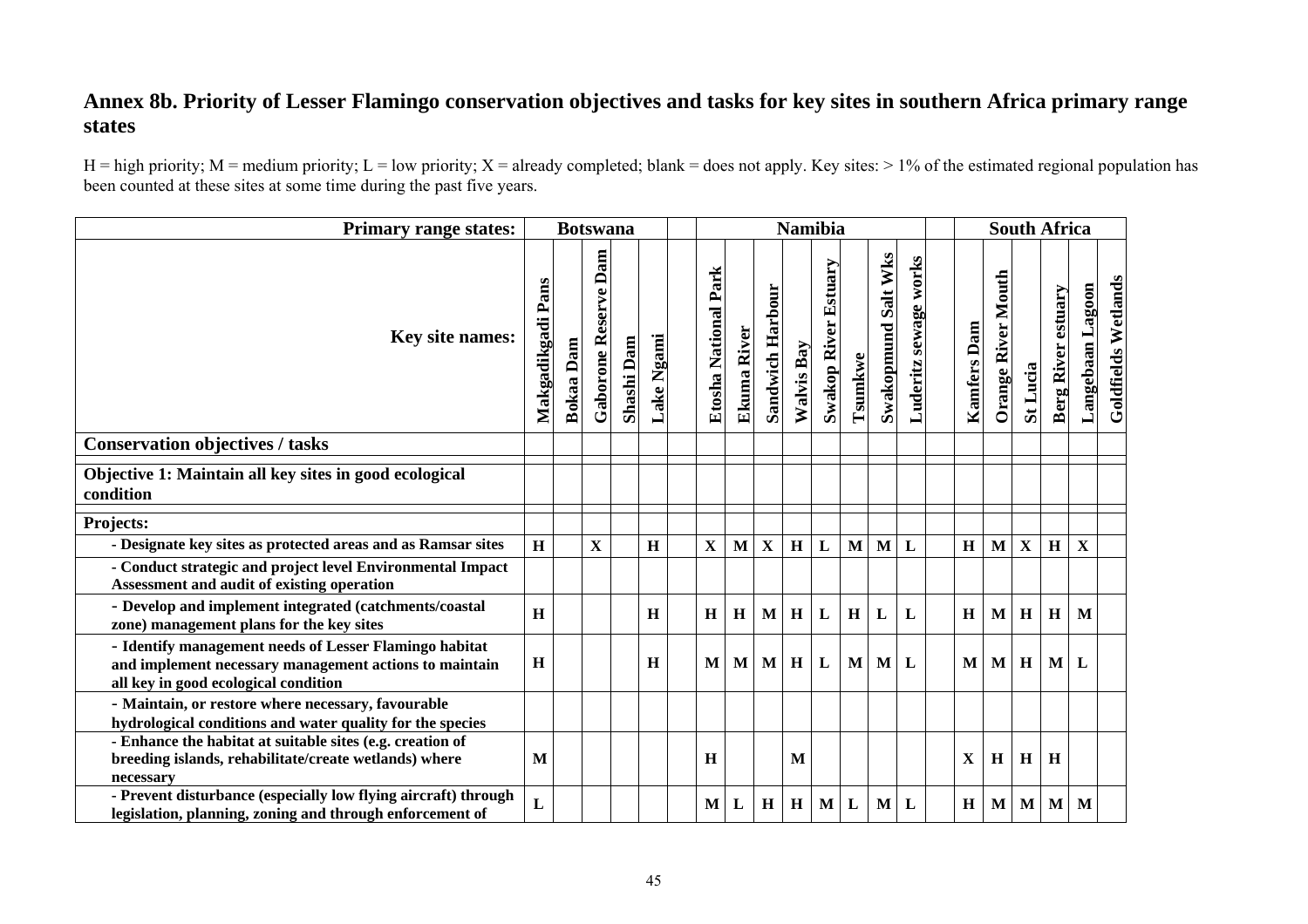## Annex 8b. Priority of Lesser Flamingo conservation objectives and tasks for key sites in southern Africa primary range states

H = high priority; M = medium priority; L = low priority; X = already completed; blank = does not apply. Key sites: > 1% of the estimated regional population has been counted at these sites at some time during the past five years.

| **Primary range states:** | **Botswana** | | | | | | **Namibia** | | | | | | | | | **South Africa** | | | | | |
|---|---|---|---|---|---|---|---|---|---|---|---|---|---|---|---|---|---|---|---|---|---|
| **Key site names:** | **Makgadikgadi Pans** | **Bokaa Dam** | **Gaborone Reserve Dam** | **Shashi Dam** | **Lake Ngami** | | **Etosha National Park** | **Ekuma River** | **Sandwich Harbour** | **Walvis Bay** | **Swakop River Estuary** | **Tsumkwe** | **Swakopmund Salt Wks** | **Luderitz sewage works** | | **Kamfers Dam** | **Orange River Mouth** | **St Lucia** | **Berg River estuary** | **Langebaan Lagoon** | **Goldfields Wetlands** |
| **Conservation objectives / tasks** | | | | | | | | | | | | | | | | | | | | | |
| **Objective 1: Maintain all key sites in good ecological condition** | | | | | | | | | | | | | | | | | | | | | |
| **Projects:** | | | | | | | | | | | | | | | | | | | | | |
| **- Designate key sites as protected areas and as Ramsar sites** | **H** | | **X** | | **H** | | **X** | **M** | **X** | **H** | **L** | **M** | **M** | **L** | | **H** | **M** | **X** | **H** | **X** | |
| **- Conduct strategic and project level Environmental Impact Assessment and audit of existing operation** | | | | | | | | | | | | | | | | | | | | | |
| **- Develop and implement integrated (catchments/coastal zone) management plans for the key sites** | **H** | | | | **H** | | **H** | **H** | **M** | **H** | **L** | **H** | **L** | **L** | | **H** | **M** | **H** | **H** | **M** | |
| **- Identify management needs of Lesser Flamingo habitat and implement necessary management actions to maintain all key in good ecological condition** | **H** | | | | **H** | | **M** | **M** | **M** | **H** | **L** | **M** | **M** | **L** | | **M** | **M** | **H** | **M** | **L** | |
| **- Maintain, or restore where necessary, favourable hydrological conditions and water quality for the species** | | | | | | | | | | | | | | | | | | | | | |
| **- Enhance the habitat at suitable sites (e.g. creation of breeding islands, rehabilitate/create wetlands) where necessary** | **M** | | | | | | **H** | | | **M** | | | | | | **X** | **H** | **H** | **H** | | |
| **- Prevent disturbance (especially low flying aircraft) through legislation, planning, zoning and through enforcement of** | **L** | | | | | | **M** | **L** | **H** | **H** | **M** | **L** | **M** | **L** | | **H** | **M** | **M** | **M** | **M** | |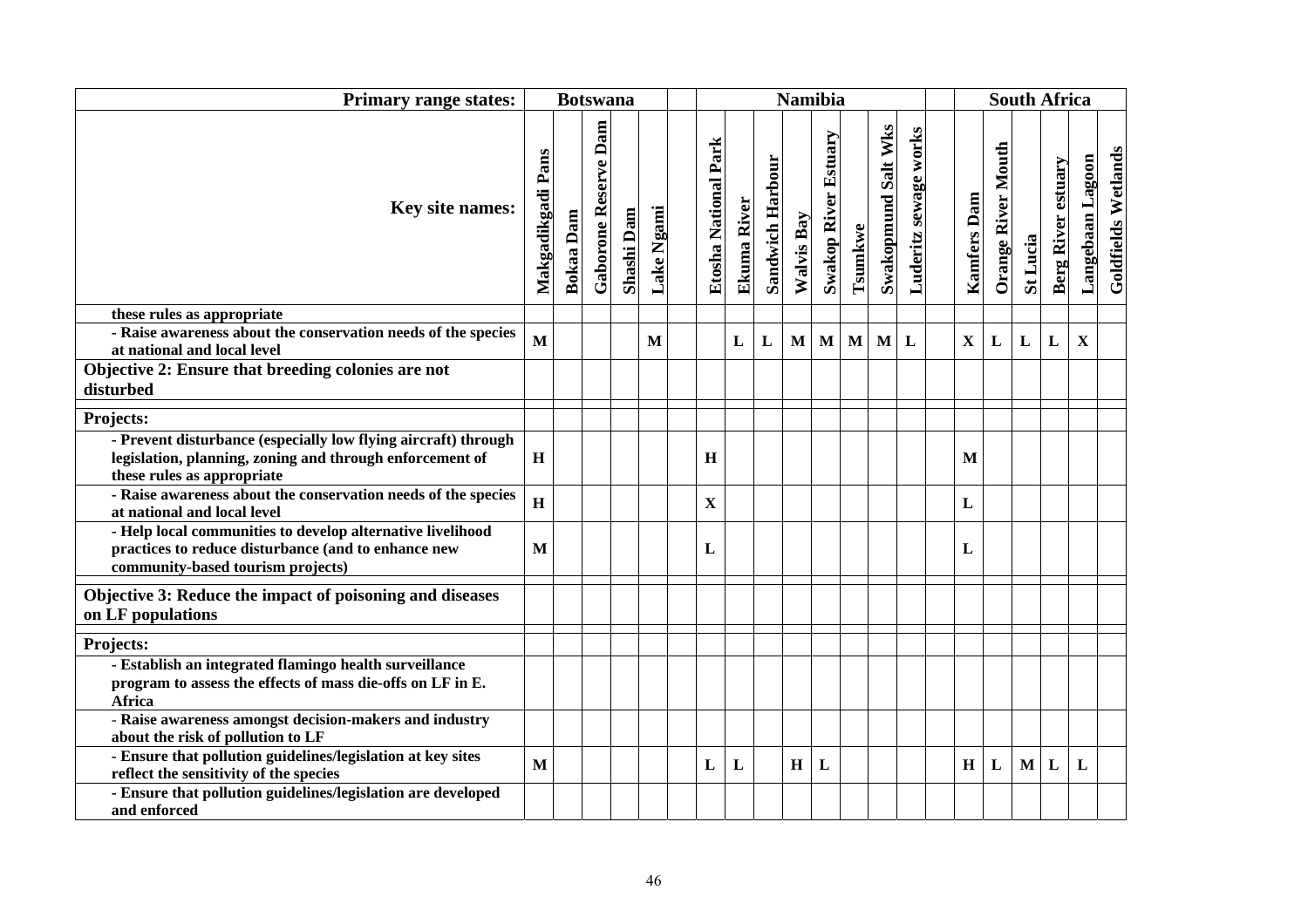| Primary range states: | Botswana | | | | | | Namibia | | | | | | | | | South Africa | | | | | |
|---|---|---|---|---|---|---|---|---|---|---|---|---|---|---|---|---|---|---|---|---|---|
| **Key site names:** | Makgadikgadi Pans | Bokaa Dam | Gaborone Reserve Dam | Shashi Dam | Lake Ngami | | Etosha National Park | Ekuma River | Sandwich Harbour | Walvis Bay | Swakop River Estuary | Tsumkwe | Swakopmund Salt Wks | Luderitz sewage works | | Kamfers Dam | Orange River Mouth | St Lucia | Berg River estuary | Langebaan Lagoon | Goldfields Wetlands |
| these rules as appropriate | | | | | | | | | | | | | | | | | | | | | |
| - Raise awareness about the conservation needs of the species at national and local level | M | | | | M | | | L | L | M | M | M | M | L | | X | L | L | L | X | |
| **Objective 2: Ensure that breeding colonies are not disturbed** | | | | | | | | | | | | | | | | | | | | | |
| **Projects:** | | | | | | | | | | | | | | | | | | | | | |
| - Prevent disturbance (especially low flying aircraft) through legislation, planning, zoning and through enforcement of these rules as appropriate | H | | | | | | H | | | | | | | | | M | | | | | |
| - Raise awareness about the conservation needs of the species at national and local level | H | | | | | | X | | | | | | | | | L | | | | | |
| - Help local communities to develop alternative livelihood practices to reduce disturbance (and to enhance new community-based tourism projects) | M | | | | | | L | | | | | | | | | L | | | | | |
| **Objective 3: Reduce the impact of poisoning and diseases on LF populations** | | | | | | | | | | | | | | | | | | | | | |
| **Projects:** | | | | | | | | | | | | | | | | | | | | | |
| - Establish an integrated flamingo health surveillance program to assess the effects of mass die-offs on LF in E. Africa | | | | | | | | | | | | | | | | | | | | | |
| - Raise awareness amongst decision-makers and industry about the risk of pollution to LF | | | | | | | | | | | | | | | | | | | | | |
| - Ensure that pollution guidelines/legislation at key sites reflect the sensitivity of the species | M | | | | | | L | L | | H | L | | | | | H | L | M | L | L | |
| - Ensure that pollution guidelines/legislation are developed and enforced | | | | | | | | | | | | | | | | | | | | | |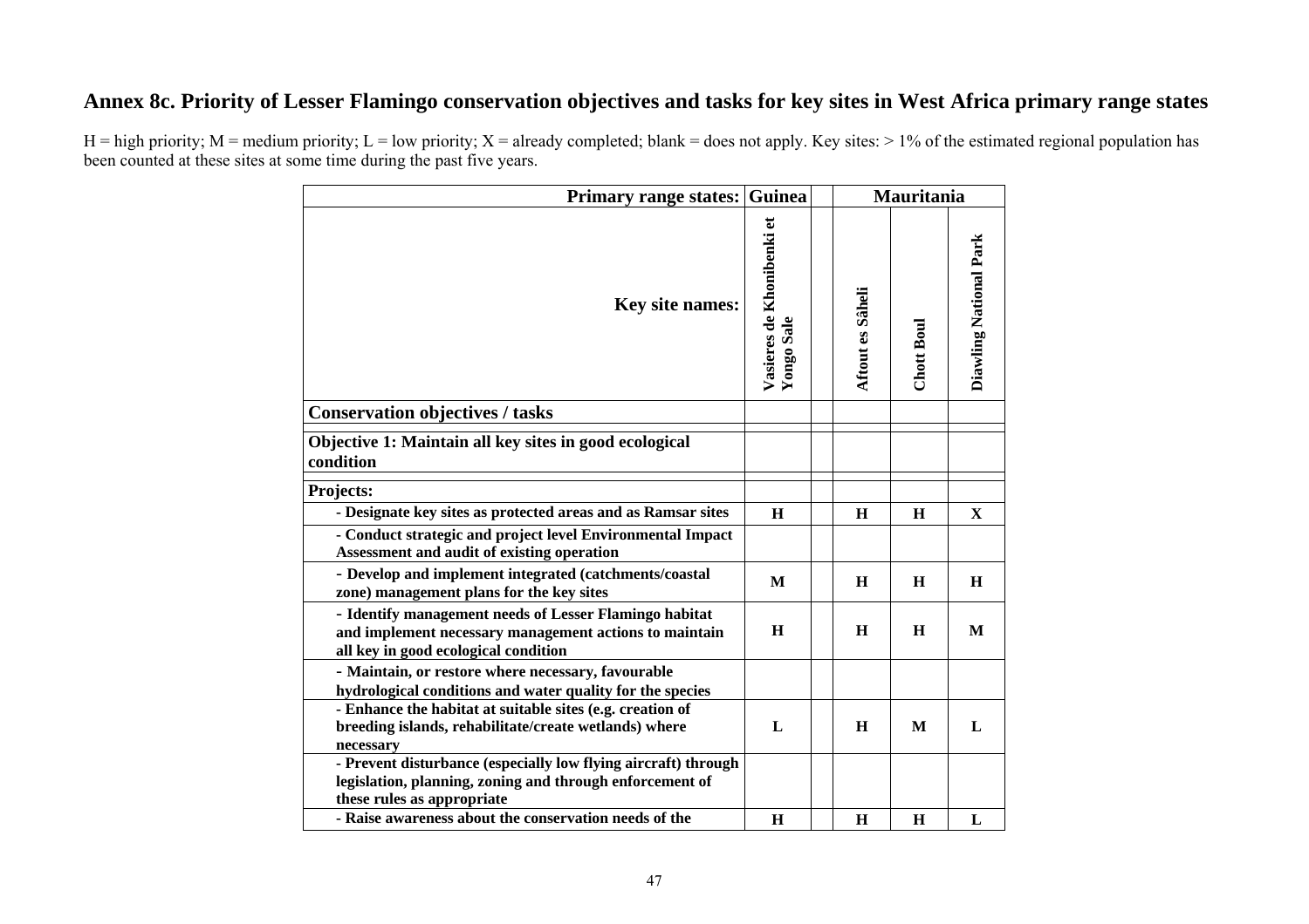## Annex 8c. Priority of Lesser Flamingo conservation objectives and tasks for key sites in West Africa primary range states

H = high priority; M = medium priority; L = low priority; X = already completed; blank = does not apply. Key sites: > 1% of the estimated regional population has been counted at these sites at some time during the past five years.

| Primary range states: | Guinea | | Mauritania | | |
|---|---|---|---|---|---|
| Key site names: | Vasieres de Khonibenki et Yongo Sale | | Aftout es Sâheli | Chott Boul | Diawling National Park |
| **Conservation objectives / tasks** | | | | | |
| **Objective 1: Maintain all key sites in good ecological condition** | | | | | |
| **Projects:** | | | | | |
| - Designate key sites as protected areas and as Ramsar sites | H | | H | H | X |
| - Conduct strategic and project level Environmental Impact Assessment and audit of existing operation | | | | | |
| - Develop and implement integrated (catchments/coastal zone) management plans for the key sites | M | | H | H | H |
| - Identify management needs of Lesser Flamingo habitat and implement necessary management actions to maintain all key in good ecological condition | H | | H | H | M |
| - Maintain, or restore where necessary, favourable hydrological conditions and water quality for the species | | | | | |
| - Enhance the habitat at suitable sites (e.g. creation of breeding islands, rehabilitate/create wetlands) where necessary | L | | H | M | L |
| - Prevent disturbance (especially low flying aircraft) through legislation, planning, zoning and through enforcement of these rules as appropriate | | | | | |
| - Raise awareness about the conservation needs of the | H | | H | H | L |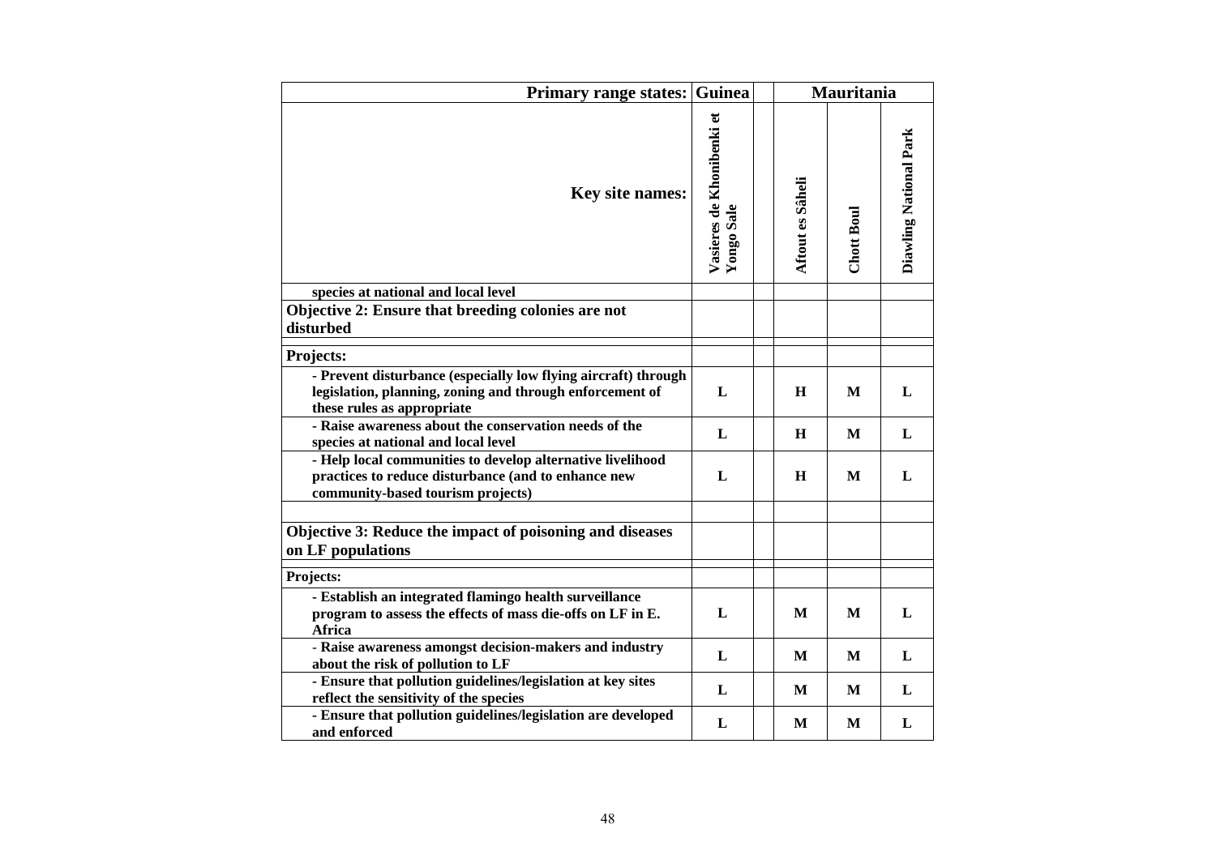| Primary range states: | Guinea | | Mauritania | | |
|---|---|---|---|---|---|
| Key site names: | Vasieres de Khonibenki et Yongo Sale | | Aftout es Sâheli | Chott Boul | Diawling National Park |
| species at national and local level | | | | | |
| **Objective 2: Ensure that breeding colonies are not disturbed** | | | | | |
| **Projects:** | | | | | |
| - Prevent disturbance (especially low flying aircraft) through legislation, planning, zoning and through enforcement of these rules as appropriate | L | | H | M | L |
| - Raise awareness about the conservation needs of the species at national and local level | L | | H | M | L |
| - Help local communities to develop alternative livelihood practices to reduce disturbance (and to enhance new community-based tourism projects) | L | | H | M | L |
| | | | | | |
| **Objective 3: Reduce the impact of poisoning and diseases on LF populations** | | | | | |
| **Projects:** | | | | | |
| - Establish an integrated flamingo health surveillance program to assess the effects of mass die-offs on LF in E. Africa | L | | M | M | L |
| - Raise awareness amongst decision-makers and industry about the risk of pollution to LF | L | | M | M | L |
| - Ensure that pollution guidelines/legislation at key sites reflect the sensitivity of the species | L | | M | M | L |
| - Ensure that pollution guidelines/legislation are developed and enforced | L | | M | M | L |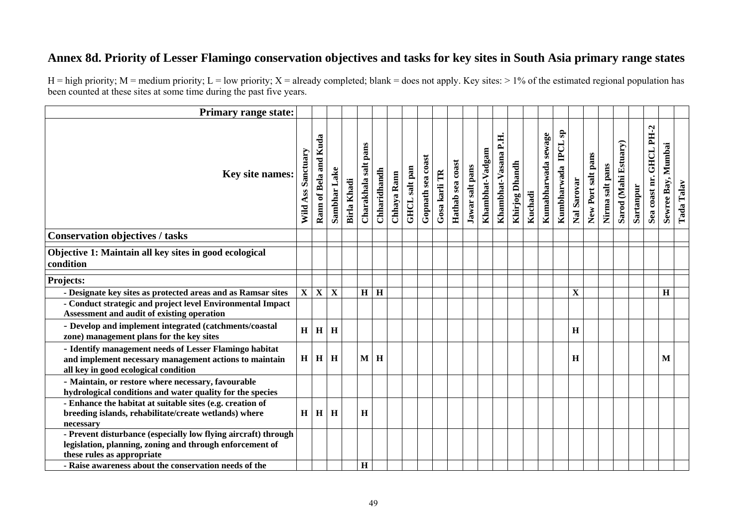## Annex 8d. Priority of Lesser Flamingo conservation objectives and tasks for key sites in South Asia primary range states

H = high priority; M = medium priority; L = low priority; X = already completed; blank = does not apply. Key sites: > 1% of the estimated regional population has been counted at these sites at some time during the past five years.

| Primary range state: | | | | | | | | | | | | | | | | | | | | | | | | | | |
|---|---|---|---|---|---|---|---|---|---|---|---|---|---|---|---|---|---|---|---|---|---|---|---|---|---|---|
| **Key site names:** | **Wild Ass Sanctuary** | **Rann of Bela and Kuda** | **Sambhar Lake** | **Birla Khadi** | **Charakhala salt pans** | **Chharidhandh** | **Chhaya Rann** | **GHCL salt pan** | **Gopnath sea coast** | **Gosa karli TR** | **Hathab sea coast** | **Jawar salt pans** | **Khambhat-Vadgam** | **Khambhat-Vasana P.H.** | **Khirjog Dhandh** | **Kuchadi** | **Kumabharwada sewage** | **Kumbharwada IPCL sp** | **Nal Sarovar** | **New Port salt pans** | **Nirma salt pans** | **Sarod (Mahi Estuary)** | **Sartanpur** | **Sea coast nr. GHCL PH-2** | **Sewree Bay, Mumbai** | **Tada Talav** |
| **Conservation objectives / tasks** | | | | | | | | | | | | | | | | | | | | | | | | | | |
| **Objective 1: Maintain all key sites in good ecological condition** | | | | | | | | | | | | | | | | | | | | | | | | | | |
| **Projects:** | | | | | | | | | | | | | | | | | | | | | | | | | | |
| **- Designate key sites as protected areas and as Ramsar sites** | **X** | **X** | **X** | | **H** | **H** | | | | | | | | | | | | | **X** | | | | | | **H** | |
| **- Conduct strategic and project level Environmental Impact Assessment and audit of existing operation** | | | | | | | | | | | | | | | | | | | | | | | | | | |
| **- Develop and implement integrated (catchments/coastal zone) management plans for the key sites** | **H** | **H** | **H** | | | | | | | | | | | | | | | | **H** | | | | | | | |
| **- Identify management needs of Lesser Flamingo habitat and implement necessary management actions to maintain all key in good ecological condition** | **H** | **H** | **H** | | **M** | **H** | | | | | | | | | | | | | **H** | | | | | | **M** | |
| **- Maintain, or restore where necessary, favourable hydrological conditions and water quality for the species** | | | | | | | | | | | | | | | | | | | | | | | | | | |
| **- Enhance the habitat at suitable sites (e.g. creation of breeding islands, rehabilitate/create wetlands) where necessary** | **H** | **H** | **H** | | **H** | | | | | | | | | | | | | | | | | | | | | |
| **- Prevent disturbance (especially low flying aircraft) through legislation, planning, zoning and through enforcement of these rules as appropriate** | | | | | | | | | | | | | | | | | | | | | | | | | | |
| **- Raise awareness about the conservation needs of the** | | | | | **H** | | | | | | | | | | | | | | | | | | | | | |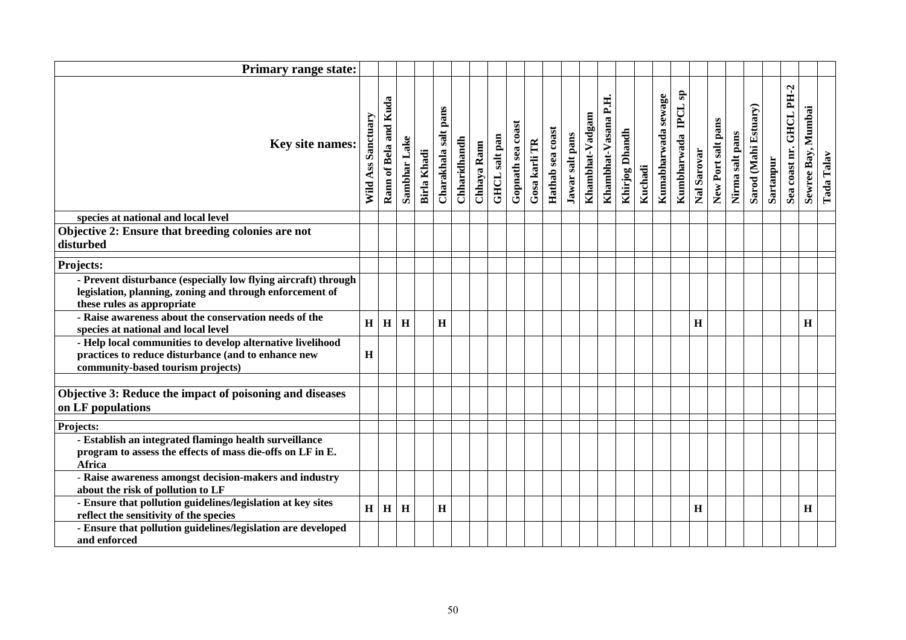| Primary range state: | | | | | | | | | | | | | | | | | | | | | | | | | | |
|---|---|---|---|---|---|---|---|---|---|---|---|---|---|---|---|---|---|---|---|---|---|---|---|---|---|---|
| **Key site names:** | **Wild Ass Sanctuary** | **Rann of Bela and Kuda** | **Sambhar Lake** | **Birla Khadi** | **Charakhala salt pans** | **Chharidhandh** | **Chhaya Rann** | **GHCL salt pan** | **Gopnath sea coast** | **Gosa karli TR** | **Hathab sea coast** | **Jawar salt pans** | **Khambhat-Vadgam** | **Khambhat-Vasana P.H.** | **Khirjog Dhandh** | **Kuchadi** | **Kumabharwada sewage** | **Kumbharwada IPCL sp** | **Nal Sarovar** | **New Port salt pans** | **Nirma salt pans** | **Sarod (Mahi Estuary)** | **Sartanpur** | **Sea coast nr. GHCL PH-2** | **Sewree Bay, Mumbai** | **Tada Talav** |
| **species at national and local level** | | | | | | | | | | | | | | | | | | | | | | | | | | |
| **Objective 2: Ensure that breeding colonies are not disturbed** | | | | | | | | | | | | | | | | | | | | | | | | | | |
| **Projects:** | | | | | | | | | | | | | | | | | | | | | | | | | | |
| **- Prevent disturbance (especially low flying aircraft) through legislation, planning, zoning and through enforcement of these rules as appropriate** | | | | | | | | | | | | | | | | | | | | | | | | | | |
| **- Raise awareness about the conservation needs of the species at national and local level** | **H** | **H** | **H** | | **H** | | | | | | | | | | | | | | **H** | | | | | | **H** | |
| **- Help local communities to develop alternative livelihood practices to reduce disturbance (and to enhance new community-based tourism projects)** | **H** | | | | | | | | | | | | | | | | | | | | | | | | | |
| **Objective 3: Reduce the impact of poisoning and diseases on LF populations** | | | | | | | | | | | | | | | | | | | | | | | | | | |
| **Projects:** | | | | | | | | | | | | | | | | | | | | | | | | | | |
| **- Establish an integrated flamingo health surveillance program to assess the effects of mass die-offs on LF in E. Africa** | | | | | | | | | | | | | | | | | | | | | | | | | | |
| **- Raise awareness amongst decision-makers and industry about the risk of pollution to LF** | | | | | | | | | | | | | | | | | | | | | | | | | | |
| **- Ensure that pollution guidelines/legislation at key sites reflect the sensitivity of the species** | **H** | **H** | **H** | | **H** | | | | | | | | | | | | | | **H** | | | | | | **H** | |
| **- Ensure that pollution guidelines/legislation are developed and enforced** | | | | | | | | | | | | | | | | | | | | | | | | | | |